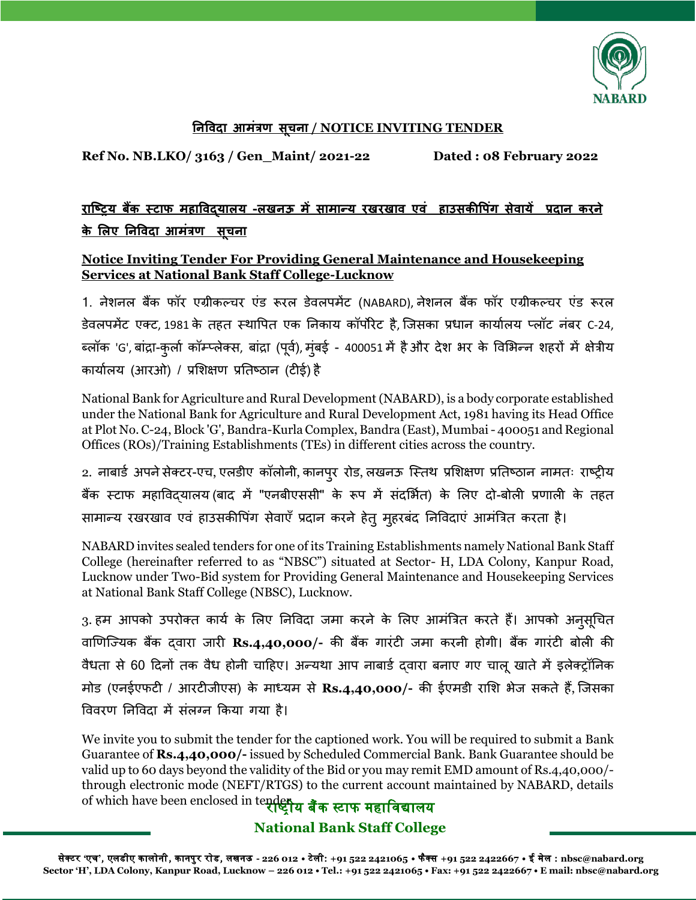## निविदा आमंत्रण सूचना / NOTICE INVITING TENDER

**Ref No. NB.LKO/ 3163 / Gen_Maint/ 2021-22** **Dated : 08 February 2022**

### राष्ट्रिय बैंक स्टाफ महाविद्यालय -लखनऊ में सामान्य रखरखाव एवं हाउसकीपिंग सेवायें प्रदान करने के लिए निविदा आमंत्रण सूचना

### Notice Inviting Tender For Providing General Maintenance and Housekeeping Services at National Bank Staff College-Lucknow

1. नेशनल बैंक फॉर एग्रीकल्चर एंड रूरल डेवलपमेंट (NABARD), नेशनल बैंक फॉर एग्रीकल्चर एंड रूरल डेवलपमेंट एक्ट, 1981 के तहत स्थापित एक निकाय कॉर्पोरेट है, जिसका प्रधान कार्यालय प्लॉट नंबर C-24, ब्लॉक 'G', बांद्रा-कुर्ला कॉम्प्लेक्स, बांद्रा (पूर्व), मुंबई - 400051 में है और देश भर के विभिन्न शहरों में क्षेत्रीय कार्यालय (आरओ) / प्रशिक्षण प्रतिष्ठान (टीई) है

National Bank for Agriculture and Rural Development (NABARD), is a body corporate established under the National Bank for Agriculture and Rural Development Act, 1981 having its Head Office at Plot No. C-24, Block 'G', Bandra-Kurla Complex, Bandra (East), Mumbai - 400051 and Regional Offices (ROs)/Training Establishments (TEs) in different cities across the country.

2. नाबार्ड अपने सेक्टर-एच, एलडीए कॉलोनी, कानपुर रोड, लखनऊ स्तिथ प्रशिक्षण प्रतिष्ठान नामतः राष्ट्रीय बैंक स्टाफ महाविद्यालय (बाद में "एनबीएससी" के रूप में संदर्भित) के लिए दो-बोली प्रणाली के तहत सामान्य रखरखाव एवं हाउसकीपिंग सेवाएँ प्रदान करने हेतु मुहरबंद निविदाएं आमंत्रित करता है।

NABARD invites sealed tenders for one of its Training Establishments namely National Bank Staff College (hereinafter referred to as "NBSC") situated at Sector- H, LDA Colony, Kanpur Road, Lucknow under Two-Bid system for Providing General Maintenance and Housekeeping Services at National Bank Staff College (NBSC), Lucknow.

3. हम आपको उपरोक्त कार्य के लिए निविदा जमा करने के लिए आमंत्रित करते हैं। आपको अनुसूचित वाणिज्यिक बैंक द्वारा जारी **Rs.4,40,000/-** की बैंक गारंटी जमा करनी होगी। बैंक गारंटी बोली की वैधता से 60 दिनों तक वैध होनी चाहिए। अन्यथा आप नाबार्ड द्वारा बनाए गए चालू खाते में इलेक्ट्रॉनिक मोड (एनईएफटी / आरटीजीएस) के माध्यम से **Rs.4,40,000/-** की ईएमडी राशि भेज सकते हैं, जिसका विवरण निविदा में संलग्न किया गया है।

We invite you to submit the tender for the captioned work. You will be required to submit a Bank Guarantee of **Rs.4,40,000/-** issued by Scheduled Commercial Bank. Bank Guarantee should be valid up to 60 days beyond the validity of the Bid or you may remit EMD amount of Rs.4,40,000/- through electronic mode (NEFT/RTGS) to the current account maintained by NABARD, details of which have been enclosed in tender.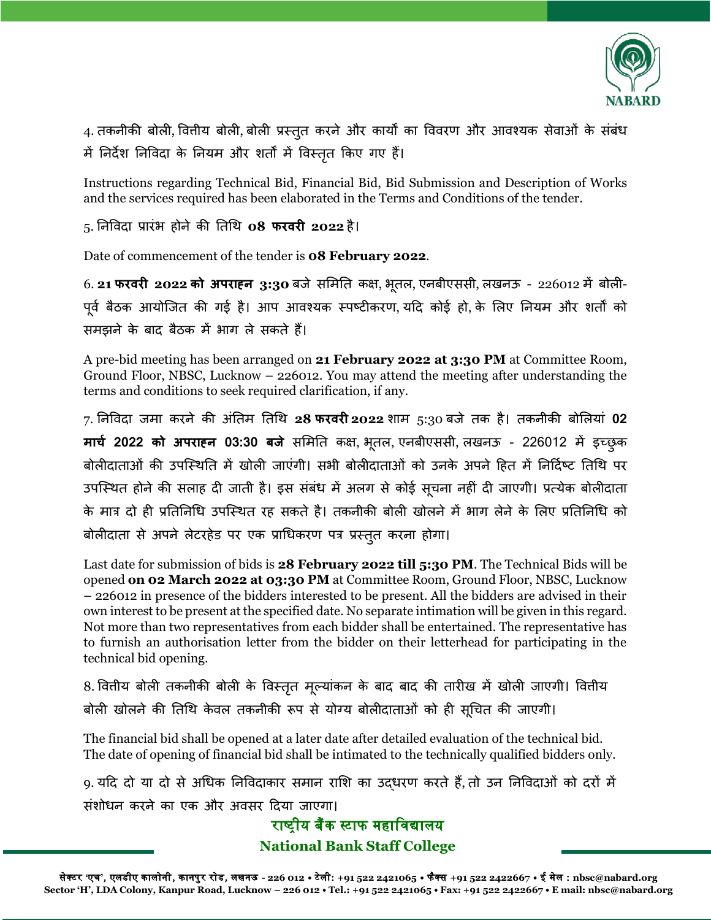4. तकनीकी बोली, वित्तीय बोली, बोली प्रस्तुत करने और कार्यों का विवरण और आवश्यक सेवाओं के संबंध में निर्देश निविदा के नियम और शर्तों में विस्तृत किए गए हैं।

Instructions regarding Technical Bid, Financial Bid, Bid Submission and Description of Works and the services required has been elaborated in the Terms and Conditions of the tender.

5. निविदा प्रारंभ होने की तिथि **08 फरवरी 2022** है।

Date of commencement of the tender is **08 February 2022**.

6. **21 फरवरी 2022 को अपराह्न 3:30** बजे समिति कक्ष, भूतल, एनबीएससी, लखनऊ - 226012 में बोली-पूर्व बैठक आयोजित की गई है। आप आवश्यक स्पष्टीकरण, यदि कोई हो, के लिए नियम और शर्तों को समझने के बाद बैठक में भाग ले सकते हैं।

A pre-bid meeting has been arranged on **21 February 2022 at 3:30 PM** at Committee Room, Ground Floor, NBSC, Lucknow – 226012. You may attend the meeting after understanding the terms and conditions to seek required clarification, if any.

7. निविदा जमा करने की अंतिम तिथि **28 फरवरी 2022** शाम 5:30 बजे तक है। तकनीकी बोलियां **02 मार्च 2022 को अपराह्न 03:30 बजे** समिति कक्ष, भूतल, एनबीएससी, लखनऊ - 226012 में इच्छुक बोलीदाताओं की उपस्थिति में खोली जाएंगी। सभी बोलीदाताओं को उनके अपने हित में निर्दिष्ट तिथि पर उपस्थित होने की सलाह दी जाती है। इस संबंध में अलग से कोई सूचना नहीं दी जाएगी। प्रत्येक बोलीदाता के मात्र दो ही प्रतिनिधि उपस्थित रह सकते है। तकनीकी बोली खोलने में भाग लेने के लिए प्रतिनिधि को बोलीदाता से अपने लेटरहेड पर एक प्राधिकरण पत्र प्रस्तुत करना होगा।

Last date for submission of bids is **28 February 2022 till 5:30 PM**. The Technical Bids will be opened **on 02 March 2022 at 03:30 PM** at Committee Room, Ground Floor, NBSC, Lucknow – 226012 in presence of the bidders interested to be present. All the bidders are advised in their own interest to be present at the specified date. No separate intimation will be given in this regard. Not more than two representatives from each bidder shall be entertained. The representative has to furnish an authorisation letter from the bidder on their letterhead for participating in the technical bid opening.

8. वित्तीय बोली तकनीकी बोली के विस्तृत मूल्यांकन के बाद बाद की तारीख में खोली जाएगी। वित्तीय बोली खोलने की तिथि केवल तकनीकी रूप से योग्य बोलीदाताओं को ही सूचित की जाएगी।

The financial bid shall be opened at a later date after detailed evaluation of the technical bid. The date of opening of financial bid shall be intimated to the technically qualified bidders only.

9. यदि दो या दो से अधिक निविदाकार समान राशि का उद्धरण करते हैं, तो उन निविदाओं को दरों में संशोधन करने का एक और अवसर दिया जाएगा।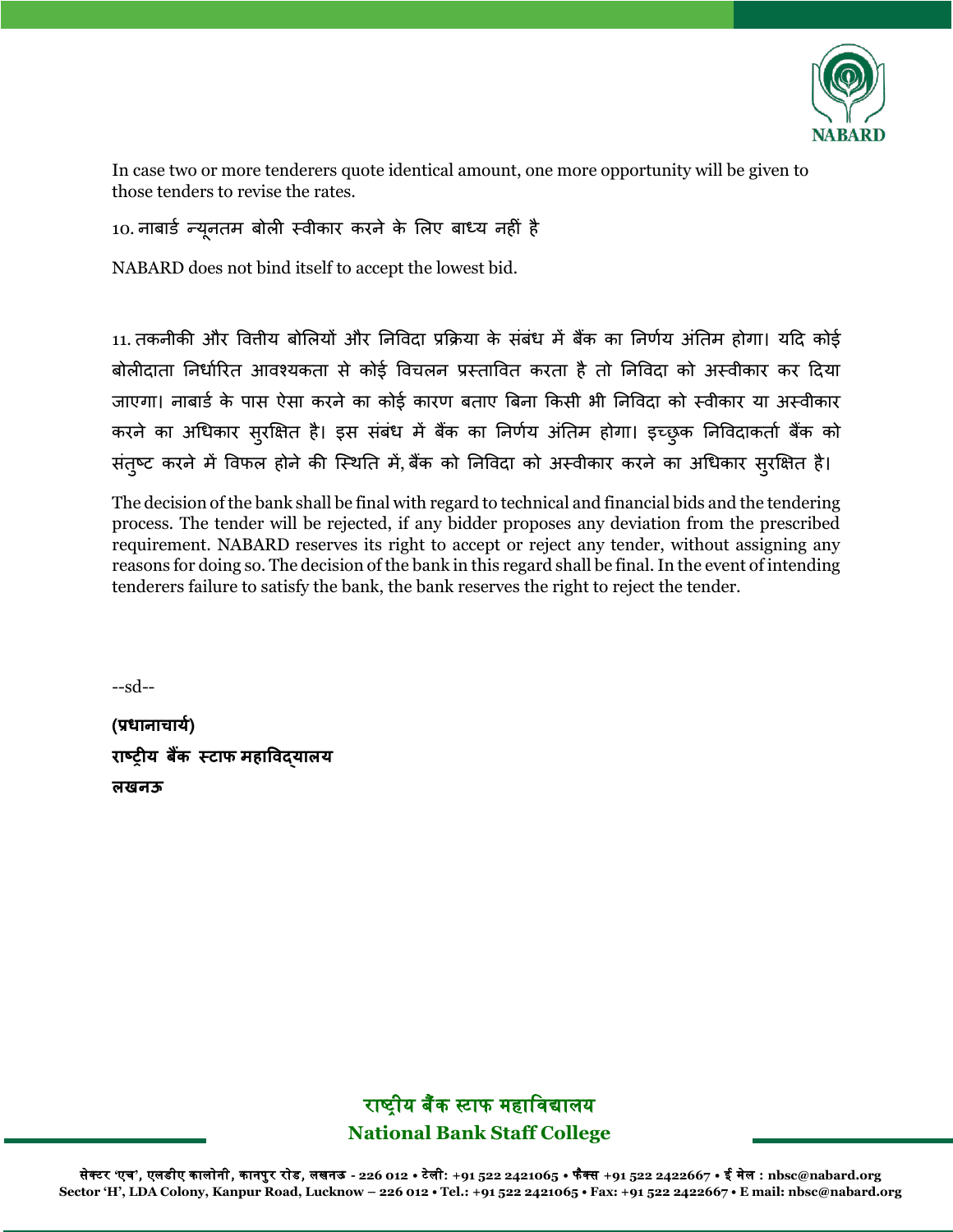In case two or more tenderers quote identical amount, one more opportunity will be given to those tenders to revise the rates.

10. नाबार्ड न्यूनतम बोली स्वीकार करने के लिए बाध्य नहीं है

NABARD does not bind itself to accept the lowest bid.

11. तकनीकी और वित्तीय बोलियों और निविदा प्रक्रिया के संबंध में बैंक का निर्णय अंतिम होगा। यदि कोई बोलीदाता निर्धारित आवश्यकता से कोई विचलन प्रस्तावित करता है तो निविदा को अस्वीकार कर दिया जाएगा। नाबार्ड के पास ऐसा करने का कोई कारण बताए बिना किसी भी निविदा को स्वीकार या अस्वीकार करने का अधिकार सुरक्षित है। इस संबंध में बैंक का निर्णय अंतिम होगा। इच्छुक निविदाकर्ता बैंक को संतुष्ट करने में विफल होने की स्थिति में, बैंक को निविदा को अस्वीकार करने का अधिकार सुरक्षित है।

The decision of the bank shall be final with regard to technical and financial bids and the tendering process. The tender will be rejected, if any bidder proposes any deviation from the prescribed requirement. NABARD reserves its right to accept or reject any tender, without assigning any reasons for doing so. The decision of the bank in this regard shall be final. In the event of intending tenderers failure to satisfy the bank, the bank reserves the right to reject the tender.

--sd--

**(प्रधानाचार्य)**
**राष्ट्रीय बैंक स्टाफ महाविद्यालय**
**लखनऊ**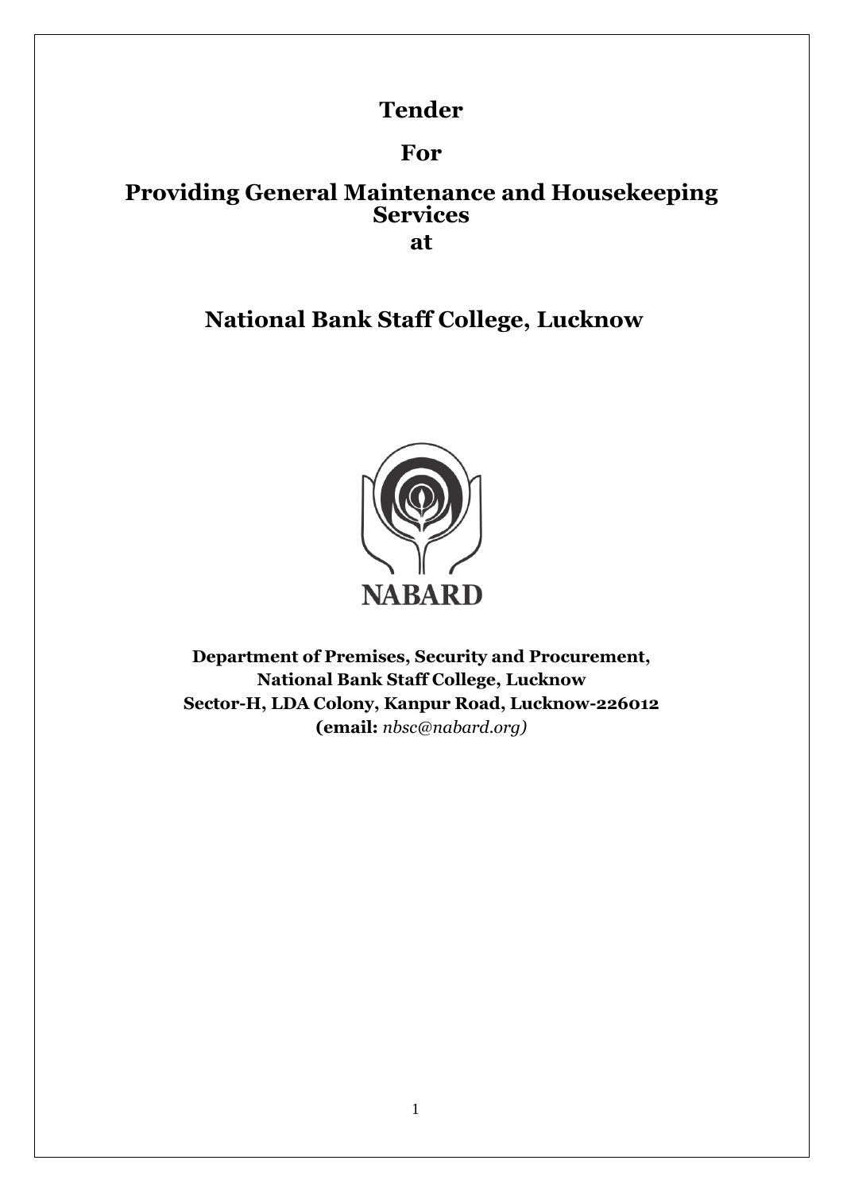# Tender

# For

# Providing General Maintenance and Housekeeping Services

# at

## National Bank Staff College, Lucknow

NABARD

**Department of Premises, Security and Procurement,**
**National Bank Staff College, Lucknow**
**Sector-H, LDA Colony, Kanpur Road, Lucknow-226012**
**(email:** *nbsc@nabard.org)*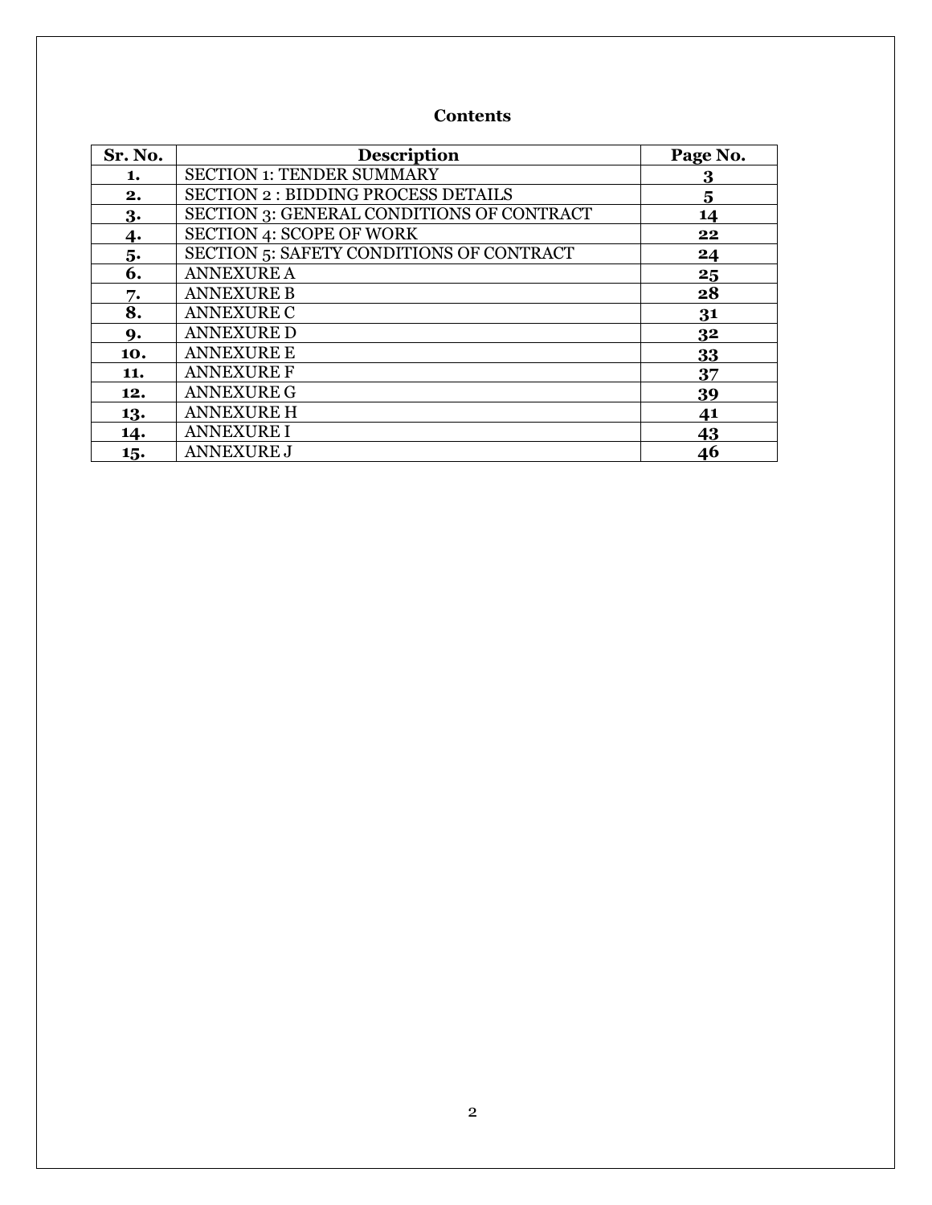**Contents**

| Sr. No. | Description | Page No. |
|---|---|---|
| **1.** | SECTION 1: TENDER SUMMARY | **3** |
| **2.** | SECTION 2 : BIDDING PROCESS DETAILS | **5** |
| **3.** | SECTION 3: GENERAL CONDITIONS OF CONTRACT | **14** |
| **4.** | SECTION 4: SCOPE OF WORK | **22** |
| **5.** | SECTION 5: SAFETY CONDITIONS OF CONTRACT | **24** |
| **6.** | ANNEXURE A | **25** |
| **7.** | ANNEXURE B | **28** |
| **8.** | ANNEXURE C | **31** |
| **9.** | ANNEXURE D | **32** |
| **10.** | ANNEXURE E | **33** |
| **11.** | ANNEXURE F | **37** |
| **12.** | ANNEXURE G | **39** |
| **13.** | ANNEXURE H | **41** |
| **14.** | ANNEXURE I | **43** |
| **15.** | ANNEXURE J | **46** |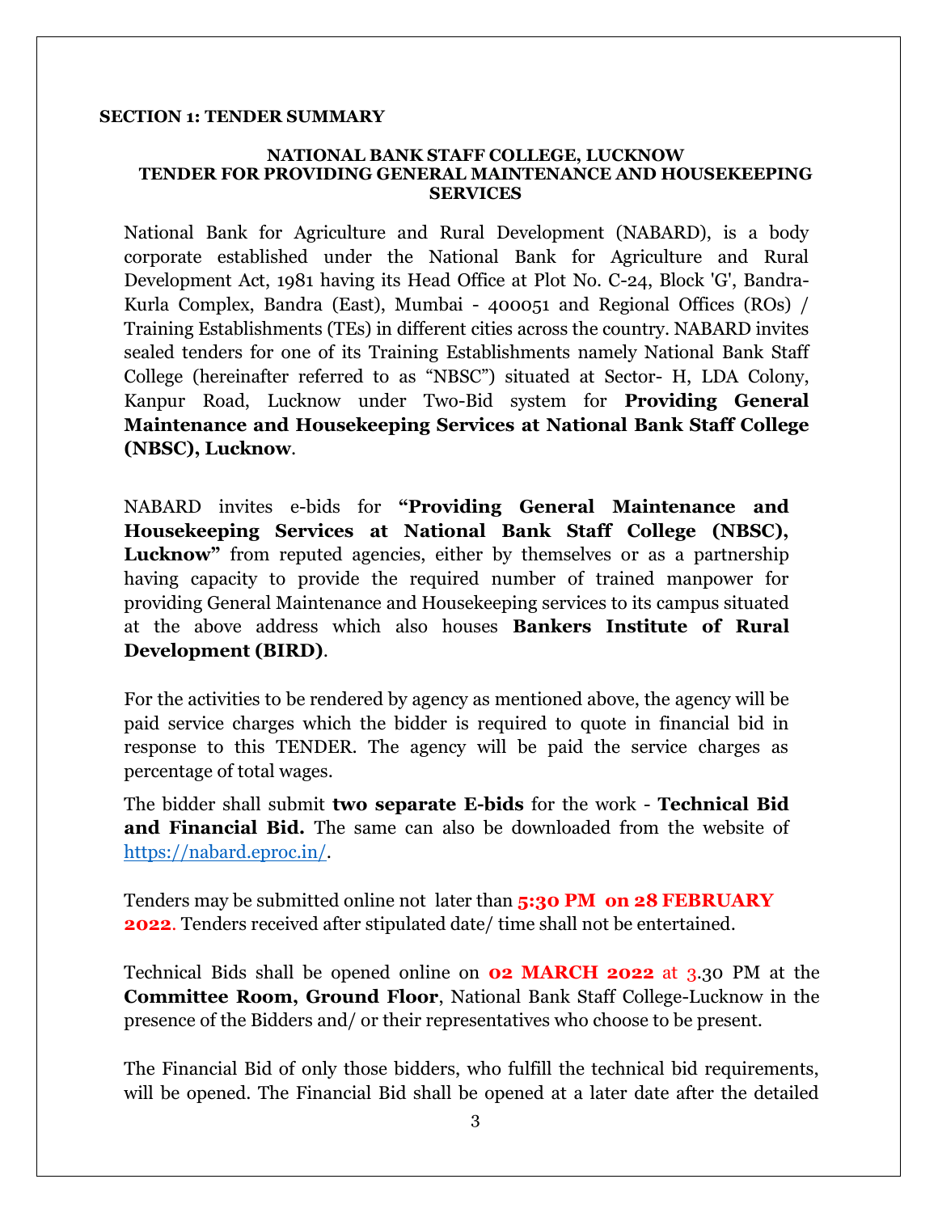**SECTION 1: TENDER SUMMARY**

**NATIONAL BANK STAFF COLLEGE, LUCKNOW**
**TENDER FOR PROVIDING GENERAL MAINTENANCE AND HOUSEKEEPING SERVICES**

National Bank for Agriculture and Rural Development (NABARD), is a body corporate established under the National Bank for Agriculture and Rural Development Act, 1981 having its Head Office at Plot No. C-24, Block 'G', Bandra-Kurla Complex, Bandra (East), Mumbai - 400051 and Regional Offices (ROs) / Training Establishments (TEs) in different cities across the country. NABARD invites sealed tenders for one of its Training Establishments namely National Bank Staff College (hereinafter referred to as "NBSC") situated at Sector- H, LDA Colony, Kanpur Road, Lucknow under Two-Bid system for **Providing General Maintenance and Housekeeping Services at National Bank Staff College (NBSC), Lucknow**.

NABARD invites e-bids for **"Providing General Maintenance and Housekeeping Services at National Bank Staff College (NBSC), Lucknow"** from reputed agencies, either by themselves or as a partnership having capacity to provide the required number of trained manpower for providing General Maintenance and Housekeeping services to its campus situated at the above address which also houses **Bankers Institute of Rural Development (BIRD)**.

For the activities to be rendered by agency as mentioned above, the agency will be paid service charges which the bidder is required to quote in financial bid in response to this TENDER. The agency will be paid the service charges as percentage of total wages.

The bidder shall submit **two separate E-bids** for the work - **Technical Bid and Financial Bid.** The same can also be downloaded from the website of https://nabard.eproc.in/.

Tenders may be submitted online not later than **5:30 PM on 28 FEBRUARY 2022**. Tenders received after stipulated date/ time shall not be entertained.

Technical Bids shall be opened online on **02 MARCH 2022** at 3.30 PM at the **Committee Room, Ground Floor**, National Bank Staff College-Lucknow in the presence of the Bidders and/ or their representatives who choose to be present.

The Financial Bid of only those bidders, who fulfill the technical bid requirements, will be opened. The Financial Bid shall be opened at a later date after the detailed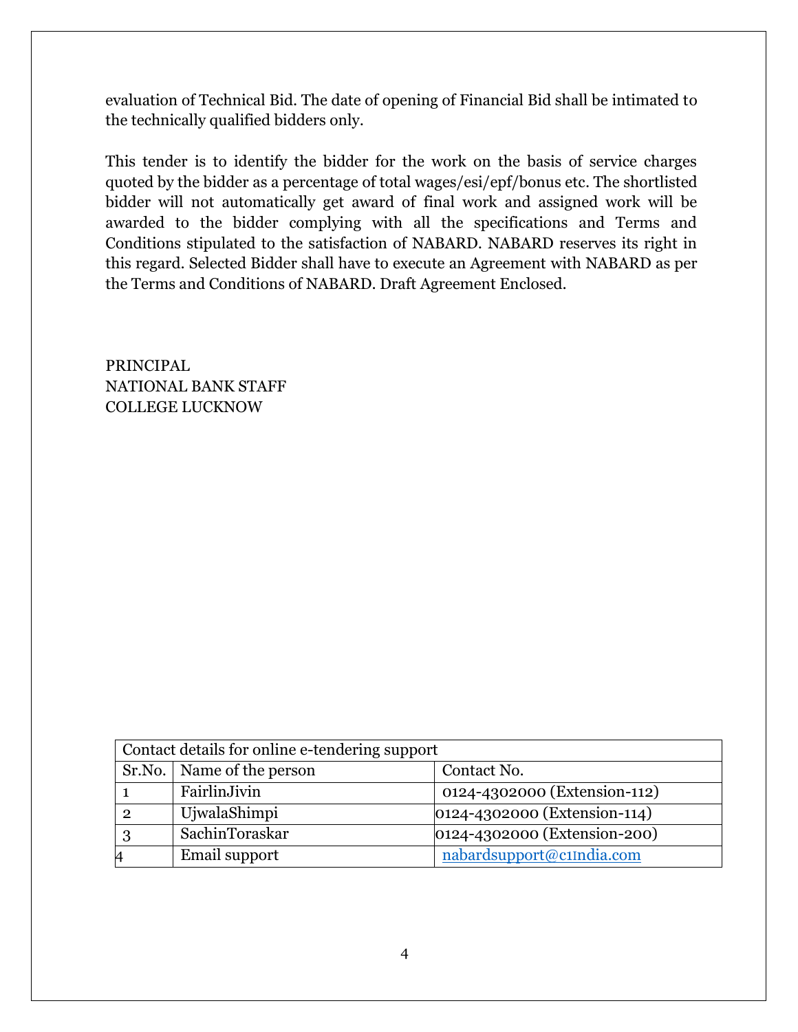evaluation of Technical Bid. The date of opening of Financial Bid shall be intimated to the technically qualified bidders only.

This tender is to identify the bidder for the work on the basis of service charges quoted by the bidder as a percentage of total wages/esi/epf/bonus etc. The shortlisted bidder will not automatically get award of final work and assigned work will be awarded to the bidder complying with all the specifications and Terms and Conditions stipulated to the satisfaction of NABARD. NABARD reserves its right in this regard. Selected Bidder shall have to execute an Agreement with NABARD as per the Terms and Conditions of NABARD. Draft Agreement Enclosed.

PRINCIPAL
NATIONAL BANK STAFF
COLLEGE LUCKNOW

| Contact details for online e-tendering support | | |
|---|---|---|
| Sr.No. | Name of the person | Contact No. |
| 1 | FairlinJivin | 0124-4302000 (Extension-112) |
| 2 | UjwalaShimpi | 0124-4302000 (Extension-114) |
| 3 | SachinToraskar | 0124-4302000 (Extension-200) |
| 4 | Email support | nabardsupport@c1India.com |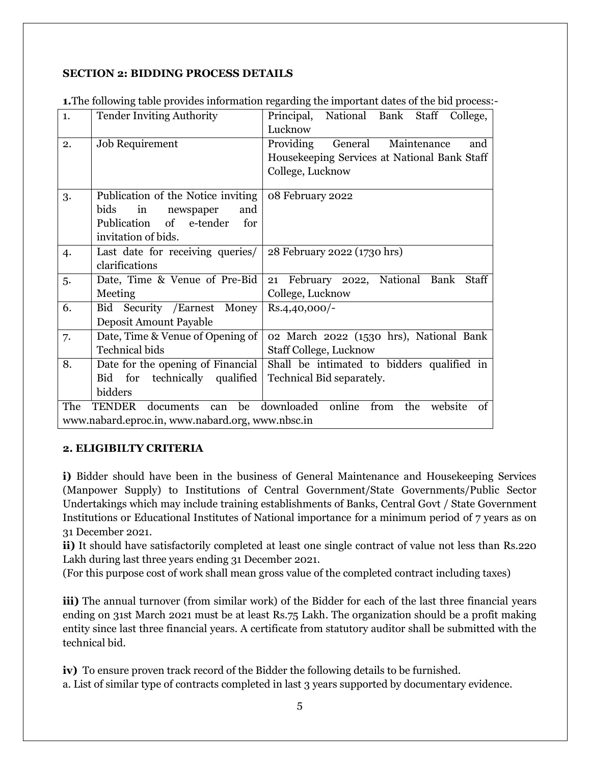### SECTION 2: BIDDING PROCESS DETAILS

**1.** The following table provides information regarding the important dates of the bid process:-

| | | |
|---|---|---|
| 1. | Tender Inviting Authority | Principal, National Bank Staff College, Lucknow |
| 2. | Job Requirement | Providing General Maintenance and Housekeeping Services at National Bank Staff College, Lucknow |
| 3. | Publication of the Notice inviting bids in newspaper and Publication of e-tender for invitation of bids. | 08 February 2022 |
| 4. | Last date for receiving queries/ clarifications | 28 February 2022 (1730 hrs) |
| 5. | Date, Time & Venue of Pre-Bid Meeting | 21 February 2022, National Bank Staff College, Lucknow |
| 6. | Bid Security /Earnest Money Deposit Amount Payable | Rs.4,40,000/- |
| 7. | Date, Time & Venue of Opening of Technical bids | 02 March 2022 (1530 hrs), National Bank Staff College, Lucknow |
| 8. | Date for the opening of Financial Bid for technically qualified bidders | Shall be intimated to bidders qualified in Technical Bid separately. |
| The TENDER documents can be downloaded online from the website of www.nabard.eproc.in, www.nabard.org, www.nbsc.in | | |

### 2. ELIGIBILTY CRITERIA

**i)** Bidder should have been in the business of General Maintenance and Housekeeping Services (Manpower Supply) to Institutions of Central Government/State Governments/Public Sector Undertakings which may include training establishments of Banks, Central Govt / State Government Institutions or Educational Institutes of National importance for a minimum period of 7 years as on 31 December 2021.

**ii)** It should have satisfactorily completed at least one single contract of value not less than Rs.220 Lakh during last three years ending 31 December 2021.

(For this purpose cost of work shall mean gross value of the completed contract including taxes)

**iii)** The annual turnover (from similar work) of the Bidder for each of the last three financial years ending on 31st March 2021 must be at least Rs.75 Lakh. The organization should be a profit making entity since last three financial years. A certificate from statutory auditor shall be submitted with the technical bid.

**iv)** To ensure proven track record of the Bidder the following details to be furnished.

a. List of similar type of contracts completed in last 3 years supported by documentary evidence.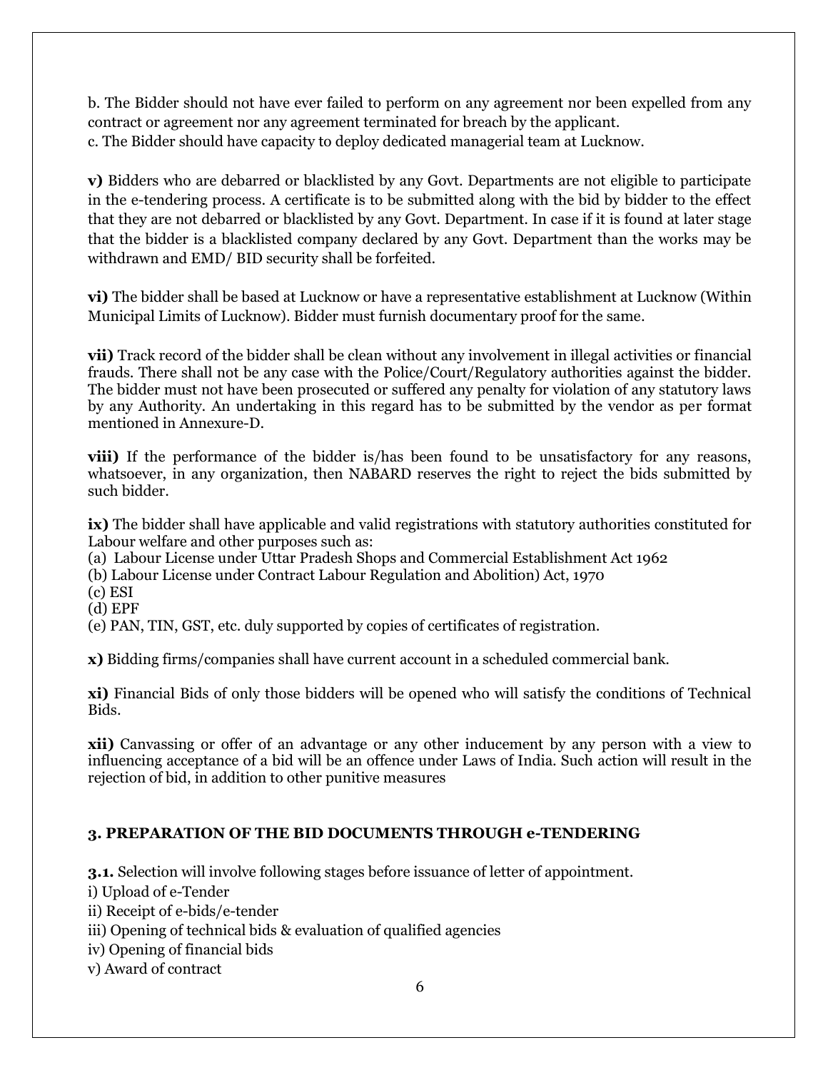b. The Bidder should not have ever failed to perform on any agreement nor been expelled from any contract or agreement nor any agreement terminated for breach by the applicant.
c. The Bidder should have capacity to deploy dedicated managerial team at Lucknow.

**v)** Bidders who are debarred or blacklisted by any Govt. Departments are not eligible to participate in the e-tendering process. A certificate is to be submitted along with the bid by bidder to the effect that they are not debarred or blacklisted by any Govt. Department. In case if it is found at later stage that the bidder is a blacklisted company declared by any Govt. Department than the works may be withdrawn and EMD/ BID security shall be forfeited.

**vi)** The bidder shall be based at Lucknow or have a representative establishment at Lucknow (Within Municipal Limits of Lucknow). Bidder must furnish documentary proof for the same.

**vii)** Track record of the bidder shall be clean without any involvement in illegal activities or financial frauds. There shall not be any case with the Police/Court/Regulatory authorities against the bidder. The bidder must not have been prosecuted or suffered any penalty for violation of any statutory laws by any Authority. An undertaking in this regard has to be submitted by the vendor as per format mentioned in Annexure-D.

**viii)** If the performance of the bidder is/has been found to be unsatisfactory for any reasons, whatsoever, in any organization, then NABARD reserves the right to reject the bids submitted by such bidder.

**ix)** The bidder shall have applicable and valid registrations with statutory authorities constituted for Labour welfare and other purposes such as:
(a) Labour License under Uttar Pradesh Shops and Commercial Establishment Act 1962
(b) Labour License under Contract Labour Regulation and Abolition) Act, 1970
(c) ESI
(d) EPF
(e) PAN, TIN, GST, etc. duly supported by copies of certificates of registration.

**x)** Bidding firms/companies shall have current account in a scheduled commercial bank.

**xi)** Financial Bids of only those bidders will be opened who will satisfy the conditions of Technical Bids.

**xii)** Canvassing or offer of an advantage or any other inducement by any person with a view to influencing acceptance of a bid will be an offence under Laws of India. Such action will result in the rejection of bid, in addition to other punitive measures

## 3. PREPARATION OF THE BID DOCUMENTS THROUGH e-TENDERING

**3.1.** Selection will involve following stages before issuance of letter of appointment.
i) Upload of e-Tender
ii) Receipt of e-bids/e-tender
iii) Opening of technical bids & evaluation of qualified agencies
iv) Opening of financial bids
v) Award of contract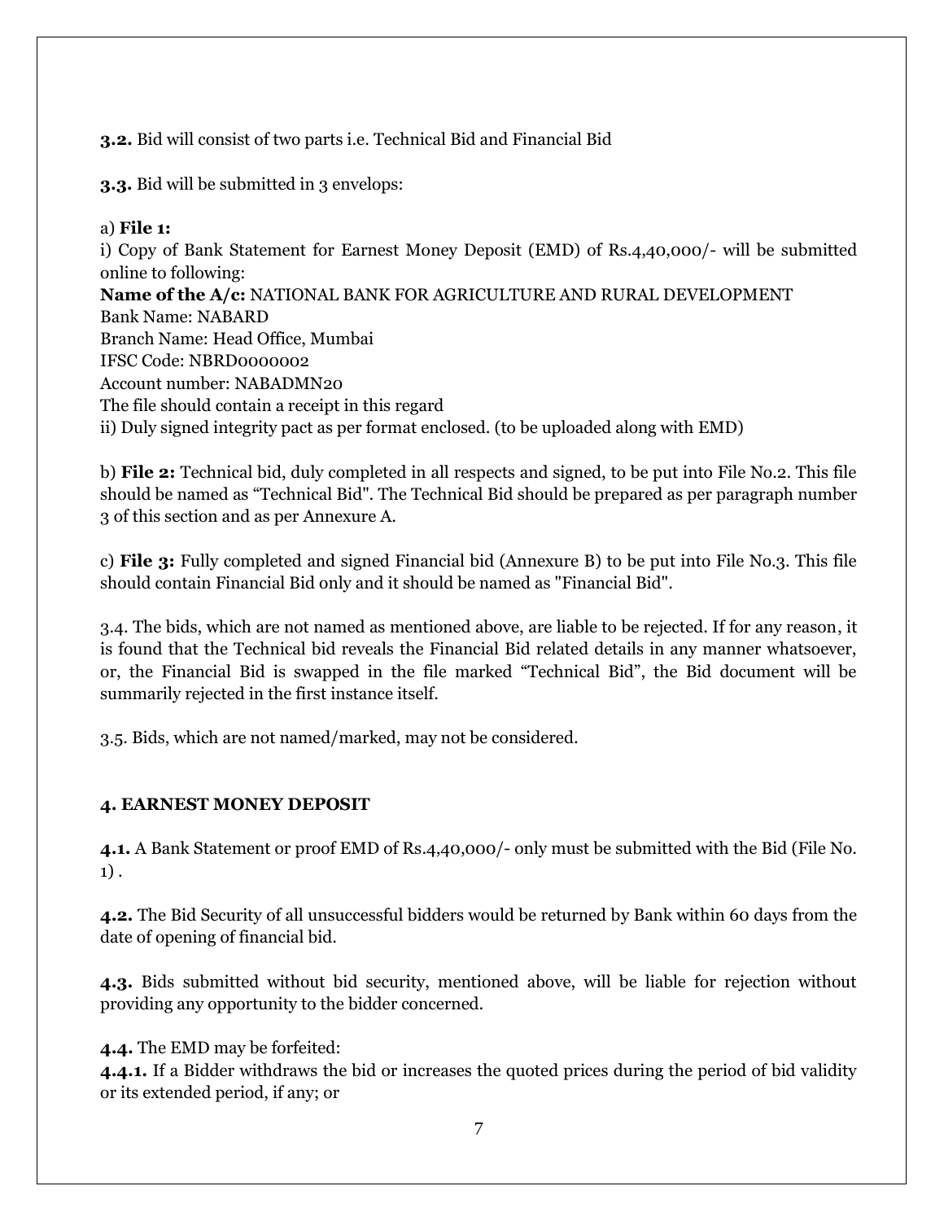**3.2.** Bid will consist of two parts i.e. Technical Bid and Financial Bid

**3.3.** Bid will be submitted in 3 envelops:

a) **File 1:**
i) Copy of Bank Statement for Earnest Money Deposit (EMD) of Rs.4,40,000/- will be submitted online to following:
**Name of the A/c:** NATIONAL BANK FOR AGRICULTURE AND RURAL DEVELOPMENT
Bank Name: NABARD
Branch Name: Head Office, Mumbai
IFSC Code: NBRD0000002
Account number: NABADMN20
The file should contain a receipt in this regard
ii) Duly signed integrity pact as per format enclosed. (to be uploaded along with EMD)

b) **File 2:** Technical bid, duly completed in all respects and signed, to be put into File No.2. This file should be named as "Technical Bid". The Technical Bid should be prepared as per paragraph number 3 of this section and as per Annexure A.

c) **File 3:** Fully completed and signed Financial bid (Annexure B) to be put into File No.3. This file should contain Financial Bid only and it should be named as "Financial Bid".

3.4. The bids, which are not named as mentioned above, are liable to be rejected. If for any reason, it is found that the Technical bid reveals the Financial Bid related details in any manner whatsoever, or, the Financial Bid is swapped in the file marked "Technical Bid", the Bid document will be summarily rejected in the first instance itself.

3.5. Bids, which are not named/marked, may not be considered.

## 4. EARNEST MONEY DEPOSIT

**4.1.** A Bank Statement or proof EMD of Rs.4,40,000/- only must be submitted with the Bid (File No. 1) .

**4.2.** The Bid Security of all unsuccessful bidders would be returned by Bank within 60 days from the date of opening of financial bid.

**4.3.** Bids submitted without bid security, mentioned above, will be liable for rejection without providing any opportunity to the bidder concerned.

**4.4.** The EMD may be forfeited:
**4.4.1.** If a Bidder withdraws the bid or increases the quoted prices during the period of bid validity or its extended period, if any; or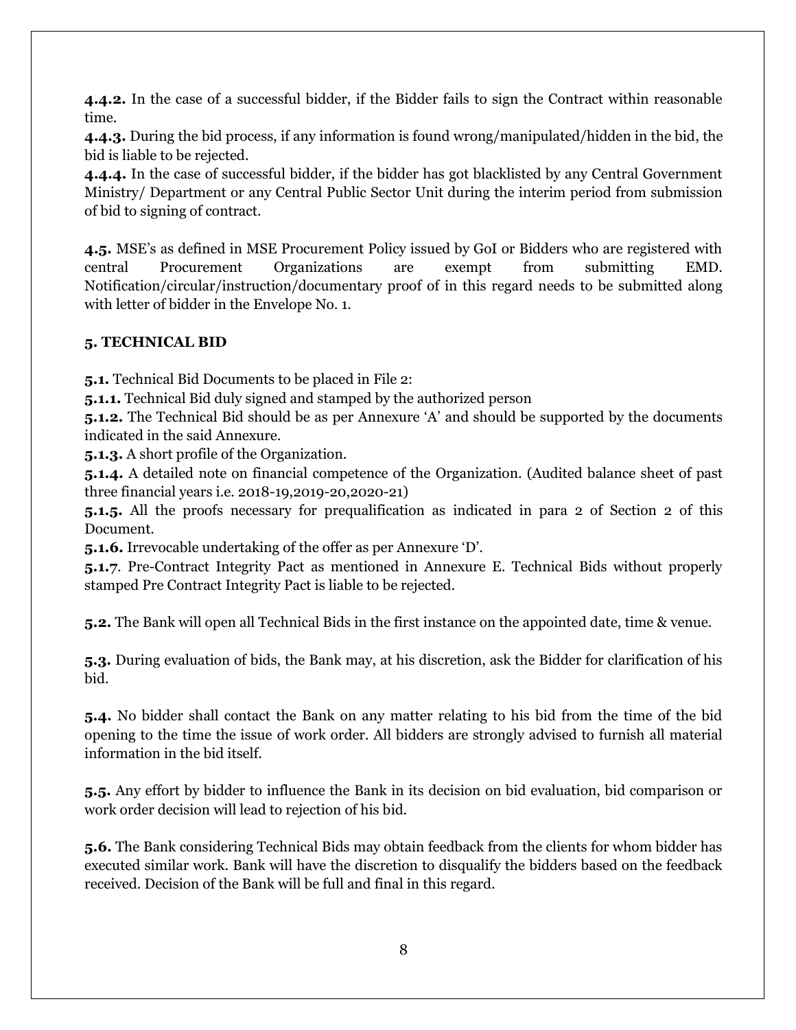**4.4.2.** In the case of a successful bidder, if the Bidder fails to sign the Contract within reasonable time.

**4.4.3.** During the bid process, if any information is found wrong/manipulated/hidden in the bid, the bid is liable to be rejected.

**4.4.4.** In the case of successful bidder, if the bidder has got blacklisted by any Central Government Ministry/ Department or any Central Public Sector Unit during the interim period from submission of bid to signing of contract.

**4.5.** MSE's as defined in MSE Procurement Policy issued by GoI or Bidders who are registered with central Procurement Organizations are exempt from submitting EMD. Notification/circular/instruction/documentary proof of in this regard needs to be submitted along with letter of bidder in the Envelope No. 1.

## 5. TECHNICAL BID

**5.1.** Technical Bid Documents to be placed in File 2:

**5.1.1.** Technical Bid duly signed and stamped by the authorized person

**5.1.2.** The Technical Bid should be as per Annexure 'A' and should be supported by the documents indicated in the said Annexure.

**5.1.3.** A short profile of the Organization.

**5.1.4.** A detailed note on financial competence of the Organization. (Audited balance sheet of past three financial years i.e. 2018-19,2019-20,2020-21)

**5.1.5.** All the proofs necessary for prequalification as indicated in para 2 of Section 2 of this Document.

**5.1.6.** Irrevocable undertaking of the offer as per Annexure 'D'.

**5.1.7**. Pre-Contract Integrity Pact as mentioned in Annexure E. Technical Bids without properly stamped Pre Contract Integrity Pact is liable to be rejected.

**5.2.** The Bank will open all Technical Bids in the first instance on the appointed date, time & venue.

**5.3.** During evaluation of bids, the Bank may, at his discretion, ask the Bidder for clarification of his bid.

**5.4.** No bidder shall contact the Bank on any matter relating to his bid from the time of the bid opening to the time the issue of work order. All bidders are strongly advised to furnish all material information in the bid itself.

**5.5.** Any effort by bidder to influence the Bank in its decision on bid evaluation, bid comparison or work order decision will lead to rejection of his bid.

**5.6.** The Bank considering Technical Bids may obtain feedback from the clients for whom bidder has executed similar work. Bank will have the discretion to disqualify the bidders based on the feedback received. Decision of the Bank will be full and final in this regard.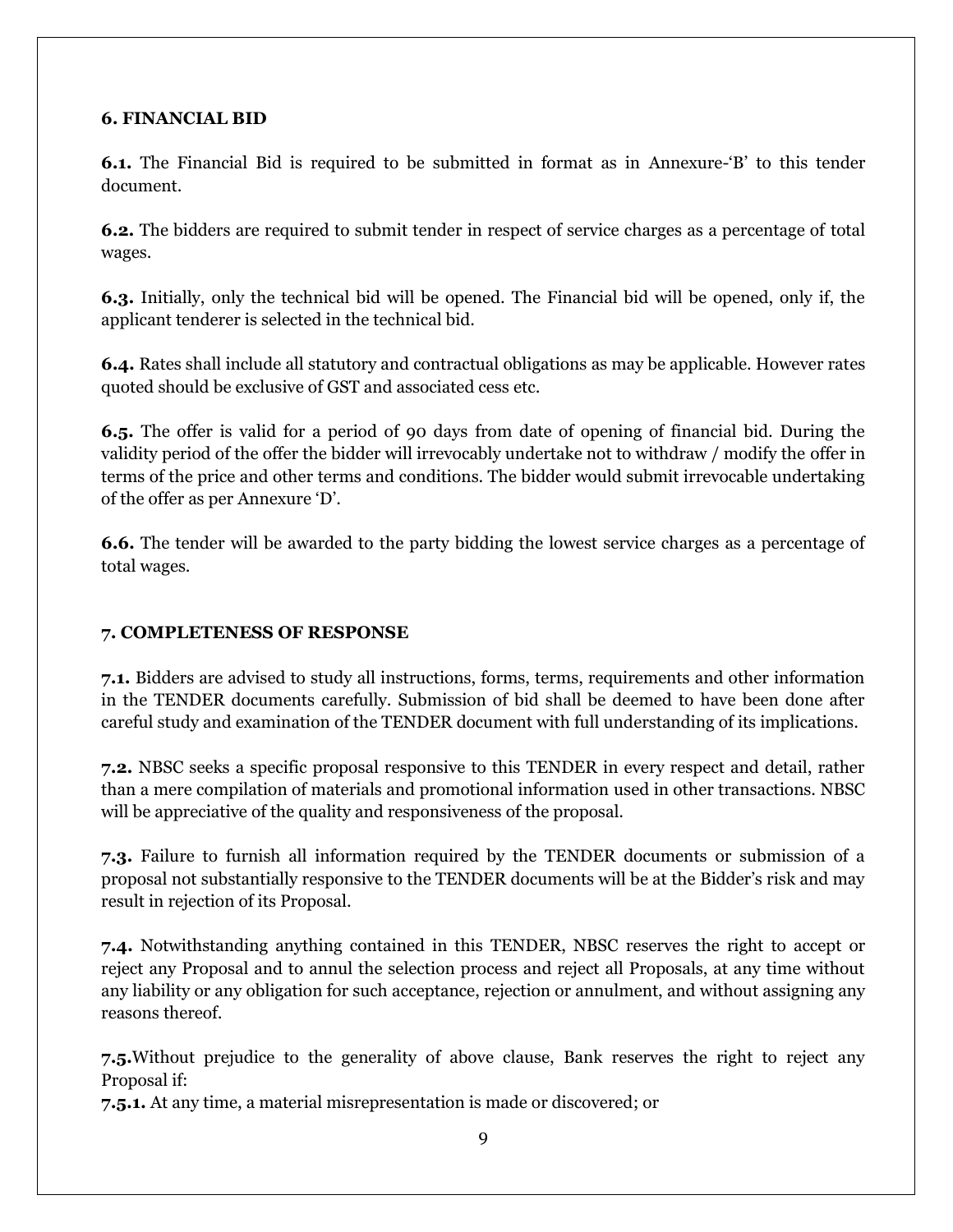### 6. FINANCIAL BID

**6.1.** The Financial Bid is required to be submitted in format as in Annexure-'B' to this tender document.

**6.2.** The bidders are required to submit tender in respect of service charges as a percentage of total wages.

**6.3.** Initially, only the technical bid will be opened. The Financial bid will be opened, only if, the applicant tenderer is selected in the technical bid.

**6.4.** Rates shall include all statutory and contractual obligations as may be applicable. However rates quoted should be exclusive of GST and associated cess etc.

**6.5.** The offer is valid for a period of 90 days from date of opening of financial bid. During the validity period of the offer the bidder will irrevocably undertake not to withdraw / modify the offer in terms of the price and other terms and conditions. The bidder would submit irrevocable undertaking of the offer as per Annexure 'D'.

**6.6.** The tender will be awarded to the party bidding the lowest service charges as a percentage of total wages.

### 7. COMPLETENESS OF RESPONSE

**7.1.** Bidders are advised to study all instructions, forms, terms, requirements and other information in the TENDER documents carefully. Submission of bid shall be deemed to have been done after careful study and examination of the TENDER document with full understanding of its implications.

**7.2.** NBSC seeks a specific proposal responsive to this TENDER in every respect and detail, rather than a mere compilation of materials and promotional information used in other transactions. NBSC will be appreciative of the quality and responsiveness of the proposal.

**7.3.** Failure to furnish all information required by the TENDER documents or submission of a proposal not substantially responsive to the TENDER documents will be at the Bidder's risk and may result in rejection of its Proposal.

**7.4.** Notwithstanding anything contained in this TENDER, NBSC reserves the right to accept or reject any Proposal and to annul the selection process and reject all Proposals, at any time without any liability or any obligation for such acceptance, rejection or annulment, and without assigning any reasons thereof.

**7.5.**Without prejudice to the generality of above clause, Bank reserves the right to reject any Proposal if:

**7.5.1.** At any time, a material misrepresentation is made or discovered; or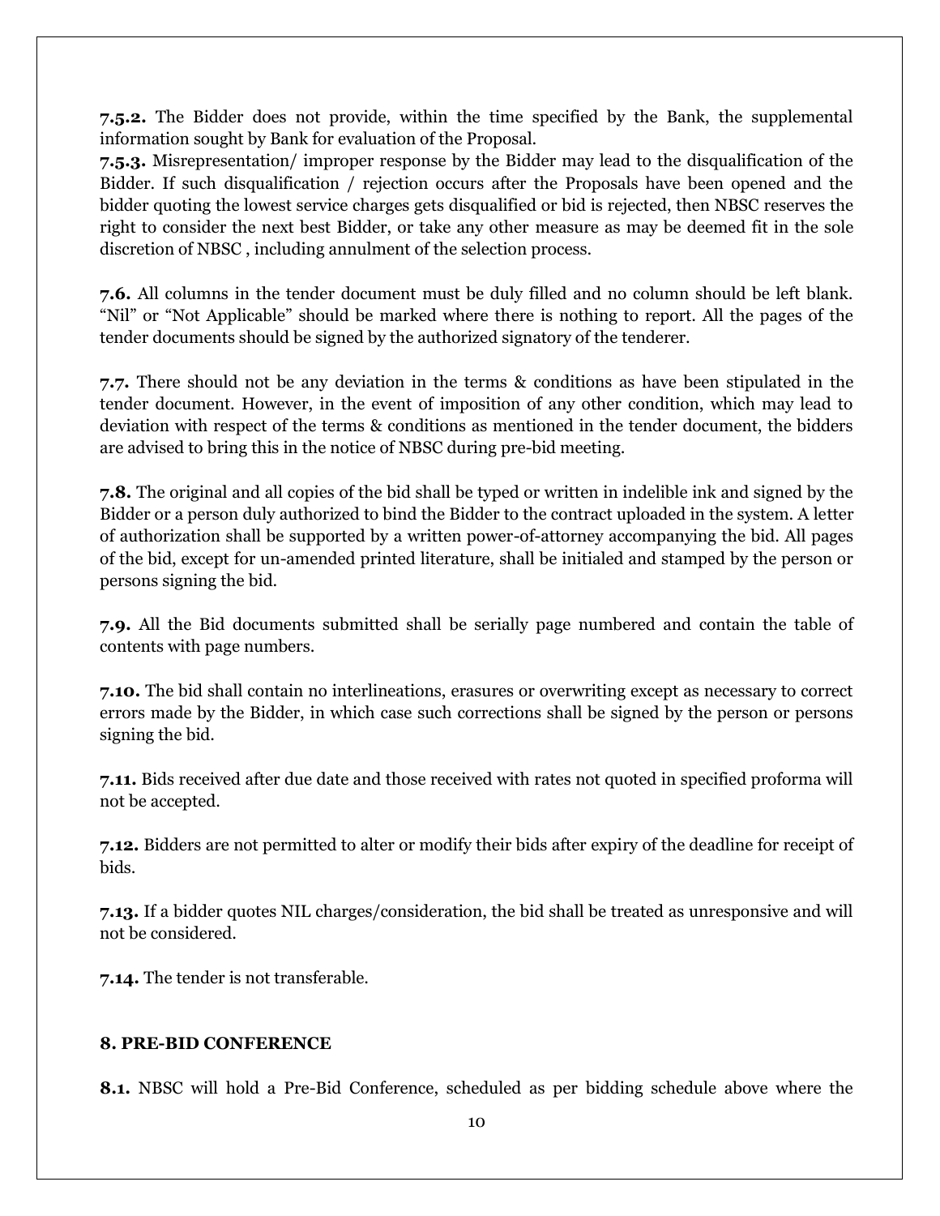**7.5.2.** The Bidder does not provide, within the time specified by the Bank, the supplemental information sought by Bank for evaluation of the Proposal.

**7.5.3.** Misrepresentation/ improper response by the Bidder may lead to the disqualification of the Bidder. If such disqualification / rejection occurs after the Proposals have been opened and the bidder quoting the lowest service charges gets disqualified or bid is rejected, then NBSC reserves the right to consider the next best Bidder, or take any other measure as may be deemed fit in the sole discretion of NBSC , including annulment of the selection process.

**7.6.** All columns in the tender document must be duly filled and no column should be left blank. "Nil" or "Not Applicable" should be marked where there is nothing to report. All the pages of the tender documents should be signed by the authorized signatory of the tenderer.

**7.7.** There should not be any deviation in the terms & conditions as have been stipulated in the tender document. However, in the event of imposition of any other condition, which may lead to deviation with respect of the terms & conditions as mentioned in the tender document, the bidders are advised to bring this in the notice of NBSC during pre-bid meeting.

**7.8.** The original and all copies of the bid shall be typed or written in indelible ink and signed by the Bidder or a person duly authorized to bind the Bidder to the contract uploaded in the system. A letter of authorization shall be supported by a written power-of-attorney accompanying the bid. All pages of the bid, except for un-amended printed literature, shall be initialed and stamped by the person or persons signing the bid.

**7.9.** All the Bid documents submitted shall be serially page numbered and contain the table of contents with page numbers.

**7.10.** The bid shall contain no interlineations, erasures or overwriting except as necessary to correct errors made by the Bidder, in which case such corrections shall be signed by the person or persons signing the bid.

**7.11.** Bids received after due date and those received with rates not quoted in specified proforma will not be accepted.

**7.12.** Bidders are not permitted to alter or modify their bids after expiry of the deadline for receipt of bids.

**7.13.** If a bidder quotes NIL charges/consideration, the bid shall be treated as unresponsive and will not be considered.

**7.14.** The tender is not transferable.

## 8. PRE-BID CONFERENCE

**8.1.** NBSC will hold a Pre-Bid Conference, scheduled as per bidding schedule above where the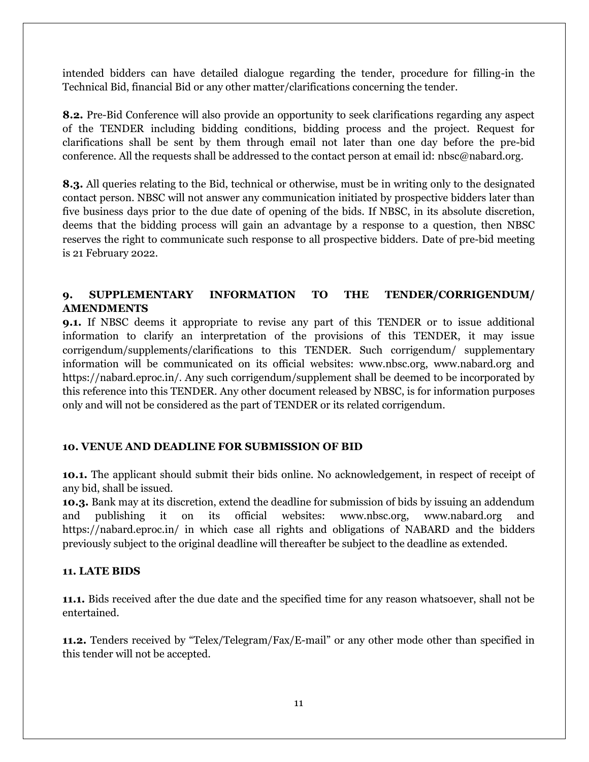intended bidders can have detailed dialogue regarding the tender, procedure for filling-in the Technical Bid, financial Bid or any other matter/clarifications concerning the tender.

**8.2.** Pre-Bid Conference will also provide an opportunity to seek clarifications regarding any aspect of the TENDER including bidding conditions, bidding process and the project. Request for clarifications shall be sent by them through email not later than one day before the pre-bid conference. All the requests shall be addressed to the contact person at email id: nbsc@nabard.org.

**8.3.** All queries relating to the Bid, technical or otherwise, must be in writing only to the designated contact person. NBSC will not answer any communication initiated by prospective bidders later than five business days prior to the due date of opening of the bids. If NBSC, in its absolute discretion, deems that the bidding process will gain an advantage by a response to a question, then NBSC reserves the right to communicate such response to all prospective bidders. Date of pre-bid meeting is 21 February 2022.

## 9. SUPPLEMENTARY INFORMATION TO THE TENDER/CORRIGENDUM/ AMENDMENTS

**9.1.** If NBSC deems it appropriate to revise any part of this TENDER or to issue additional information to clarify an interpretation of the provisions of this TENDER, it may issue corrigendum/supplements/clarifications to this TENDER. Such corrigendum/ supplementary information will be communicated on its official websites: www.nbsc.org, www.nabard.org and https://nabard.eproc.in/. Any such corrigendum/supplement shall be deemed to be incorporated by this reference into this TENDER. Any other document released by NBSC, is for information purposes only and will not be considered as the part of TENDER or its related corrigendum.

## 10. VENUE AND DEADLINE FOR SUBMISSION OF BID

**10.1.** The applicant should submit their bids online. No acknowledgement, in respect of receipt of any bid, shall be issued.

**10.3.** Bank may at its discretion, extend the deadline for submission of bids by issuing an addendum and publishing it on its official websites: www.nbsc.org, www.nabard.org and https://nabard.eproc.in/ in which case all rights and obligations of NABARD and the bidders previously subject to the original deadline will thereafter be subject to the deadline as extended.

## 11. LATE BIDS

**11.1.** Bids received after the due date and the specified time for any reason whatsoever, shall not be entertained.

**11.2.** Tenders received by "Telex/Telegram/Fax/E-mail" or any other mode other than specified in this tender will not be accepted.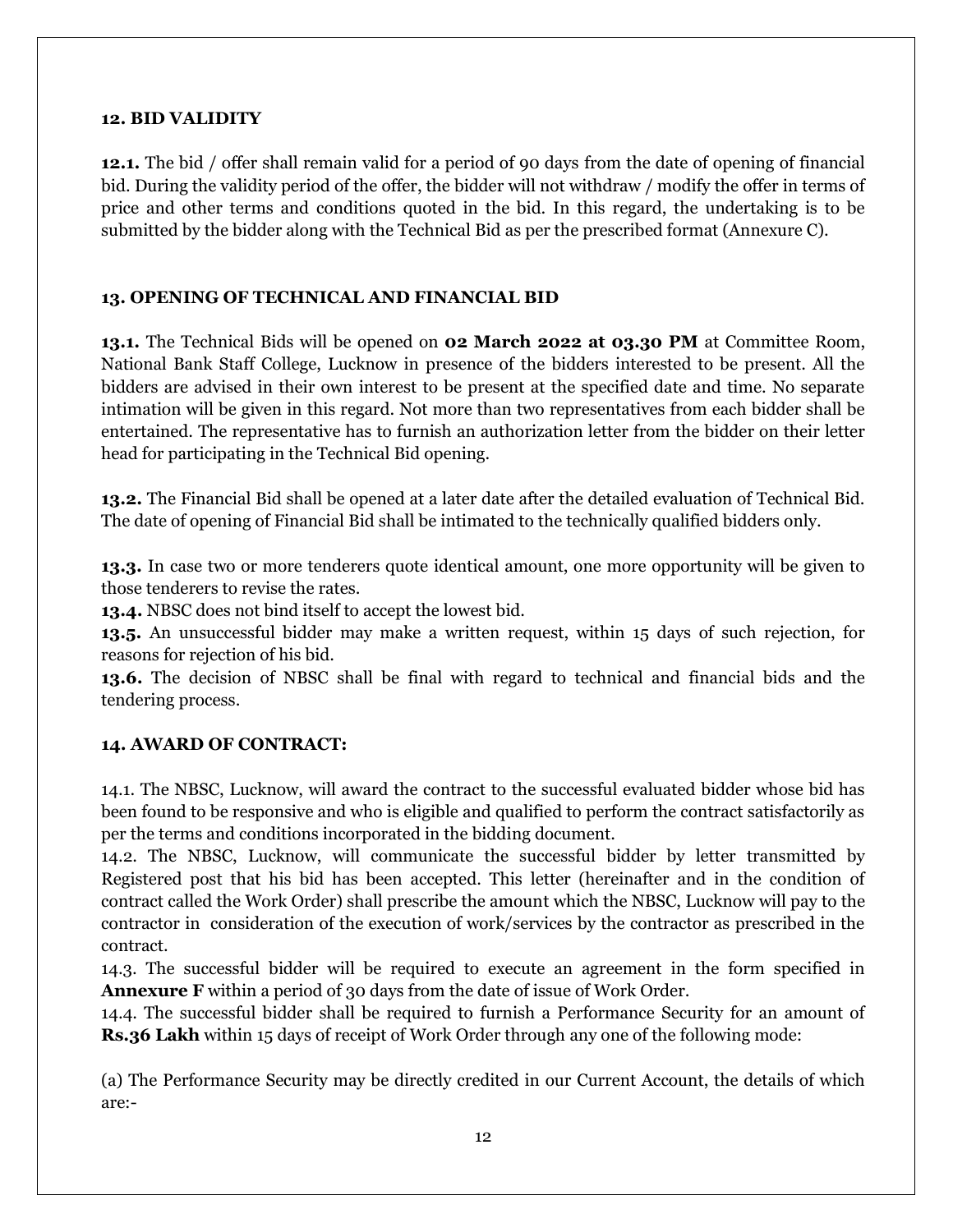## 12. BID VALIDITY

**12.1.** The bid / offer shall remain valid for a period of 90 days from the date of opening of financial bid. During the validity period of the offer, the bidder will not withdraw / modify the offer in terms of price and other terms and conditions quoted in the bid. In this regard, the undertaking is to be submitted by the bidder along with the Technical Bid as per the prescribed format (Annexure C).

## 13. OPENING OF TECHNICAL AND FINANCIAL BID

**13.1.** The Technical Bids will be opened on **02 March 2022 at 03.30 PM** at Committee Room, National Bank Staff College, Lucknow in presence of the bidders interested to be present. All the bidders are advised in their own interest to be present at the specified date and time. No separate intimation will be given in this regard. Not more than two representatives from each bidder shall be entertained. The representative has to furnish an authorization letter from the bidder on their letter head for participating in the Technical Bid opening.

**13.2.** The Financial Bid shall be opened at a later date after the detailed evaluation of Technical Bid. The date of opening of Financial Bid shall be intimated to the technically qualified bidders only.

**13.3.** In case two or more tenderers quote identical amount, one more opportunity will be given to those tenderers to revise the rates.

**13.4.** NBSC does not bind itself to accept the lowest bid.

**13.5.** An unsuccessful bidder may make a written request, within 15 days of such rejection, for reasons for rejection of his bid.

**13.6.** The decision of NBSC shall be final with regard to technical and financial bids and the tendering process.

## 14. AWARD OF CONTRACT:

14.1. The NBSC, Lucknow, will award the contract to the successful evaluated bidder whose bid has been found to be responsive and who is eligible and qualified to perform the contract satisfactorily as per the terms and conditions incorporated in the bidding document.

14.2. The NBSC, Lucknow, will communicate the successful bidder by letter transmitted by Registered post that his bid has been accepted. This letter (hereinafter and in the condition of contract called the Work Order) shall prescribe the amount which the NBSC, Lucknow will pay to the contractor in consideration of the execution of work/services by the contractor as prescribed in the contract.

14.3. The successful bidder will be required to execute an agreement in the form specified in **Annexure F** within a period of 30 days from the date of issue of Work Order.

14.4. The successful bidder shall be required to furnish a Performance Security for an amount of **Rs.36 Lakh** within 15 days of receipt of Work Order through any one of the following mode:

(a) The Performance Security may be directly credited in our Current Account, the details of which are:-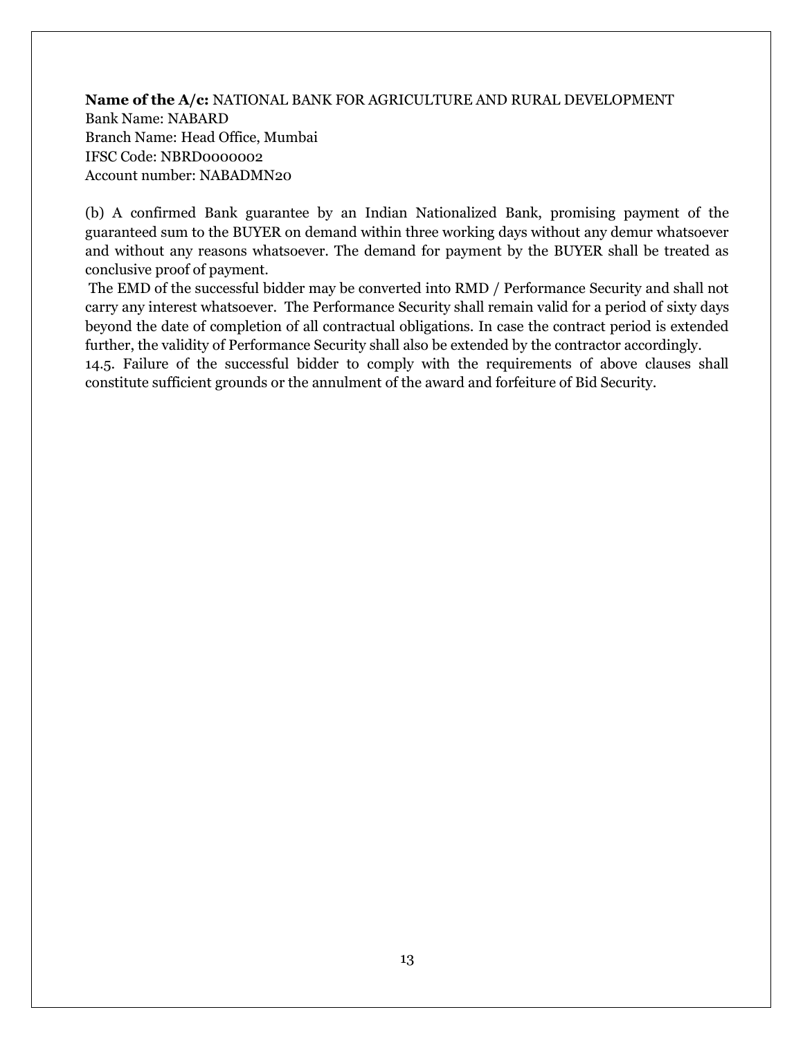**Name of the A/c:** NATIONAL BANK FOR AGRICULTURE AND RURAL DEVELOPMENT
Bank Name: NABARD
Branch Name: Head Office, Mumbai
IFSC Code: NBRD0000002
Account number: NABADMN20

(b) A confirmed Bank guarantee by an Indian Nationalized Bank, promising payment of the guaranteed sum to the BUYER on demand within three working days without any demur whatsoever and without any reasons whatsoever. The demand for payment by the BUYER shall be treated as conclusive proof of payment.

The EMD of the successful bidder may be converted into RMD / Performance Security and shall not carry any interest whatsoever. The Performance Security shall remain valid for a period of sixty days beyond the date of completion of all contractual obligations. In case the contract period is extended further, the validity of Performance Security shall also be extended by the contractor accordingly.

14.5. Failure of the successful bidder to comply with the requirements of above clauses shall constitute sufficient grounds or the annulment of the award and forfeiture of Bid Security.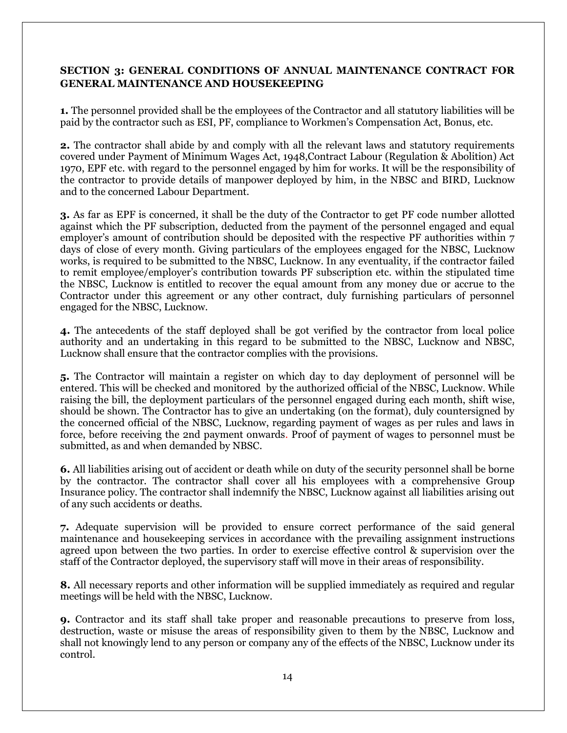**SECTION 3: GENERAL CONDITIONS OF ANNUAL MAINTENANCE CONTRACT FOR GENERAL MAINTENANCE AND HOUSEKEEPING**

**1.** The personnel provided shall be the employees of the Contractor and all statutory liabilities will be paid by the contractor such as ESI, PF, compliance to Workmen's Compensation Act, Bonus, etc.

**2.** The contractor shall abide by and comply with all the relevant laws and statutory requirements covered under Payment of Minimum Wages Act, 1948,Contract Labour (Regulation & Abolition) Act 1970, EPF etc. with regard to the personnel engaged by him for works. It will be the responsibility of the contractor to provide details of manpower deployed by him, in the NBSC and BIRD, Lucknow and to the concerned Labour Department.

**3.** As far as EPF is concerned, it shall be the duty of the Contractor to get PF code number allotted against which the PF subscription, deducted from the payment of the personnel engaged and equal employer's amount of contribution should be deposited with the respective PF authorities within 7 days of close of every month. Giving particulars of the employees engaged for the NBSC, Lucknow works, is required to be submitted to the NBSC, Lucknow. In any eventuality, if the contractor failed to remit employee/employer's contribution towards PF subscription etc. within the stipulated time the NBSC, Lucknow is entitled to recover the equal amount from any money due or accrue to the Contractor under this agreement or any other contract, duly furnishing particulars of personnel engaged for the NBSC, Lucknow.

**4.** The antecedents of the staff deployed shall be got verified by the contractor from local police authority and an undertaking in this regard to be submitted to the NBSC, Lucknow and NBSC, Lucknow shall ensure that the contractor complies with the provisions.

**5.** The Contractor will maintain a register on which day to day deployment of personnel will be entered. This will be checked and monitored by the authorized official of the NBSC, Lucknow. While raising the bill, the deployment particulars of the personnel engaged during each month, shift wise, should be shown. The Contractor has to give an undertaking (on the format), duly countersigned by the concerned official of the NBSC, Lucknow, regarding payment of wages as per rules and laws in force, before receiving the 2nd payment onwards. Proof of payment of wages to personnel must be submitted, as and when demanded by NBSC.

**6.** All liabilities arising out of accident or death while on duty of the security personnel shall be borne by the contractor. The contractor shall cover all his employees with a comprehensive Group Insurance policy. The contractor shall indemnify the NBSC, Lucknow against all liabilities arising out of any such accidents or deaths.

**7.** Adequate supervision will be provided to ensure correct performance of the said general maintenance and housekeeping services in accordance with the prevailing assignment instructions agreed upon between the two parties. In order to exercise effective control & supervision over the staff of the Contractor deployed, the supervisory staff will move in their areas of responsibility.

**8.** All necessary reports and other information will be supplied immediately as required and regular meetings will be held with the NBSC, Lucknow.

**9.** Contractor and its staff shall take proper and reasonable precautions to preserve from loss, destruction, waste or misuse the areas of responsibility given to them by the NBSC, Lucknow and shall not knowingly lend to any person or company any of the effects of the NBSC, Lucknow under its control.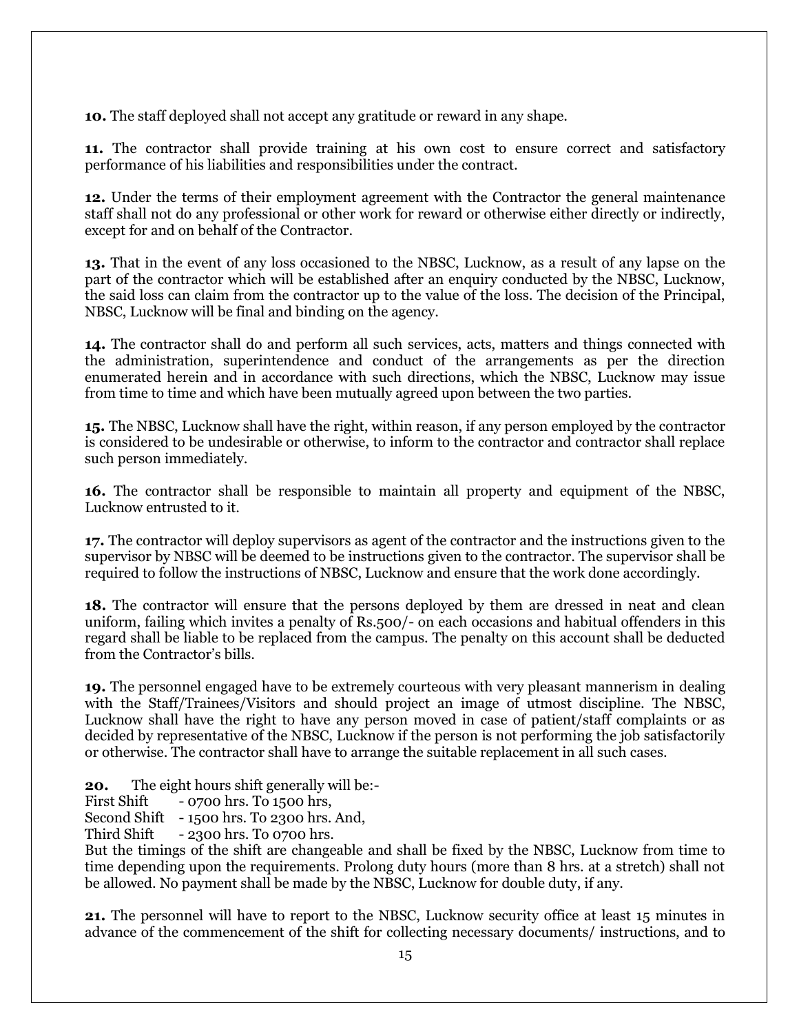**10.** The staff deployed shall not accept any gratitude or reward in any shape.

**11.** The contractor shall provide training at his own cost to ensure correct and satisfactory performance of his liabilities and responsibilities under the contract.

**12.** Under the terms of their employment agreement with the Contractor the general maintenance staff shall not do any professional or other work for reward or otherwise either directly or indirectly, except for and on behalf of the Contractor.

**13.** That in the event of any loss occasioned to the NBSC, Lucknow, as a result of any lapse on the part of the contractor which will be established after an enquiry conducted by the NBSC, Lucknow, the said loss can claim from the contractor up to the value of the loss. The decision of the Principal, NBSC, Lucknow will be final and binding on the agency.

**14.** The contractor shall do and perform all such services, acts, matters and things connected with the administration, superintendence and conduct of the arrangements as per the direction enumerated herein and in accordance with such directions, which the NBSC, Lucknow may issue from time to time and which have been mutually agreed upon between the two parties.

**15.** The NBSC, Lucknow shall have the right, within reason, if any person employed by the contractor is considered to be undesirable or otherwise, to inform to the contractor and contractor shall replace such person immediately.

**16.** The contractor shall be responsible to maintain all property and equipment of the NBSC, Lucknow entrusted to it.

**17.** The contractor will deploy supervisors as agent of the contractor and the instructions given to the supervisor by NBSC will be deemed to be instructions given to the contractor. The supervisor shall be required to follow the instructions of NBSC, Lucknow and ensure that the work done accordingly.

**18.** The contractor will ensure that the persons deployed by them are dressed in neat and clean uniform, failing which invites a penalty of Rs.500/- on each occasions and habitual offenders in this regard shall be liable to be replaced from the campus. The penalty on this account shall be deducted from the Contractor's bills.

**19.** The personnel engaged have to be extremely courteous with very pleasant mannerism in dealing with the Staff/Trainees/Visitors and should project an image of utmost discipline. The NBSC, Lucknow shall have the right to have any person moved in case of patient/staff complaints or as decided by representative of the NBSC, Lucknow if the person is not performing the job satisfactorily or otherwise. The contractor shall have to arrange the suitable replacement in all such cases.

**20.** The eight hours shift generally will be:-

First Shift - 0700 hrs. To 1500 hrs,
Second Shift - 1500 hrs. To 2300 hrs. And,
Third Shift - 2300 hrs. To 0700 hrs.

But the timings of the shift are changeable and shall be fixed by the NBSC, Lucknow from time to time depending upon the requirements. Prolong duty hours (more than 8 hrs. at a stretch) shall not be allowed. No payment shall be made by the NBSC, Lucknow for double duty, if any.

**21.** The personnel will have to report to the NBSC, Lucknow security office at least 15 minutes in advance of the commencement of the shift for collecting necessary documents/ instructions, and to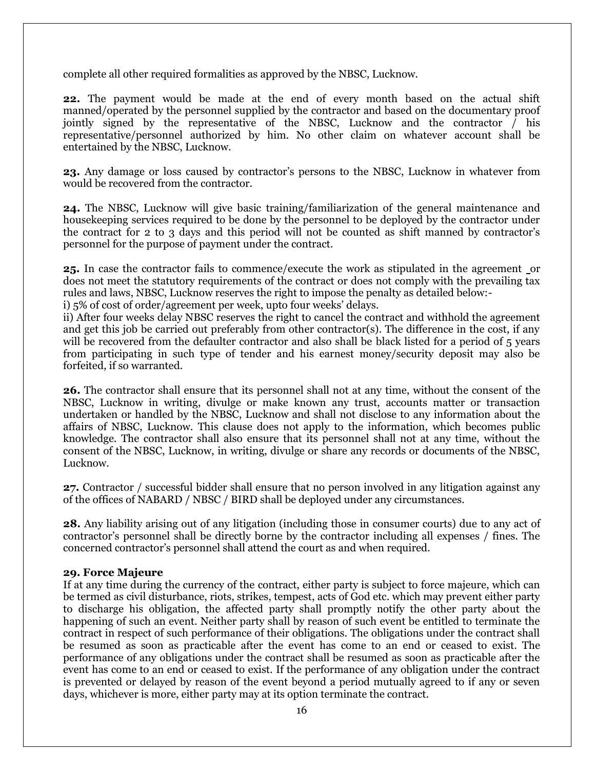complete all other required formalities as approved by the NBSC, Lucknow.

**22.** The payment would be made at the end of every month based on the actual shift manned/operated by the personnel supplied by the contractor and based on the documentary proof jointly signed by the representative of the NBSC, Lucknow and the contractor / his representative/personnel authorized by him. No other claim on whatever account shall be entertained by the NBSC, Lucknow.

**23.** Any damage or loss caused by contractor's persons to the NBSC, Lucknow in whatever from would be recovered from the contractor.

**24.** The NBSC, Lucknow will give basic training/familiarization of the general maintenance and housekeeping services required to be done by the personnel to be deployed by the contractor under the contract for 2 to 3 days and this period will not be counted as shift manned by contractor's personnel for the purpose of payment under the contract.

**25.** In case the contractor fails to commence/execute the work as stipulated in the agreement or does not meet the statutory requirements of the contract or does not comply with the prevailing tax rules and laws, NBSC, Lucknow reserves the right to impose the penalty as detailed below:-

i) 5% of cost of order/agreement per week, upto four weeks' delays.

ii) After four weeks delay NBSC reserves the right to cancel the contract and withhold the agreement and get this job be carried out preferably from other contractor(s). The difference in the cost, if any will be recovered from the defaulter contractor and also shall be black listed for a period of 5 years from participating in such type of tender and his earnest money/security deposit may also be forfeited, if so warranted.

**26.** The contractor shall ensure that its personnel shall not at any time, without the consent of the NBSC, Lucknow in writing, divulge or make known any trust, accounts matter or transaction undertaken or handled by the NBSC, Lucknow and shall not disclose to any information about the affairs of NBSC, Lucknow. This clause does not apply to the information, which becomes public knowledge. The contractor shall also ensure that its personnel shall not at any time, without the consent of the NBSC, Lucknow, in writing, divulge or share any records or documents of the NBSC, Lucknow.

**27.** Contractor / successful bidder shall ensure that no person involved in any litigation against any of the offices of NABARD / NBSC / BIRD shall be deployed under any circumstances.

**28.** Any liability arising out of any litigation (including those in consumer courts) due to any act of contractor's personnel shall be directly borne by the contractor including all expenses / fines. The concerned contractor's personnel shall attend the court as and when required.

**29. Force Majeure**

If at any time during the currency of the contract, either party is subject to force majeure, which can be termed as civil disturbance, riots, strikes, tempest, acts of God etc. which may prevent either party to discharge his obligation, the affected party shall promptly notify the other party about the happening of such an event. Neither party shall by reason of such event be entitled to terminate the contract in respect of such performance of their obligations. The obligations under the contract shall be resumed as soon as practicable after the event has come to an end or ceased to exist. The performance of any obligations under the contract shall be resumed as soon as practicable after the event has come to an end or ceased to exist. If the performance of any obligation under the contract is prevented or delayed by reason of the event beyond a period mutually agreed to if any or seven days, whichever is more, either party may at its option terminate the contract.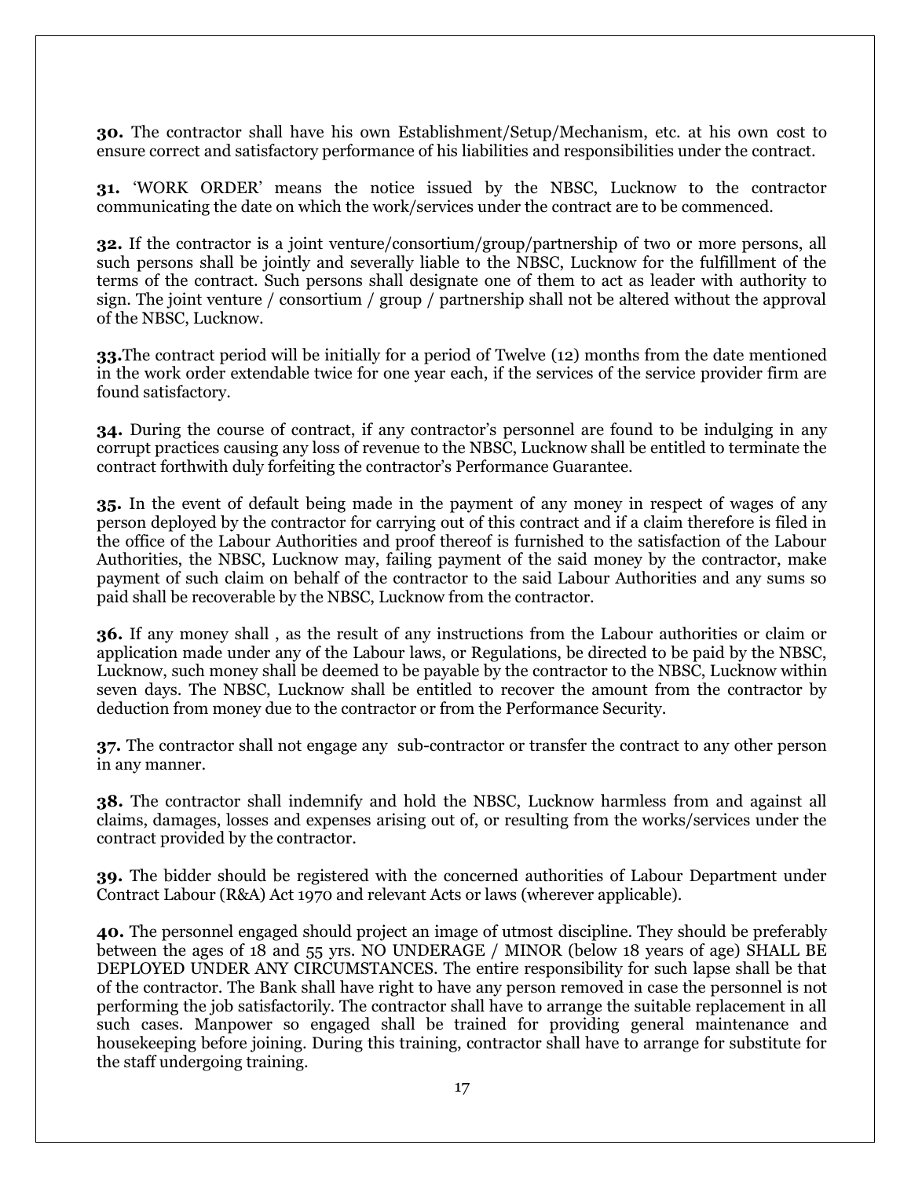**30.** The contractor shall have his own Establishment/Setup/Mechanism, etc. at his own cost to ensure correct and satisfactory performance of his liabilities and responsibilities under the contract.

**31.** 'WORK ORDER' means the notice issued by the NBSC, Lucknow to the contractor communicating the date on which the work/services under the contract are to be commenced.

**32.** If the contractor is a joint venture/consortium/group/partnership of two or more persons, all such persons shall be jointly and severally liable to the NBSC, Lucknow for the fulfillment of the terms of the contract. Such persons shall designate one of them to act as leader with authority to sign. The joint venture / consortium / group / partnership shall not be altered without the approval of the NBSC, Lucknow.

**33.**The contract period will be initially for a period of Twelve (12) months from the date mentioned in the work order extendable twice for one year each, if the services of the service provider firm are found satisfactory.

**34.** During the course of contract, if any contractor's personnel are found to be indulging in any corrupt practices causing any loss of revenue to the NBSC, Lucknow shall be entitled to terminate the contract forthwith duly forfeiting the contractor's Performance Guarantee.

**35.** In the event of default being made in the payment of any money in respect of wages of any person deployed by the contractor for carrying out of this contract and if a claim therefore is filed in the office of the Labour Authorities and proof thereof is furnished to the satisfaction of the Labour Authorities, the NBSC, Lucknow may, failing payment of the said money by the contractor, make payment of such claim on behalf of the contractor to the said Labour Authorities and any sums so paid shall be recoverable by the NBSC, Lucknow from the contractor.

**36.** If any money shall , as the result of any instructions from the Labour authorities or claim or application made under any of the Labour laws, or Regulations, be directed to be paid by the NBSC, Lucknow, such money shall be deemed to be payable by the contractor to the NBSC, Lucknow within seven days. The NBSC, Lucknow shall be entitled to recover the amount from the contractor by deduction from money due to the contractor or from the Performance Security.

**37.** The contractor shall not engage any sub-contractor or transfer the contract to any other person in any manner.

**38.** The contractor shall indemnify and hold the NBSC, Lucknow harmless from and against all claims, damages, losses and expenses arising out of, or resulting from the works/services under the contract provided by the contractor.

**39.** The bidder should be registered with the concerned authorities of Labour Department under Contract Labour (R&A) Act 1970 and relevant Acts or laws (wherever applicable).

**40.** The personnel engaged should project an image of utmost discipline. They should be preferably between the ages of 18 and 55 yrs. NO UNDERAGE / MINOR (below 18 years of age) SHALL BE DEPLOYED UNDER ANY CIRCUMSTANCES. The entire responsibility for such lapse shall be that of the contractor. The Bank shall have right to have any person removed in case the personnel is not performing the job satisfactorily. The contractor shall have to arrange the suitable replacement in all such cases. Manpower so engaged shall be trained for providing general maintenance and housekeeping before joining. During this training, contractor shall have to arrange for substitute for the staff undergoing training.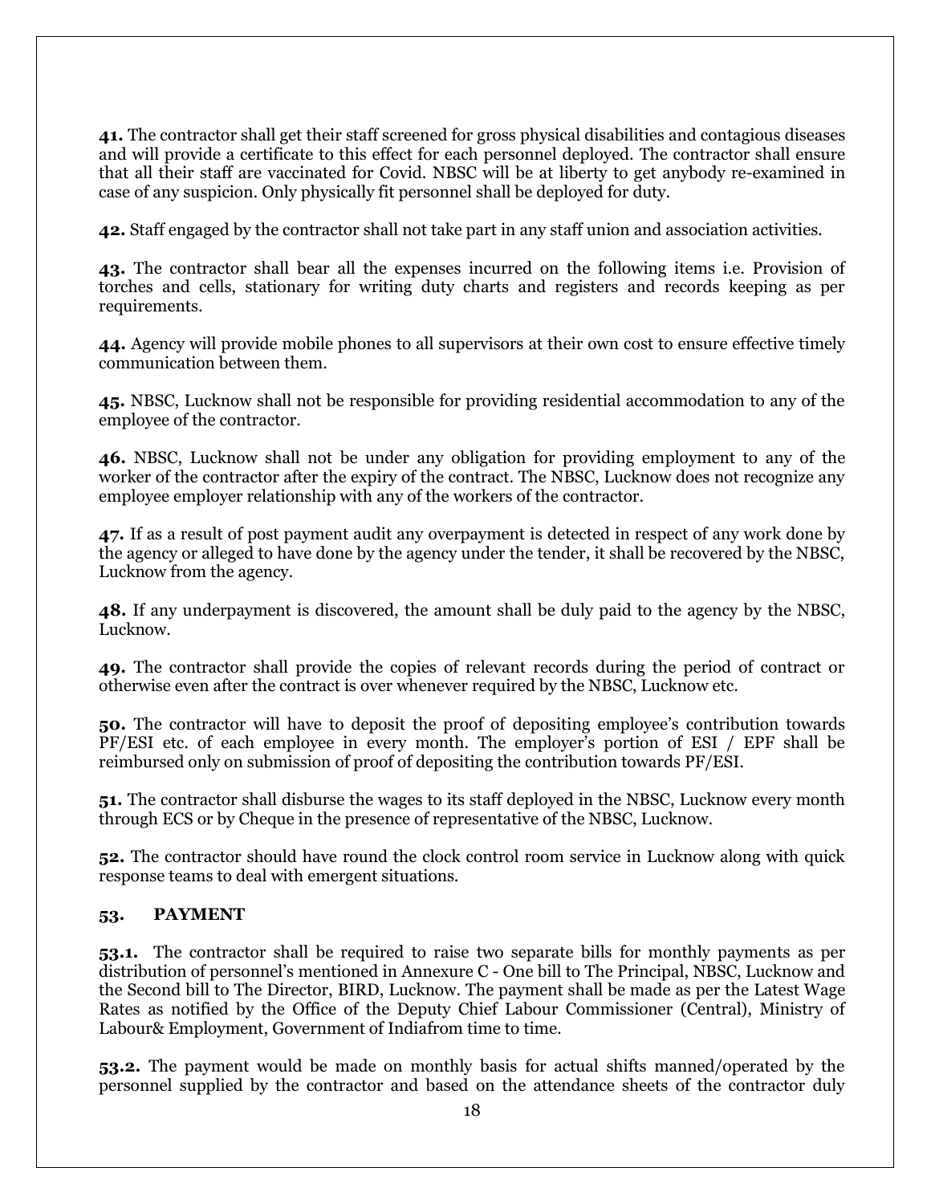**41.** The contractor shall get their staff screened for gross physical disabilities and contagious diseases and will provide a certificate to this effect for each personnel deployed. The contractor shall ensure that all their staff are vaccinated for Covid. NBSC will be at liberty to get anybody re-examined in case of any suspicion. Only physically fit personnel shall be deployed for duty.

**42.** Staff engaged by the contractor shall not take part in any staff union and association activities.

**43.** The contractor shall bear all the expenses incurred on the following items i.e. Provision of torches and cells, stationary for writing duty charts and registers and records keeping as per requirements.

**44.** Agency will provide mobile phones to all supervisors at their own cost to ensure effective timely communication between them.

**45.** NBSC, Lucknow shall not be responsible for providing residential accommodation to any of the employee of the contractor.

**46.** NBSC, Lucknow shall not be under any obligation for providing employment to any of the worker of the contractor after the expiry of the contract. The NBSC, Lucknow does not recognize any employee employer relationship with any of the workers of the contractor.

**47.** If as a result of post payment audit any overpayment is detected in respect of any work done by the agency or alleged to have done by the agency under the tender, it shall be recovered by the NBSC, Lucknow from the agency.

**48.** If any underpayment is discovered, the amount shall be duly paid to the agency by the NBSC, Lucknow.

**49.** The contractor shall provide the copies of relevant records during the period of contract or otherwise even after the contract is over whenever required by the NBSC, Lucknow etc.

**50.** The contractor will have to deposit the proof of depositing employee's contribution towards PF/ESI etc. of each employee in every month. The employer's portion of ESI / EPF shall be reimbursed only on submission of proof of depositing the contribution towards PF/ESI.

**51.** The contractor shall disburse the wages to its staff deployed in the NBSC, Lucknow every month through ECS or by Cheque in the presence of representative of the NBSC, Lucknow.

**52.** The contractor should have round the clock control room service in Lucknow along with quick response teams to deal with emergent situations.

### 53. PAYMENT

**53.1.** The contractor shall be required to raise two separate bills for monthly payments as per distribution of personnel's mentioned in Annexure C - One bill to The Principal, NBSC, Lucknow and the Second bill to The Director, BIRD, Lucknow. The payment shall be made as per the Latest Wage Rates as notified by the Office of the Deputy Chief Labour Commissioner (Central), Ministry of Labour& Employment, Government of Indiafrom time to time.

**53.2.** The payment would be made on monthly basis for actual shifts manned/operated by the personnel supplied by the contractor and based on the attendance sheets of the contractor duly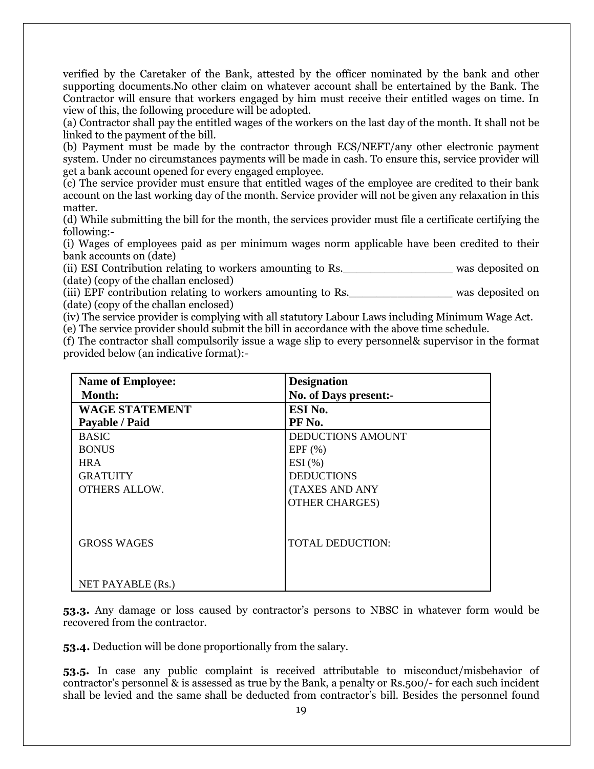verified by the Caretaker of the Bank, attested by the officer nominated by the bank and other supporting documents.No other claim on whatever account shall be entertained by the Bank. The Contractor will ensure that workers engaged by him must receive their entitled wages on time. In view of this, the following procedure will be adopted.

(a) Contractor shall pay the entitled wages of the workers on the last day of the month. It shall not be linked to the payment of the bill.

(b) Payment must be made by the contractor through ECS/NEFT/any other electronic payment system. Under no circumstances payments will be made in cash. To ensure this, service provider will get a bank account opened for every engaged employee.

(c) The service provider must ensure that entitled wages of the employee are credited to their bank account on the last working day of the month. Service provider will not be given any relaxation in this matter.

(d) While submitting the bill for the month, the services provider must file a certificate certifying the following:-

(i) Wages of employees paid as per minimum wages norm applicable have been credited to their bank accounts on (date)

(ii) ESI Contribution relating to workers amounting to Rs.________________ was deposited on (date) (copy of the challan enclosed)

(iii) EPF contribution relating to workers amounting to Rs.________________ was deposited on (date) (copy of the challan enclosed)

(iv) The service provider is complying with all statutory Labour Laws including Minimum Wage Act.

(e) The service provider should submit the bill in accordance with the above time schedule.

(f) The contractor shall compulsorily issue a wage slip to every personnel& supervisor in the format provided below (an indicative format):-

| **Name of Employee:**<br>**Month:** | **Designation**<br>**No. of Days present:-** |
|---|---|
| **WAGE STATEMENT**<br>**Payable / Paid** | **ESI No.**<br>**PF No.** |
| BASIC<br>BONUS<br>HRA<br>GRATUITY<br>OTHERS ALLOW.<br><br>GROSS WAGES<br><br>NET PAYABLE (Rs.) | DEDUCTIONS AMOUNT<br>EPF (%)<br>ESI (%)<br>DEDUCTIONS<br>(TAXES AND ANY<br>OTHER CHARGES)<br><br>TOTAL DEDUCTION: |

**53.3.** Any damage or loss caused by contractor's persons to NBSC in whatever form would be recovered from the contractor.

**53.4.** Deduction will be done proportionally from the salary.

**53.5.** In case any public complaint is received attributable to misconduct/misbehavior of contractor's personnel & is assessed as true by the Bank, a penalty or Rs.500/- for each such incident shall be levied and the same shall be deducted from contractor's bill. Besides the personnel found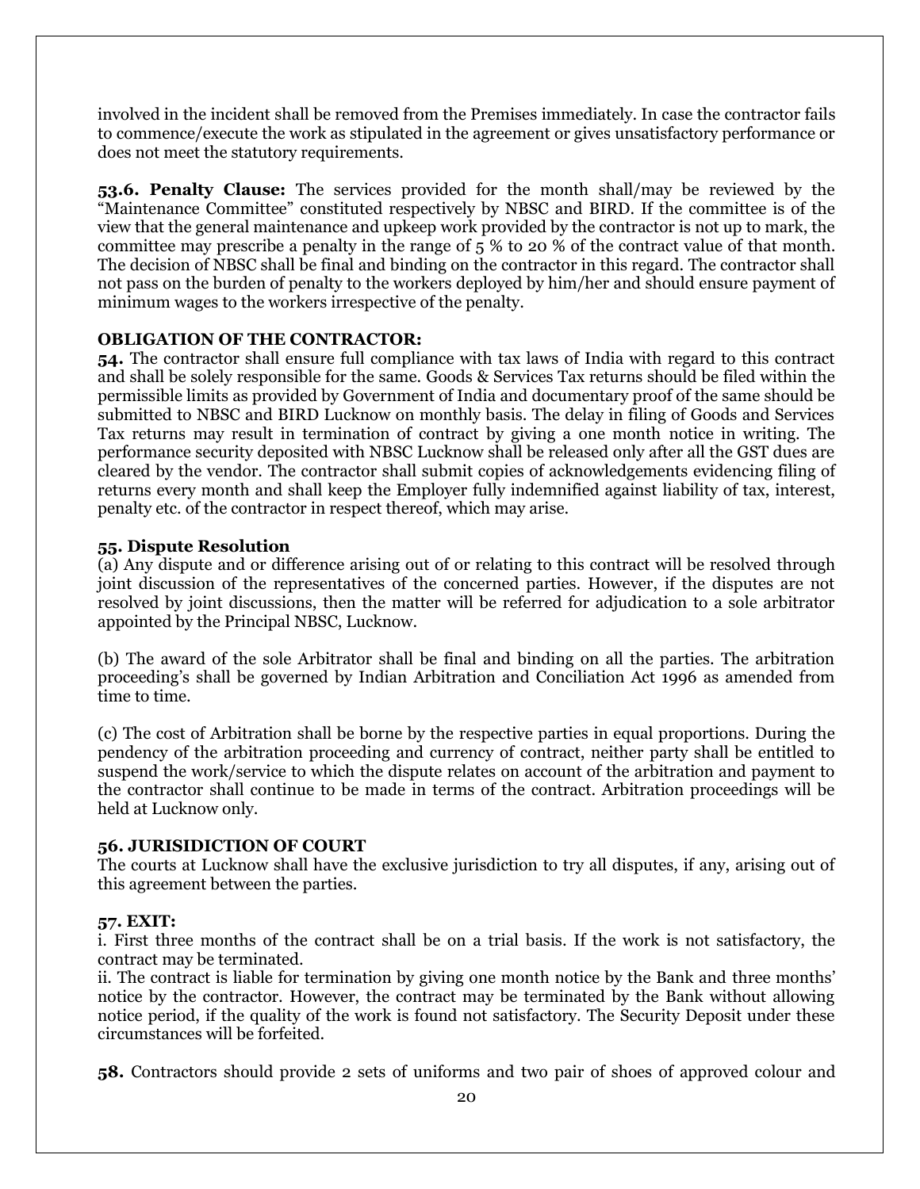involved in the incident shall be removed from the Premises immediately. In case the contractor fails to commence/execute the work as stipulated in the agreement or gives unsatisfactory performance or does not meet the statutory requirements.

**53.6. Penalty Clause:** The services provided for the month shall/may be reviewed by the "Maintenance Committee" constituted respectively by NBSC and BIRD. If the committee is of the view that the general maintenance and upkeep work provided by the contractor is not up to mark, the committee may prescribe a penalty in the range of 5 % to 20 % of the contract value of that month. The decision of NBSC shall be final and binding on the contractor in this regard. The contractor shall not pass on the burden of penalty to the workers deployed by him/her and should ensure payment of minimum wages to the workers irrespective of the penalty.

**OBLIGATION OF THE CONTRACTOR:**

**54.** The contractor shall ensure full compliance with tax laws of India with regard to this contract and shall be solely responsible for the same. Goods & Services Tax returns should be filed within the permissible limits as provided by Government of India and documentary proof of the same should be submitted to NBSC and BIRD Lucknow on monthly basis. The delay in filing of Goods and Services Tax returns may result in termination of contract by giving a one month notice in writing. The performance security deposited with NBSC Lucknow shall be released only after all the GST dues are cleared by the vendor. The contractor shall submit copies of acknowledgements evidencing filing of returns every month and shall keep the Employer fully indemnified against liability of tax, interest, penalty etc. of the contractor in respect thereof, which may arise.

**55. Dispute Resolution**

(a) Any dispute and or difference arising out of or relating to this contract will be resolved through joint discussion of the representatives of the concerned parties. However, if the disputes are not resolved by joint discussions, then the matter will be referred for adjudication to a sole arbitrator appointed by the Principal NBSC, Lucknow.

(b) The award of the sole Arbitrator shall be final and binding on all the parties. The arbitration proceeding's shall be governed by Indian Arbitration and Conciliation Act 1996 as amended from time to time.

(c) The cost of Arbitration shall be borne by the respective parties in equal proportions. During the pendency of the arbitration proceeding and currency of contract, neither party shall be entitled to suspend the work/service to which the dispute relates on account of the arbitration and payment to the contractor shall continue to be made in terms of the contract. Arbitration proceedings will be held at Lucknow only.

**56. JURISIDICTION OF COURT**

The courts at Lucknow shall have the exclusive jurisdiction to try all disputes, if any, arising out of this agreement between the parties.

**57. EXIT:**

i. First three months of the contract shall be on a trial basis. If the work is not satisfactory, the contract may be terminated.

ii. The contract is liable for termination by giving one month notice by the Bank and three months' notice by the contractor. However, the contract may be terminated by the Bank without allowing notice period, if the quality of the work is found not satisfactory. The Security Deposit under these circumstances will be forfeited.

**58.** Contractors should provide 2 sets of uniforms and two pair of shoes of approved colour and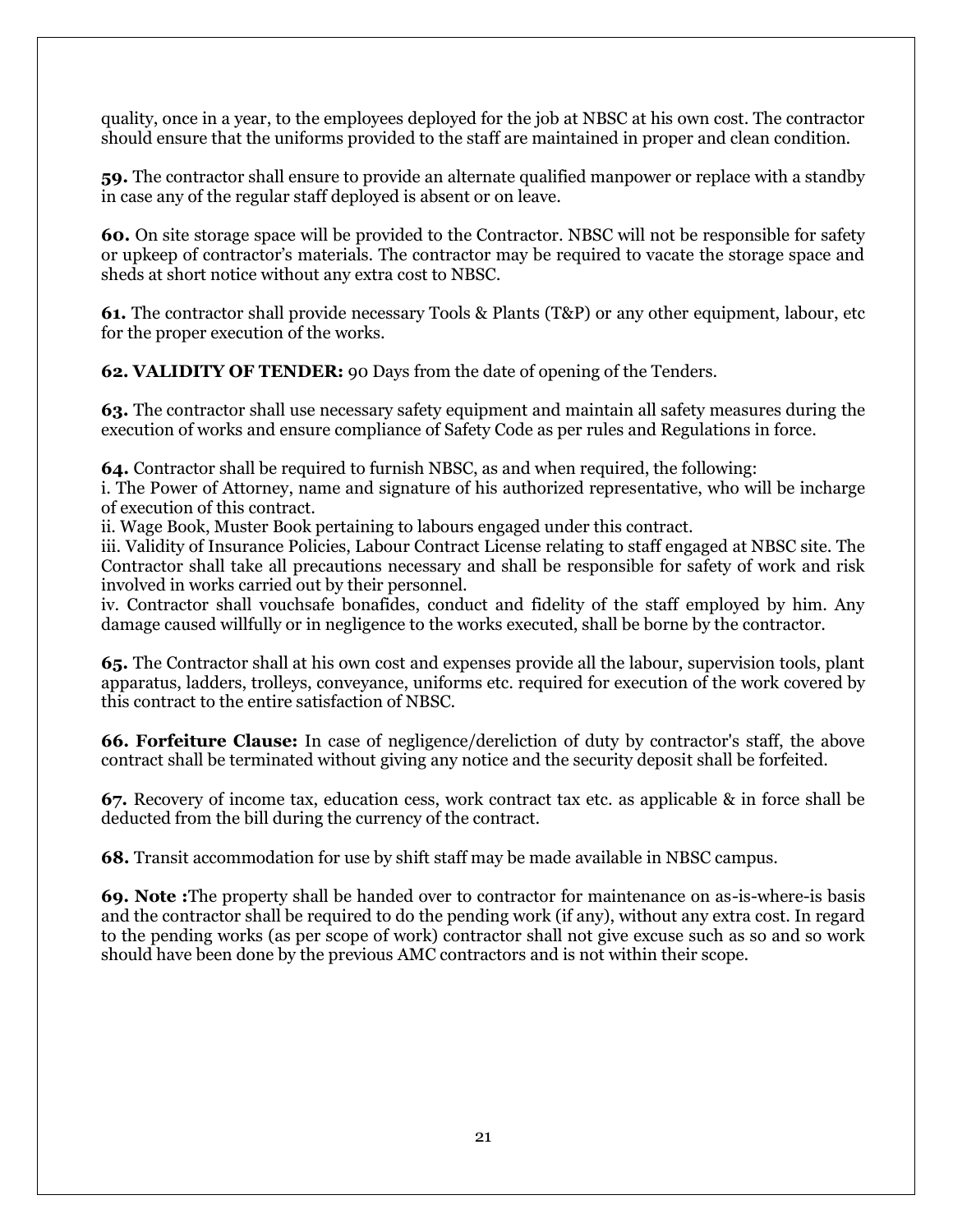quality, once in a year, to the employees deployed for the job at NBSC at his own cost. The contractor should ensure that the uniforms provided to the staff are maintained in proper and clean condition.

**59.** The contractor shall ensure to provide an alternate qualified manpower or replace with a standby in case any of the regular staff deployed is absent or on leave.

**60.** On site storage space will be provided to the Contractor. NBSC will not be responsible for safety or upkeep of contractor's materials. The contractor may be required to vacate the storage space and sheds at short notice without any extra cost to NBSC.

**61.** The contractor shall provide necessary Tools & Plants (T&P) or any other equipment, labour, etc for the proper execution of the works.

**62. VALIDITY OF TENDER:** 90 Days from the date of opening of the Tenders.

**63.** The contractor shall use necessary safety equipment and maintain all safety measures during the execution of works and ensure compliance of Safety Code as per rules and Regulations in force.

**64.** Contractor shall be required to furnish NBSC, as and when required, the following:

i. The Power of Attorney, name and signature of his authorized representative, who will be incharge of execution of this contract.

ii. Wage Book, Muster Book pertaining to labours engaged under this contract.

iii. Validity of Insurance Policies, Labour Contract License relating to staff engaged at NBSC site. The Contractor shall take all precautions necessary and shall be responsible for safety of work and risk involved in works carried out by their personnel.

iv. Contractor shall vouchsafe bonafides, conduct and fidelity of the staff employed by him. Any damage caused willfully or in negligence to the works executed, shall be borne by the contractor.

**65.** The Contractor shall at his own cost and expenses provide all the labour, supervision tools, plant apparatus, ladders, trolleys, conveyance, uniforms etc. required for execution of the work covered by this contract to the entire satisfaction of NBSC.

**66. Forfeiture Clause:** In case of negligence/dereliction of duty by contractor's staff, the above contract shall be terminated without giving any notice and the security deposit shall be forfeited.

**67.** Recovery of income tax, education cess, work contract tax etc. as applicable & in force shall be deducted from the bill during the currency of the contract.

**68.** Transit accommodation for use by shift staff may be made available in NBSC campus.

**69. Note :**The property shall be handed over to contractor for maintenance on as-is-where-is basis and the contractor shall be required to do the pending work (if any), without any extra cost. In regard to the pending works (as per scope of work) contractor shall not give excuse such as so and so work should have been done by the previous AMC contractors and is not within their scope.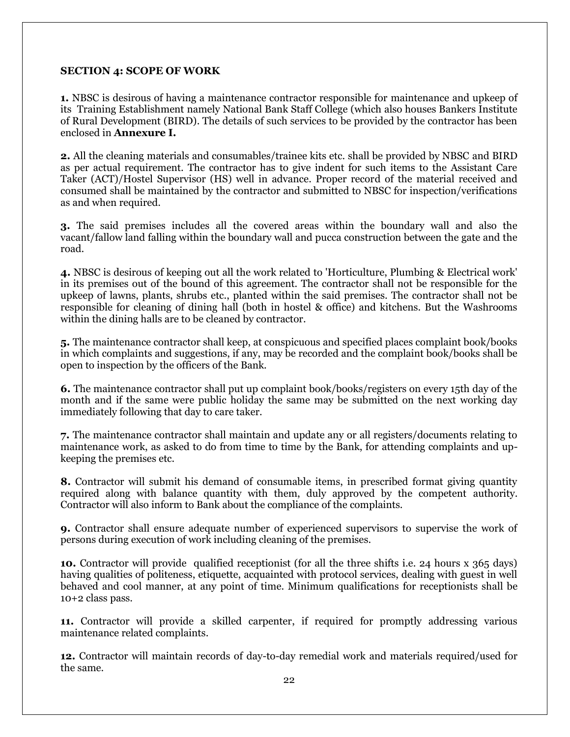**SECTION 4: SCOPE OF WORK**

**1.** NBSC is desirous of having a maintenance contractor responsible for maintenance and upkeep of its Training Establishment namely National Bank Staff College (which also houses Bankers Institute of Rural Development (BIRD). The details of such services to be provided by the contractor has been enclosed in **Annexure I.**

**2.** All the cleaning materials and consumables/trainee kits etc. shall be provided by NBSC and BIRD as per actual requirement. The contractor has to give indent for such items to the Assistant Care Taker (ACT)/Hostel Supervisor (HS) well in advance. Proper record of the material received and consumed shall be maintained by the contractor and submitted to NBSC for inspection/verifications as and when required.

**3.** The said premises includes all the covered areas within the boundary wall and also the vacant/fallow land falling within the boundary wall and pucca construction between the gate and the road.

**4.** NBSC is desirous of keeping out all the work related to 'Horticulture, Plumbing & Electrical work' in its premises out of the bound of this agreement. The contractor shall not be responsible for the upkeep of lawns, plants, shrubs etc., planted within the said premises. The contractor shall not be responsible for cleaning of dining hall (both in hostel & office) and kitchens. But the Washrooms within the dining halls are to be cleaned by contractor.

**5.** The maintenance contractor shall keep, at conspicuous and specified places complaint book/books in which complaints and suggestions, if any, may be recorded and the complaint book/books shall be open to inspection by the officers of the Bank.

**6.** The maintenance contractor shall put up complaint book/books/registers on every 15th day of the month and if the same were public holiday the same may be submitted on the next working day immediately following that day to care taker.

**7.** The maintenance contractor shall maintain and update any or all registers/documents relating to maintenance work, as asked to do from time to time by the Bank, for attending complaints and up-keeping the premises etc.

**8.** Contractor will submit his demand of consumable items, in prescribed format giving quantity required along with balance quantity with them, duly approved by the competent authority. Contractor will also inform to Bank about the compliance of the complaints.

**9.** Contractor shall ensure adequate number of experienced supervisors to supervise the work of persons during execution of work including cleaning of the premises.

**10.** Contractor will provide qualified receptionist (for all the three shifts i.e. 24 hours x 365 days) having qualities of politeness, etiquette, acquainted with protocol services, dealing with guest in well behaved and cool manner, at any point of time. Minimum qualifications for receptionists shall be 10+2 class pass.

**11.** Contractor will provide a skilled carpenter, if required for promptly addressing various maintenance related complaints.

**12.** Contractor will maintain records of day-to-day remedial work and materials required/used for the same.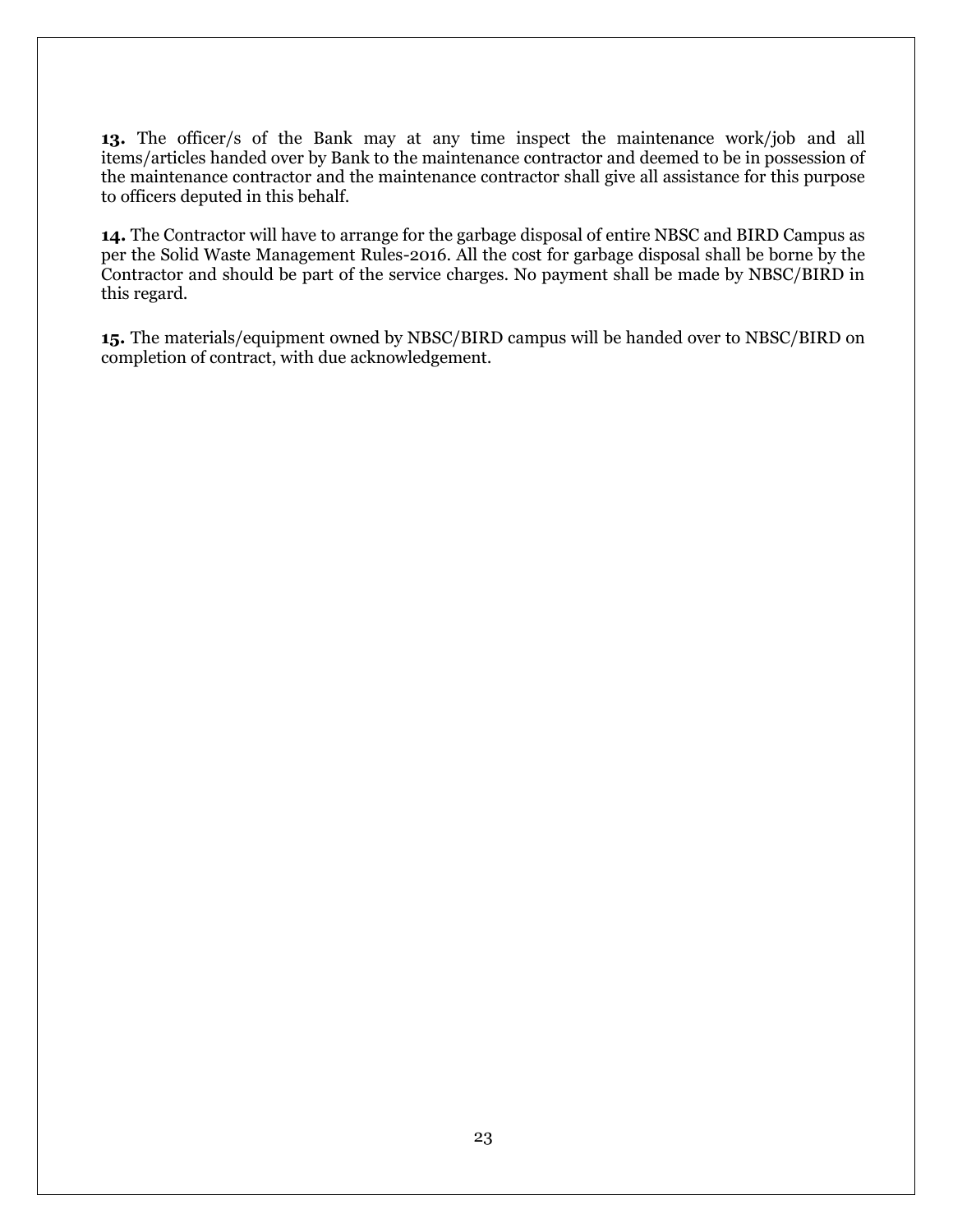**13.** The officer/s of the Bank may at any time inspect the maintenance work/job and all items/articles handed over by Bank to the maintenance contractor and deemed to be in possession of the maintenance contractor and the maintenance contractor shall give all assistance for this purpose to officers deputed in this behalf.

**14.** The Contractor will have to arrange for the garbage disposal of entire NBSC and BIRD Campus as per the Solid Waste Management Rules-2016. All the cost for garbage disposal shall be borne by the Contractor and should be part of the service charges. No payment shall be made by NBSC/BIRD in this regard.

**15.** The materials/equipment owned by NBSC/BIRD campus will be handed over to NBSC/BIRD on completion of contract, with due acknowledgement.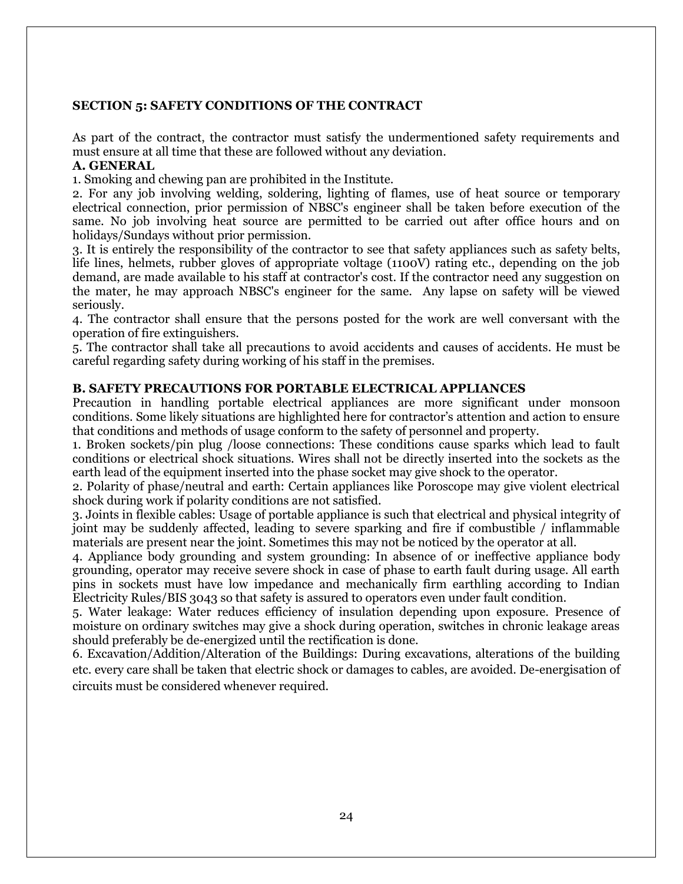**SECTION 5: SAFETY CONDITIONS OF THE CONTRACT**

As part of the contract, the contractor must satisfy the undermentioned safety requirements and must ensure at all time that these are followed without any deviation.

**A. GENERAL**

1. Smoking and chewing pan are prohibited in the Institute.
2. For any job involving welding, soldering, lighting of flames, use of heat source or temporary electrical connection, prior permission of NBSC's engineer shall be taken before execution of the same. No job involving heat source are permitted to be carried out after office hours and on holidays/Sundays without prior permission.
3. It is entirely the responsibility of the contractor to see that safety appliances such as safety belts, life lines, helmets, rubber gloves of appropriate voltage (1100V) rating etc., depending on the job demand, are made available to his staff at contractor's cost. If the contractor need any suggestion on the mater, he may approach NBSC's engineer for the same. Any lapse on safety will be viewed seriously.
4. The contractor shall ensure that the persons posted for the work are well conversant with the operation of fire extinguishers.
5. The contractor shall take all precautions to avoid accidents and causes of accidents. He must be careful regarding safety during working of his staff in the premises.

**B. SAFETY PRECAUTIONS FOR PORTABLE ELECTRICAL APPLIANCES**

Precaution in handling portable electrical appliances are more significant under monsoon conditions. Some likely situations are highlighted here for contractor's attention and action to ensure that conditions and methods of usage conform to the safety of personnel and property.

1. Broken sockets/pin plug /loose connections: These conditions cause sparks which lead to fault conditions or electrical shock situations. Wires shall not be directly inserted into the sockets as the earth lead of the equipment inserted into the phase socket may give shock to the operator.
2. Polarity of phase/neutral and earth: Certain appliances like Poroscope may give violent electrical shock during work if polarity conditions are not satisfied.
3. Joints in flexible cables: Usage of portable appliance is such that electrical and physical integrity of joint may be suddenly affected, leading to severe sparking and fire if combustible / inflammable materials are present near the joint. Sometimes this may not be noticed by the operator at all.
4. Appliance body grounding and system grounding: In absence of or ineffective appliance body grounding, operator may receive severe shock in case of phase to earth fault during usage. All earth pins in sockets must have low impedance and mechanically firm earthling according to Indian Electricity Rules/BIS 3043 so that safety is assured to operators even under fault condition.
5. Water leakage: Water reduces efficiency of insulation depending upon exposure. Presence of moisture on ordinary switches may give a shock during operation, switches in chronic leakage areas should preferably be de-energized until the rectification is done.
6. Excavation/Addition/Alteration of the Buildings: During excavations, alterations of the building etc. every care shall be taken that electric shock or damages to cables, are avoided. De-energisation of circuits must be considered whenever required.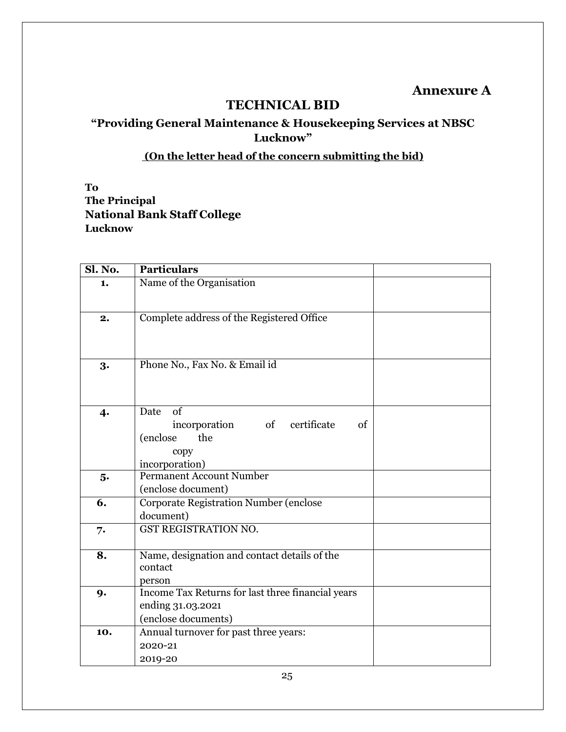**Annexure A**

# TECHNICAL BID

## "Providing General Maintenance & Housekeeping Services at NBSC Lucknow"

**(On the letter head of the concern submitting the bid)**

**To**
**The Principal**
**National Bank Staff College**
**Lucknow**

| Sl. No. | Particulars | |
|---|---|---|
| 1. | Name of the Organisation | |
| 2. | Complete address of the Registered Office | |
| 3. | Phone No., Fax No. & Email id | |
| 4. | Date of incorporation of certificate of (enclose the copy incorporation) | |
| 5. | Permanent Account Number (enclose document) | |
| 6. | Corporate Registration Number (enclose document) | |
| 7. | GST REGISTRATION NO. | |
| 8. | Name, designation and contact details of the contact person | |
| 9. | Income Tax Returns for last three financial years ending 31.03.2021 (enclose documents) | |
| 10. | Annual turnover for past three years:<br>2020-21<br>2019-20 | |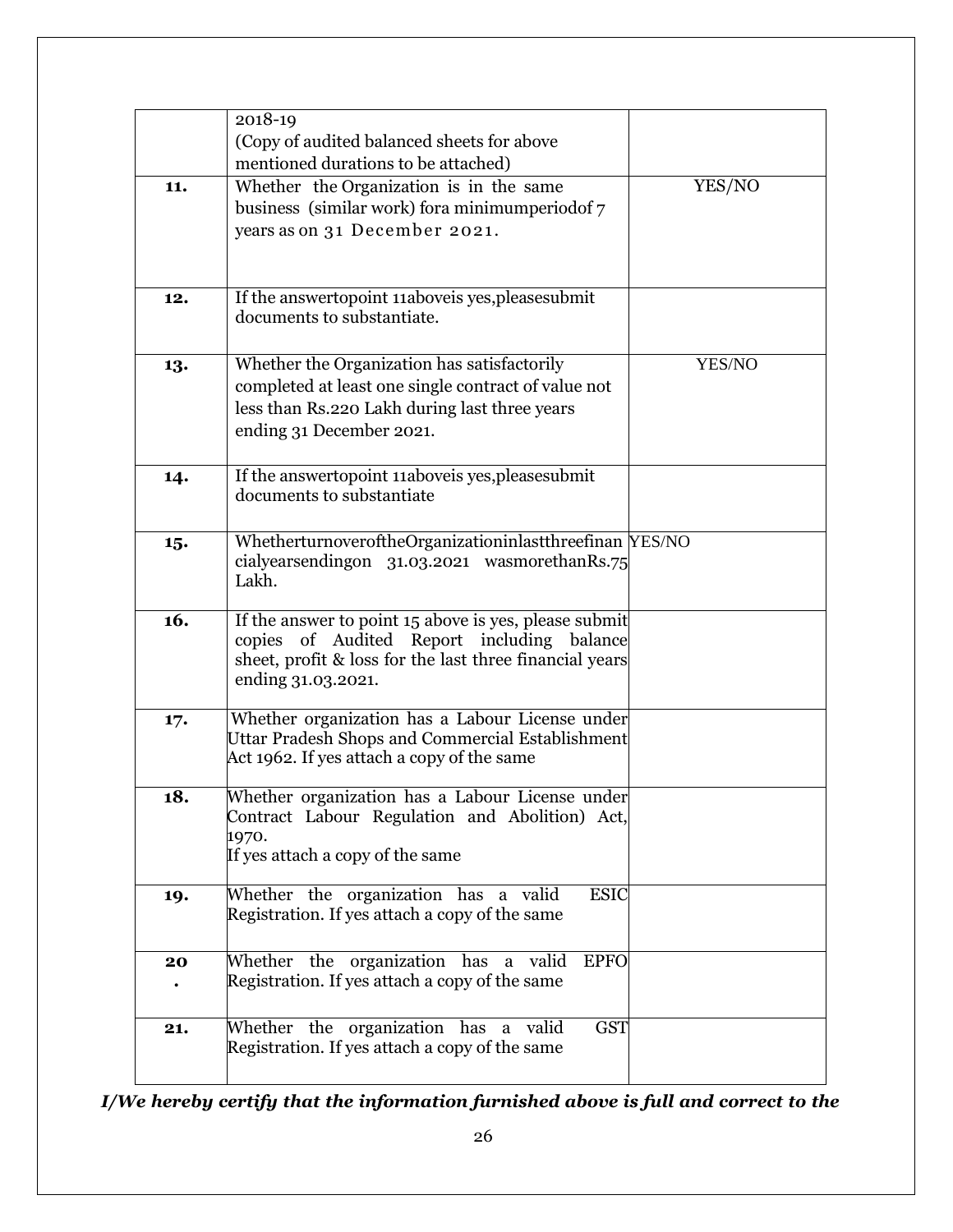| | | |
|---|---|---|
| | 2018-19<br>(Copy of audited balanced sheets for above mentioned durations to be attached) | |
| **11.** | Whether the Organization is in the same business (similar work) fora minimumperiodof 7 years as on 31 December 2021. | YES/NO |
| **12.** | If the answertopoint 11aboveis yes,pleasesubmit documents to substantiate. | |
| **13.** | Whether the Organization has satisfactorily completed at least one single contract of value not less than Rs.220 Lakh during last three years ending 31 December 2021. | YES/NO |
| **14.** | If the answertopoint 11aboveis yes,pleasesubmit documents to substantiate | |
| **15.** | WhetherturnoveroftheOrganizationinlastthreefinancialyearsendingon 31.03.2021 wasmorethanRs.75 Lakh. | YES/NO |
| **16.** | If the answer to point 15 above is yes, please submit copies of Audited Report including balance sheet, profit & loss for the last three financial years ending 31.03.2021. | |
| **17.** | Whether organization has a Labour License under Uttar Pradesh Shops and Commercial Establishment Act 1962. If yes attach a copy of the same | |
| **18.** | Whether organization has a Labour License under Contract Labour Regulation and Abolition) Act, 1970.<br>If yes attach a copy of the same | |
| **19.** | Whether the organization has a valid ESIC Registration. If yes attach a copy of the same | |
| **20.** | Whether the organization has a valid EPFO Registration. If yes attach a copy of the same | |
| **21.** | Whether the organization has a valid GST Registration. If yes attach a copy of the same | |

***I/We hereby certify that the information furnished above is full and correct to the***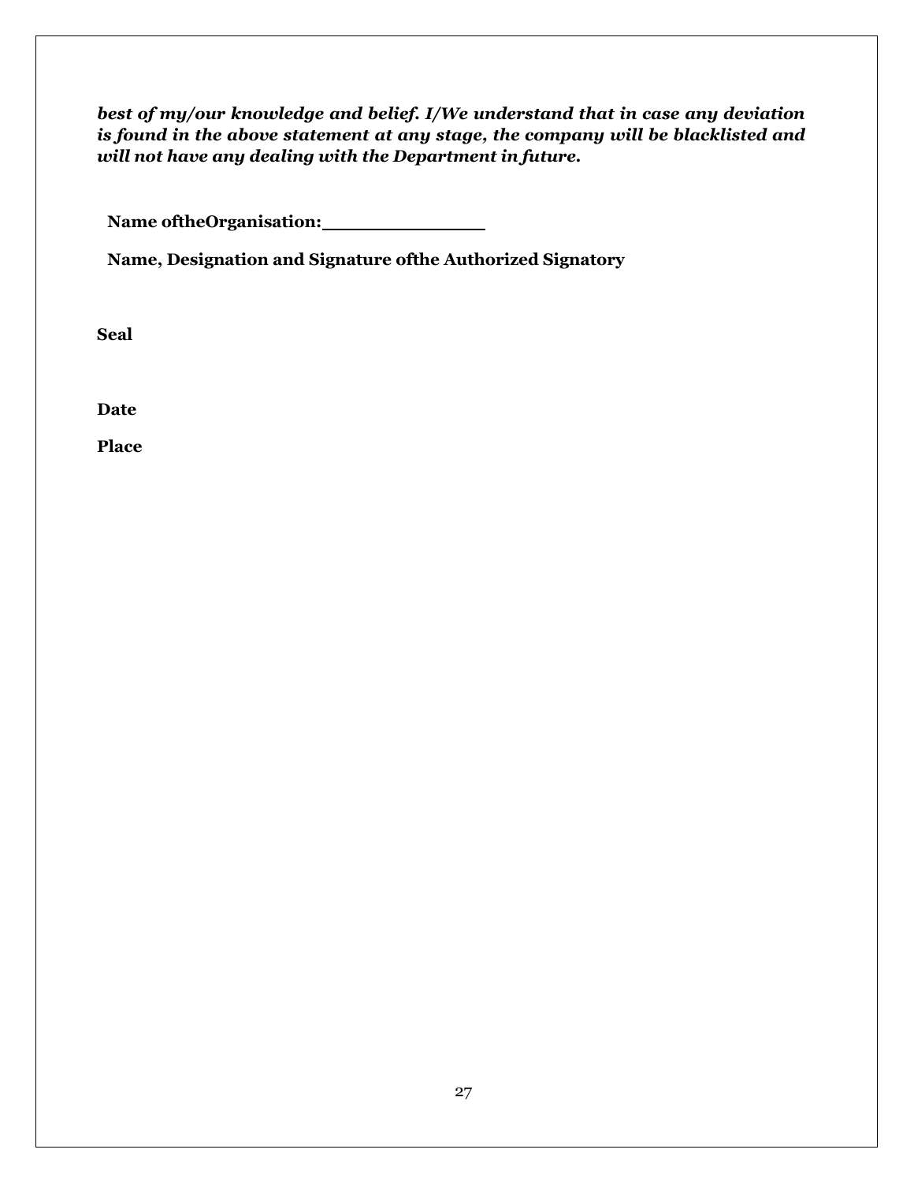***best of my/our knowledge and belief. I/We understand that in case any deviation is found in the above statement at any stage, the company will be blacklisted and will not have any dealing with the Department in future.***

**Name oftheOrganisation:** ______________

**Name, Designation and Signature ofthe Authorized Signatory**

**Seal**

**Date**

**Place**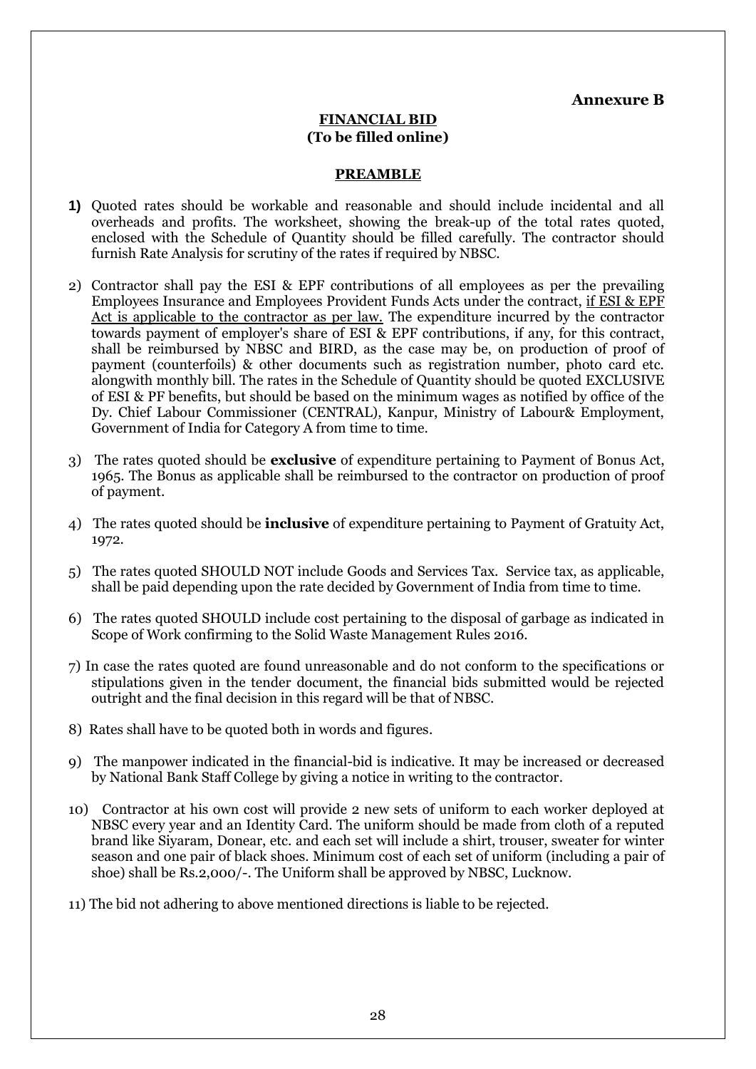**Annexure B**

**FINANCIAL BID**
**(To be filled online)**

**PREAMBLE**

**1)** Quoted rates should be workable and reasonable and should include incidental and all overheads and profits. The worksheet, showing the break-up of the total rates quoted, enclosed with the Schedule of Quantity should be filled carefully. The contractor should furnish Rate Analysis for scrutiny of the rates if required by NBSC.

2) Contractor shall pay the ESI & EPF contributions of all employees as per the prevailing Employees Insurance and Employees Provident Funds Acts under the contract, <u>if ESI & EPF Act is applicable to the contractor as per law.</u> The expenditure incurred by the contractor towards payment of employer's share of ESI & EPF contributions, if any, for this contract, shall be reimbursed by NBSC and BIRD, as the case may be, on production of proof of payment (counterfoils) & other documents such as registration number, photo card etc. alongwith monthly bill. The rates in the Schedule of Quantity should be quoted EXCLUSIVE of ESI & PF benefits, but should be based on the minimum wages as notified by office of the Dy. Chief Labour Commissioner (CENTRAL), Kanpur, Ministry of Labour& Employment, Government of India for Category A from time to time.

3) The rates quoted should be **exclusive** of expenditure pertaining to Payment of Bonus Act, 1965. The Bonus as applicable shall be reimbursed to the contractor on production of proof of payment.

4) The rates quoted should be **inclusive** of expenditure pertaining to Payment of Gratuity Act, 1972.

5) The rates quoted SHOULD NOT include Goods and Services Tax. Service tax, as applicable, shall be paid depending upon the rate decided by Government of India from time to time.

6) The rates quoted SHOULD include cost pertaining to the disposal of garbage as indicated in Scope of Work confirming to the Solid Waste Management Rules 2016.

7) In case the rates quoted are found unreasonable and do not conform to the specifications or stipulations given in the tender document, the financial bids submitted would be rejected outright and the final decision in this regard will be that of NBSC.

8) Rates shall have to be quoted both in words and figures.

9) The manpower indicated in the financial-bid is indicative. It may be increased or decreased by National Bank Staff College by giving a notice in writing to the contractor.

10) Contractor at his own cost will provide 2 new sets of uniform to each worker deployed at NBSC every year and an Identity Card. The uniform should be made from cloth of a reputed brand like Siyaram, Donear, etc. and each set will include a shirt, trouser, sweater for winter season and one pair of black shoes. Minimum cost of each set of uniform (including a pair of shoe) shall be Rs.2,000/-. The Uniform shall be approved by NBSC, Lucknow.

11) The bid not adhering to above mentioned directions is liable to be rejected.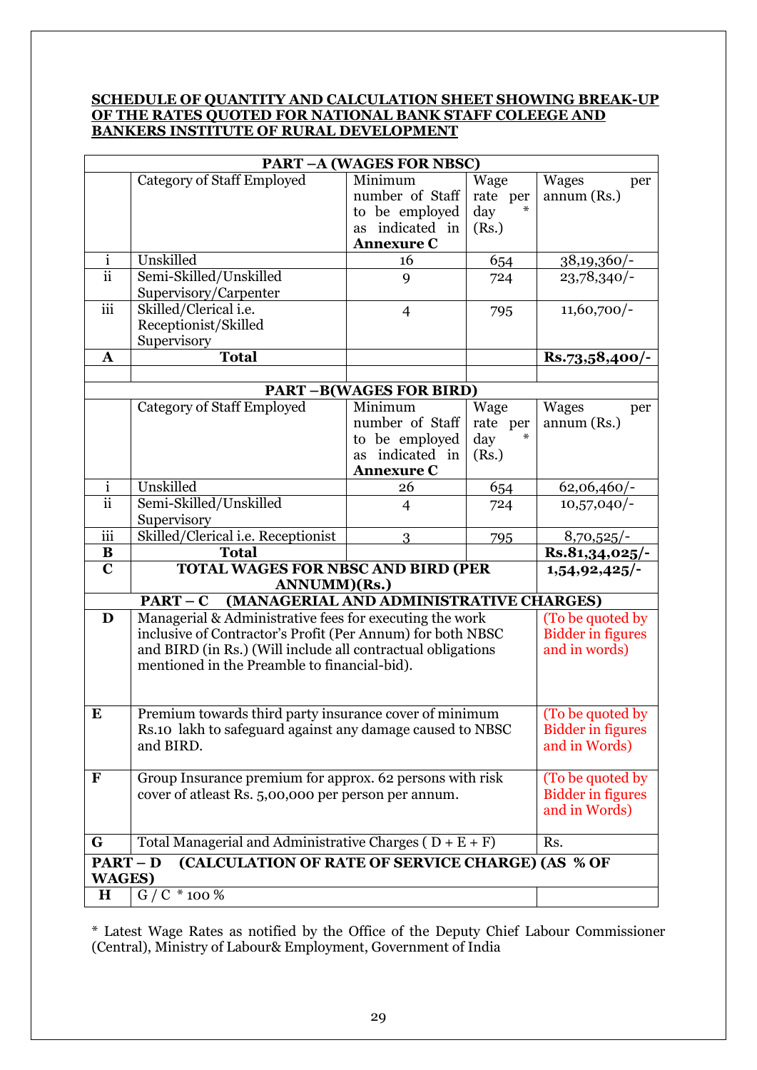**SCHEDULE OF QUANTITY AND CALCULATION SHEET SHOWING BREAK-UP OF THE RATES QUOTED FOR NATIONAL BANK STAFF COLEEGE AND BANKERS INSTITUTE OF RURAL DEVELOPMENT**

| **PART –A (WAGES FOR NBSC)** | | | | |
|---|---|---|---|---|
| | Category of Staff Employed | Minimum number of Staff to be employed as indicated in **Annexure C** | Wage rate per day * (Rs.) | Wages per annum (Rs.) |
| i | Unskilled | 16 | 654 | 38,19,360/- |
| ii | Semi-Skilled/Unskilled Supervisory/Carpenter | 9 | 724 | 23,78,340/- |
| iii | Skilled/Clerical i.e. Receptionist/Skilled Supervisory | 4 | 795 | 11,60,700/- |
| **A** | **Total** | | | **Rs.73,58,400/-** |
| | | | | |
| **PART –B(WAGES FOR BIRD)** | | | | |
| | Category of Staff Employed | Minimum number of Staff to be employed as indicated in **Annexure C** | Wage rate per day * (Rs.) | Wages per annum (Rs.) |
| i | Unskilled | 26 | 654 | 62,06,460/- |
| ii | Semi-Skilled/Unskilled Supervisory | 4 | 724 | 10,57,040/- |
| iii | Skilled/Clerical i.e. Receptionist | 3 | 795 | 8,70,525/- |
| **B** | **Total** | | | **Rs.81,34,025/-** |
| **C** | **TOTAL WAGES FOR NBSC AND BIRD (PER ANNUMM)(Rs.)** | | | **1,54,92,425/-** |
| **PART – C (MANAGERIAL AND ADMINISTRATIVE CHARGES)** | | | | |
| **D** | Managerial & Administrative fees for executing the work inclusive of Contractor's Profit (Per Annum) for both NBSC and BIRD (in Rs.) (Will include all contractual obligations mentioned in the Preamble to financial-bid). | | | (To be quoted by Bidder in figures and in words) |
| **E** | Premium towards third party insurance cover of minimum Rs.10 lakh to safeguard against any damage caused to NBSC and BIRD. | | | (To be quoted by Bidder in figures and in Words) |
| **F** | Group Insurance premium for approx. 62 persons with risk cover of atleast Rs. 5,00,000 per person per annum. | | | (To be quoted by Bidder in figures and in Words) |
| **G** | Total Managerial and Administrative Charges ( D + E + F) | | | Rs. |
| **PART – D (CALCULATION OF RATE OF SERVICE CHARGE) (AS % OF WAGES)** | | | | |
| **H** | G / C * 100 % | | | |

* Latest Wage Rates as notified by the Office of the Deputy Chief Labour Commissioner (Central), Ministry of Labour& Employment, Government of India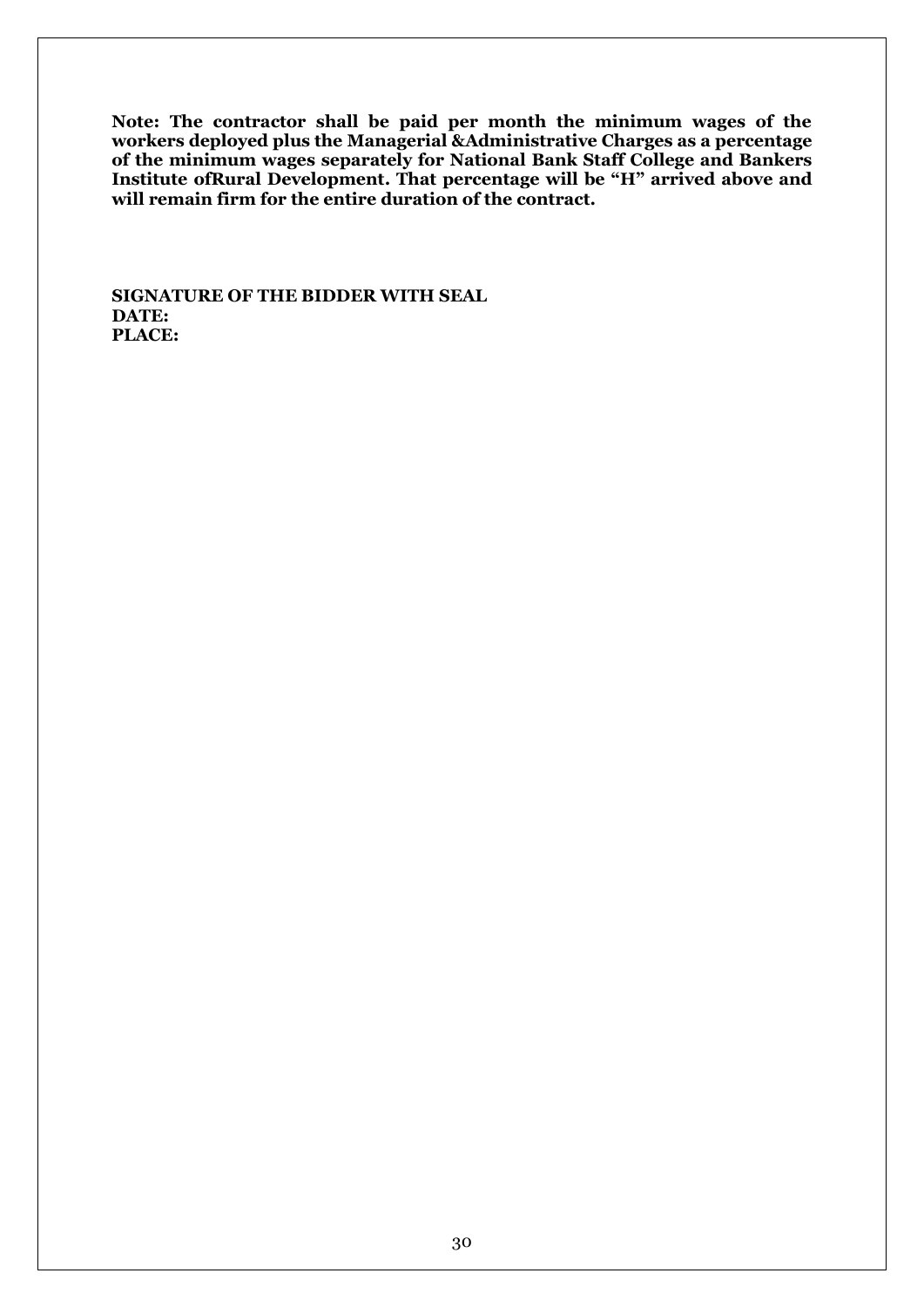**Note: The contractor shall be paid per month the minimum wages of the workers deployed plus the Managerial &Administrative Charges as a percentage of the minimum wages separately for National Bank Staff College and Bankers Institute ofRural Development. That percentage will be "H" arrived above and will remain firm for the entire duration of the contract.**

**SIGNATURE OF THE BIDDER WITH SEAL**
**DATE:**
**PLACE:**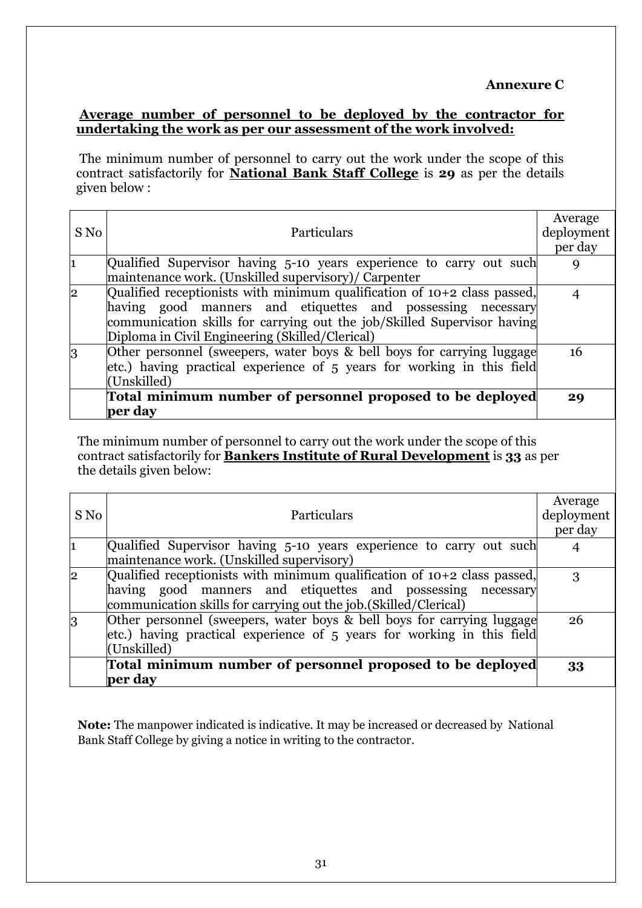**Annexure C**

**Average number of personnel to be deployed by the contractor for undertaking the work as per our assessment of the work involved:**

The minimum number of personnel to carry out the work under the scope of this contract satisfactorily for **National Bank Staff College** is **29** as per the details given below :

| S No | Particulars | Average deployment per day |
|---|---|---|
| 1 | Qualified Supervisor having 5-10 years experience to carry out such maintenance work. (Unskilled supervisory)/ Carpenter | 9 |
| 2 | Qualified receptionists with minimum qualification of 10+2 class passed, having good manners and etiquettes and possessing necessary communication skills for carrying out the job/Skilled Supervisor having Diploma in Civil Engineering (Skilled/Clerical) | 4 |
| 3 | Other personnel (sweepers, water boys & bell boys for carrying luggage etc.) having practical experience of 5 years for working in this field (Unskilled) | 16 |
| | **Total minimum number of personnel proposed to be deployed per day** | **29** |

The minimum number of personnel to carry out the work under the scope of this contract satisfactorily for **Bankers Institute of Rural Development** is **33** as per the details given below:

| S No | Particulars | Average deployment per day |
|---|---|---|
| 1 | Qualified Supervisor having 5-10 years experience to carry out such maintenance work. (Unskilled supervisory) | 4 |
| 2 | Qualified receptionists with minimum qualification of 10+2 class passed, having good manners and etiquettes and possessing necessary communication skills for carrying out the job.(Skilled/Clerical) | 3 |
| 3 | Other personnel (sweepers, water boys & bell boys for carrying luggage etc.) having practical experience of 5 years for working in this field (Unskilled) | 26 |
| | **Total minimum number of personnel proposed to be deployed per day** | **33** |

**Note:** The manpower indicated is indicative. It may be increased or decreased by National Bank Staff College by giving a notice in writing to the contractor.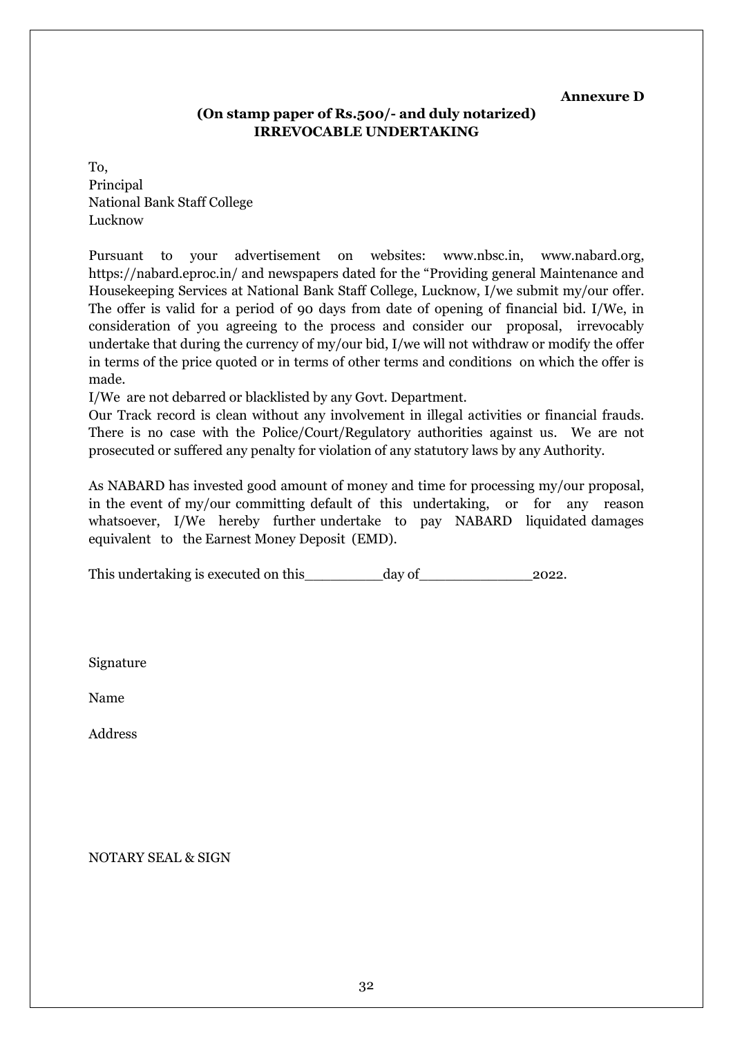**Annexure D**

**(On stamp paper of Rs.500/- and duly notarized)**

**IRREVOCABLE UNDERTAKING**

To,
Principal
National Bank Staff College
Lucknow

Pursuant to your advertisement on websites: www.nbsc.in, www.nabard.org, https://nabard.eproc.in/ and newspapers dated for the "Providing general Maintenance and Housekeeping Services at National Bank Staff College, Lucknow, I/we submit my/our offer. The offer is valid for a period of 90 days from date of opening of financial bid. I/We, in consideration of you agreeing to the process and consider our proposal, irrevocably undertake that during the currency of my/our bid, I/we will not withdraw or modify the offer in terms of the price quoted or in terms of other terms and conditions on which the offer is made.

I/We are not debarred or blacklisted by any Govt. Department.

Our Track record is clean without any involvement in illegal activities or financial frauds. There is no case with the Police/Court/Regulatory authorities against us. We are not prosecuted or suffered any penalty for violation of any statutory laws by any Authority.

As NABARD has invested good amount of money and time for processing my/our proposal, in the event of my/our committing default of this undertaking, or for any reason whatsoever, I/We hereby further undertake to pay NABARD liquidated damages equivalent to the Earnest Money Deposit (EMD).

This undertaking is executed on this_________day of_____________2022.

Signature

Name

Address

NOTARY SEAL & SIGN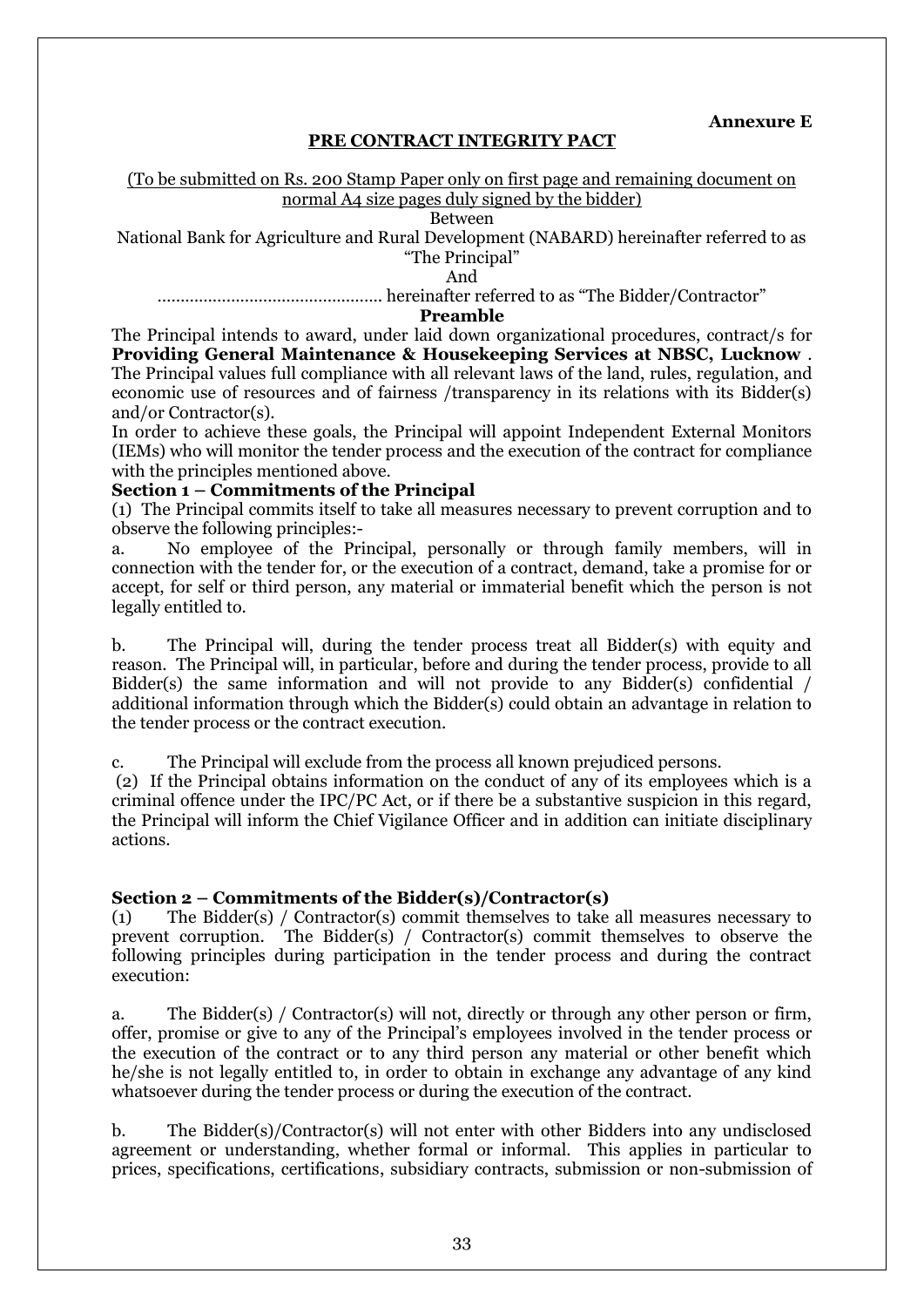**Annexure E**

## PRE CONTRACT INTEGRITY PACT

(To be submitted on Rs. 200 Stamp Paper only on first page and remaining document on normal A4 size pages duly signed by the bidder)

Between

National Bank for Agriculture and Rural Development (NABARD) hereinafter referred to as "The Principal"

And

............................................... hereinafter referred to as "The Bidder/Contractor"

**Preamble**

The Principal intends to award, under laid down organizational procedures, contract/s for **Providing General Maintenance & Housekeeping Services at NBSC, Lucknow** . The Principal values full compliance with all relevant laws of the land, rules, regulation, and economic use of resources and of fairness /transparency in its relations with its Bidder(s) and/or Contractor(s).

In order to achieve these goals, the Principal will appoint Independent External Monitors (IEMs) who will monitor the tender process and the execution of the contract for compliance with the principles mentioned above.

**Section 1 – Commitments of the Principal**

(1) The Principal commits itself to take all measures necessary to prevent corruption and to observe the following principles:-

a. No employee of the Principal, personally or through family members, will in connection with the tender for, or the execution of a contract, demand, take a promise for or accept, for self or third person, any material or immaterial benefit which the person is not legally entitled to.

b. The Principal will, during the tender process treat all Bidder(s) with equity and reason. The Principal will, in particular, before and during the tender process, provide to all Bidder(s) the same information and will not provide to any Bidder(s) confidential / additional information through which the Bidder(s) could obtain an advantage in relation to the tender process or the contract execution.

c. The Principal will exclude from the process all known prejudiced persons.

(2) If the Principal obtains information on the conduct of any of its employees which is a criminal offence under the IPC/PC Act, or if there be a substantive suspicion in this regard, the Principal will inform the Chief Vigilance Officer and in addition can initiate disciplinary actions.

**Section 2 – Commitments of the Bidder(s)/Contractor(s)**

(1) The Bidder(s) / Contractor(s) commit themselves to take all measures necessary to prevent corruption. The Bidder(s) / Contractor(s) commit themselves to observe the following principles during participation in the tender process and during the contract execution:

a. The Bidder(s) / Contractor(s) will not, directly or through any other person or firm, offer, promise or give to any of the Principal's employees involved in the tender process or the execution of the contract or to any third person any material or other benefit which he/she is not legally entitled to, in order to obtain in exchange any advantage of any kind whatsoever during the tender process or during the execution of the contract.

b. The Bidder(s)/Contractor(s) will not enter with other Bidders into any undisclosed agreement or understanding, whether formal or informal. This applies in particular to prices, specifications, certifications, subsidiary contracts, submission or non-submission of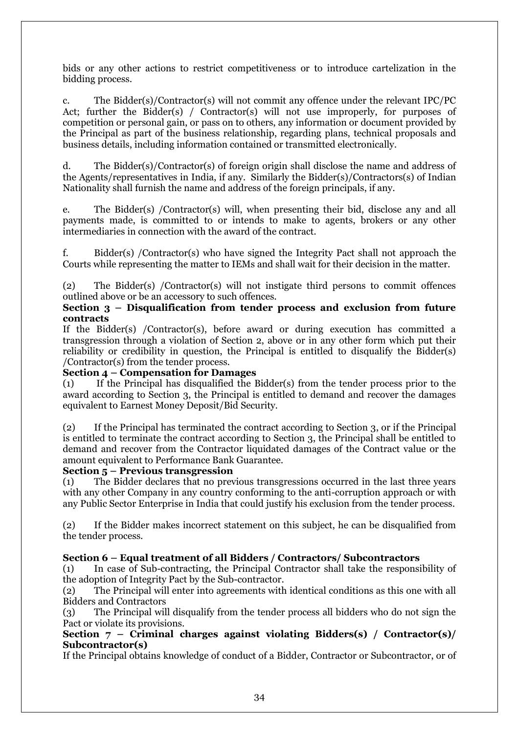bids or any other actions to restrict competitiveness or to introduce cartelization in the bidding process.

c. The Bidder(s)/Contractor(s) will not commit any offence under the relevant IPC/PC Act; further the Bidder(s) / Contractor(s) will not use improperly, for purposes of competition or personal gain, or pass on to others, any information or document provided by the Principal as part of the business relationship, regarding plans, technical proposals and business details, including information contained or transmitted electronically.

d. The Bidder(s)/Contractor(s) of foreign origin shall disclose the name and address of the Agents/representatives in India, if any. Similarly the Bidder(s)/Contractors(s) of Indian Nationality shall furnish the name and address of the foreign principals, if any.

e. The Bidder(s) /Contractor(s) will, when presenting their bid, disclose any and all payments made, is committed to or intends to make to agents, brokers or any other intermediaries in connection with the award of the contract.

f. Bidder(s) /Contractor(s) who have signed the Integrity Pact shall not approach the Courts while representing the matter to IEMs and shall wait for their decision in the matter.

(2) The Bidder(s) /Contractor(s) will not instigate third persons to commit offences outlined above or be an accessory to such offences.

**Section 3 – Disqualification from tender process and exclusion from future contracts**

If the Bidder(s) /Contractor(s), before award or during execution has committed a transgression through a violation of Section 2, above or in any other form which put their reliability or credibility in question, the Principal is entitled to disqualify the Bidder(s) /Contractor(s) from the tender process.

**Section 4 – Compensation for Damages**

(1) If the Principal has disqualified the Bidder(s) from the tender process prior to the award according to Section 3, the Principal is entitled to demand and recover the damages equivalent to Earnest Money Deposit/Bid Security.

(2) If the Principal has terminated the contract according to Section 3, or if the Principal is entitled to terminate the contract according to Section 3, the Principal shall be entitled to demand and recover from the Contractor liquidated damages of the Contract value or the amount equivalent to Performance Bank Guarantee.

**Section 5 – Previous transgression**

(1) The Bidder declares that no previous transgressions occurred in the last three years with any other Company in any country conforming to the anti-corruption approach or with any Public Sector Enterprise in India that could justify his exclusion from the tender process.

(2) If the Bidder makes incorrect statement on this subject, he can be disqualified from the tender process.

**Section 6 – Equal treatment of all Bidders / Contractors/ Subcontractors**

(1) In case of Sub-contracting, the Principal Contractor shall take the responsibility of the adoption of Integrity Pact by the Sub-contractor.

(2) The Principal will enter into agreements with identical conditions as this one with all Bidders and Contractors

(3) The Principal will disqualify from the tender process all bidders who do not sign the Pact or violate its provisions.

**Section 7 – Criminal charges against violating Bidders(s) / Contractor(s)/ Subcontractor(s)**

If the Principal obtains knowledge of conduct of a Bidder, Contractor or Subcontractor, or of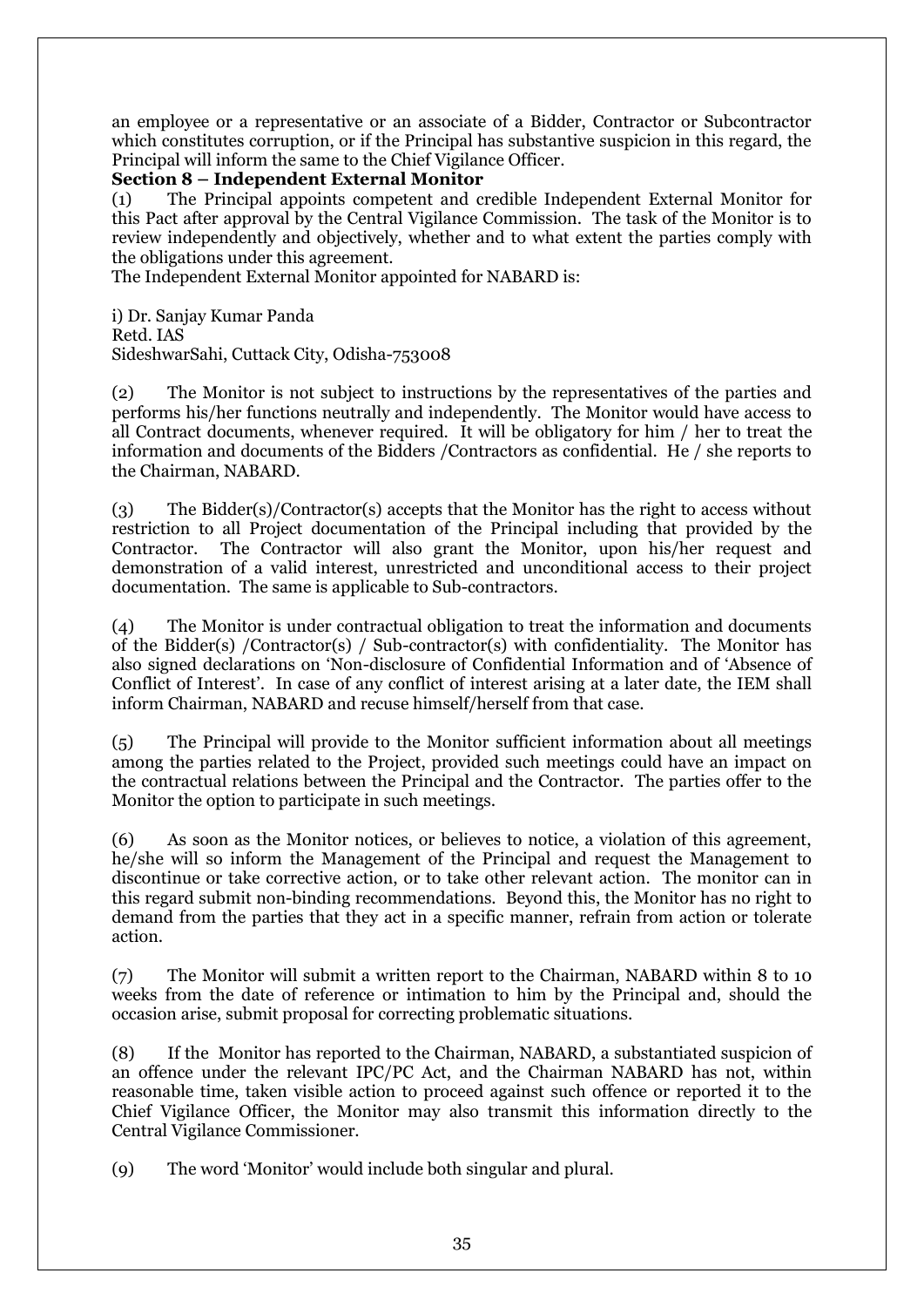an employee or a representative or an associate of a Bidder, Contractor or Subcontractor which constitutes corruption, or if the Principal has substantive suspicion in this regard, the Principal will inform the same to the Chief Vigilance Officer.

**Section 8 – Independent External Monitor**

(1) The Principal appoints competent and credible Independent External Monitor for this Pact after approval by the Central Vigilance Commission. The task of the Monitor is to review independently and objectively, whether and to what extent the parties comply with the obligations under this agreement.

The Independent External Monitor appointed for NABARD is:

i) Dr. Sanjay Kumar Panda
Retd. IAS
SideshwarSahi, Cuttack City, Odisha-753008

(2) The Monitor is not subject to instructions by the representatives of the parties and performs his/her functions neutrally and independently. The Monitor would have access to all Contract documents, whenever required. It will be obligatory for him / her to treat the information and documents of the Bidders /Contractors as confidential. He / she reports to the Chairman, NABARD.

(3) The Bidder(s)/Contractor(s) accepts that the Monitor has the right to access without restriction to all Project documentation of the Principal including that provided by the Contractor. The Contractor will also grant the Monitor, upon his/her request and demonstration of a valid interest, unrestricted and unconditional access to their project documentation. The same is applicable to Sub-contractors.

(4) The Monitor is under contractual obligation to treat the information and documents of the Bidder(s) /Contractor(s) / Sub-contractor(s) with confidentiality. The Monitor has also signed declarations on 'Non-disclosure of Confidential Information and of 'Absence of Conflict of Interest'. In case of any conflict of interest arising at a later date, the IEM shall inform Chairman, NABARD and recuse himself/herself from that case.

(5) The Principal will provide to the Monitor sufficient information about all meetings among the parties related to the Project, provided such meetings could have an impact on the contractual relations between the Principal and the Contractor. The parties offer to the Monitor the option to participate in such meetings.

(6) As soon as the Monitor notices, or believes to notice, a violation of this agreement, he/she will so inform the Management of the Principal and request the Management to discontinue or take corrective action, or to take other relevant action. The monitor can in this regard submit non-binding recommendations. Beyond this, the Monitor has no right to demand from the parties that they act in a specific manner, refrain from action or tolerate action.

(7) The Monitor will submit a written report to the Chairman, NABARD within 8 to 10 weeks from the date of reference or intimation to him by the Principal and, should the occasion arise, submit proposal for correcting problematic situations.

(8) If the Monitor has reported to the Chairman, NABARD, a substantiated suspicion of an offence under the relevant IPC/PC Act, and the Chairman NABARD has not, within reasonable time, taken visible action to proceed against such offence or reported it to the Chief Vigilance Officer, the Monitor may also transmit this information directly to the Central Vigilance Commissioner.

(9) The word 'Monitor' would include both singular and plural.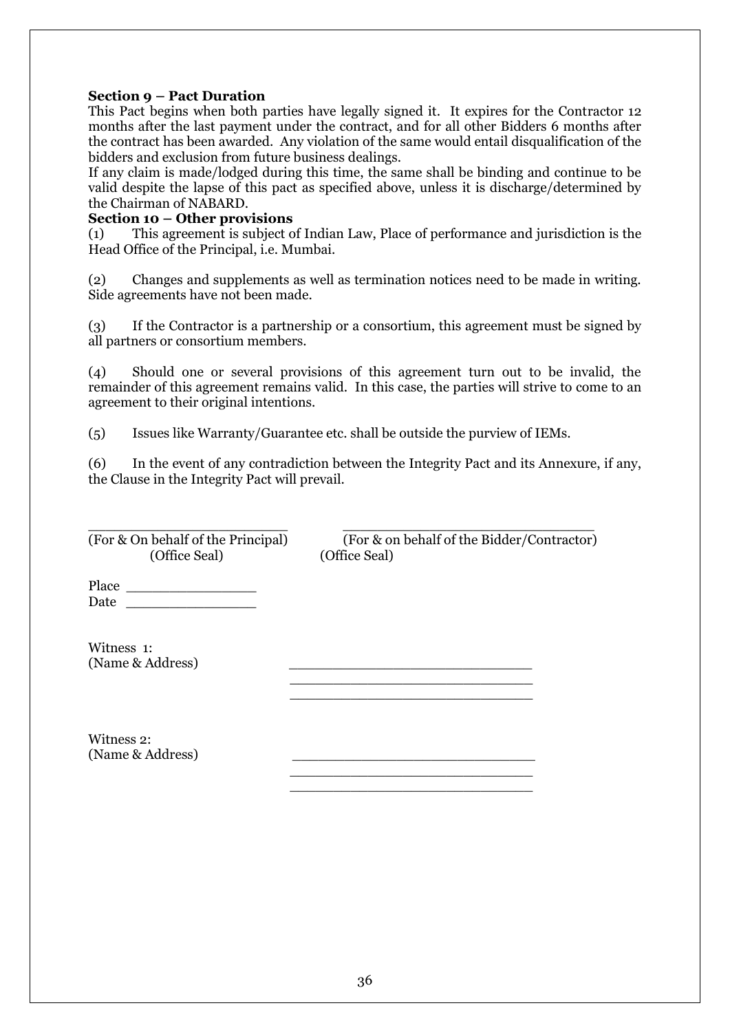**Section 9 – Pact Duration**

This Pact begins when both parties have legally signed it. It expires for the Contractor 12 months after the last payment under the contract, and for all other Bidders 6 months after the contract has been awarded. Any violation of the same would entail disqualification of the bidders and exclusion from future business dealings.

If any claim is made/lodged during this time, the same shall be binding and continue to be valid despite the lapse of this pact as specified above, unless it is discharge/determined by the Chairman of NABARD.

**Section 10 – Other provisions**

(1) This agreement is subject of Indian Law, Place of performance and jurisdiction is the Head Office of the Principal, i.e. Mumbai.

(2) Changes and supplements as well as termination notices need to be made in writing. Side agreements have not been made.

(3) If the Contractor is a partnership or a consortium, this agreement must be signed by all partners or consortium members.

(4) Should one or several provisions of this agreement turn out to be invalid, the remainder of this agreement remains valid. In this case, the parties will strive to come to an agreement to their original intentions.

(5) Issues like Warranty/Guarantee etc. shall be outside the purview of IEMs.

(6) In the event of any contradiction between the Integrity Pact and its Annexure, if any, the Clause in the Integrity Pact will prevail.

_________________________ _______________________________

(For & On behalf of the Principal) (For & on behalf of the Bidder/Contractor)

(Office Seal) (Office Seal)

Place _______________

Date _______________

Witness 1:

(Name & Address) ____________________________

____________________________

____________________________

Witness 2:

(Name & Address) ____________________________

____________________________

____________________________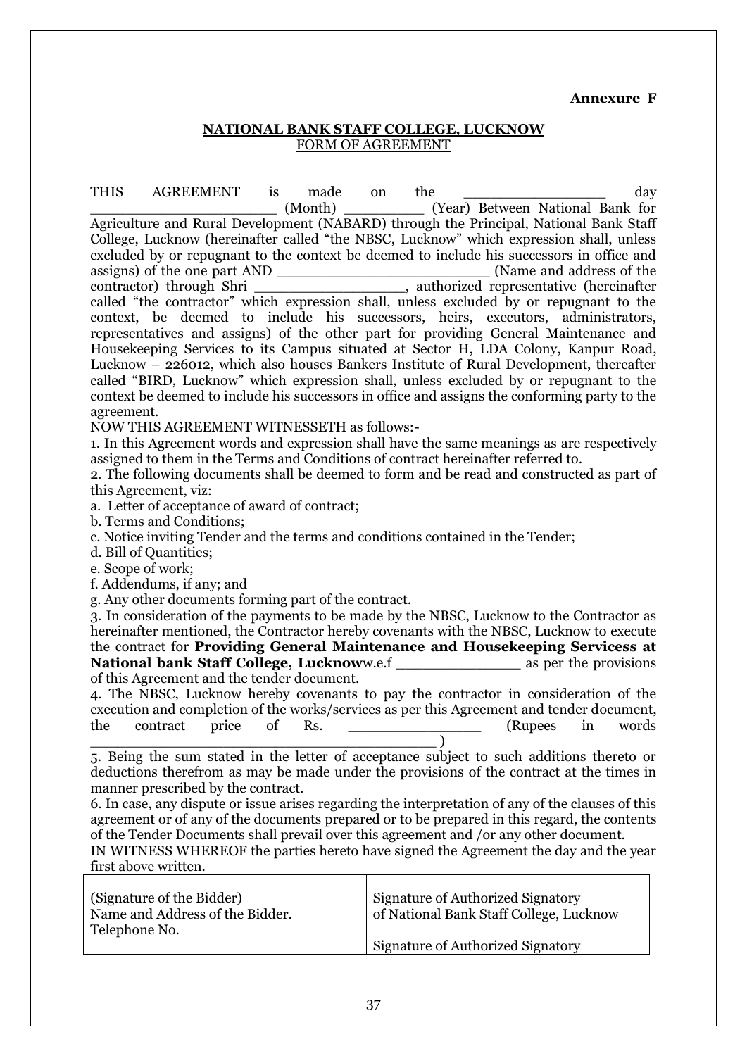**Annexure F**

**NATIONAL BANK STAFF COLLEGE, LUCKNOW**
FORM OF AGREEMENT

THIS AGREEMENT is made on the ________________ day ______________________ (Month) _________ (Year) Between National Bank for Agriculture and Rural Development (NABARD) through the Principal, National Bank Staff College, Lucknow (hereinafter called "the NBSC, Lucknow" which expression shall, unless excluded by or repugnant to the context be deemed to include his successors in office and assigns) of the one part AND ________________________ (Name and address of the contractor) through Shri _________________, authorized representative (hereinafter called "the contractor" which expression shall, unless excluded by or repugnant to the context, be deemed to include his successors, heirs, executors, administrators, representatives and assigns) of the other part for providing General Maintenance and Housekeeping Services to its Campus situated at Sector H, LDA Colony, Kanpur Road, Lucknow – 226012, which also houses Bankers Institute of Rural Development, thereafter called "BIRD, Lucknow" which expression shall, unless excluded by or repugnant to the context be deemed to include his successors in office and assigns the conforming party to the agreement.

NOW THIS AGREEMENT WITNESSETH as follows:-

1. In this Agreement words and expression shall have the same meanings as are respectively assigned to them in the Terms and Conditions of contract hereinafter referred to.
2. The following documents shall be deemed to form and be read and constructed as part of this Agreement, viz:

a. Letter of acceptance of award of contract;
b. Terms and Conditions;
c. Notice inviting Tender and the terms and conditions contained in the Tender;
d. Bill of Quantities;
e. Scope of work;
f. Addendums, if any; and
g. Any other documents forming part of the contract.

3. In consideration of the payments to be made by the NBSC, Lucknow to the Contractor as hereinafter mentioned, the Contractor hereby covenants with the NBSC, Lucknow to execute the contract for **Providing General Maintenance and Housekeeping Servicess at National bank Staff College, Lucknow**w.e.f ______________ as per the provisions of this Agreement and the tender document.
4. The NBSC, Lucknow hereby covenants to pay the contractor in consideration of the execution and completion of the works/services as per this Agreement and tender document, the contract price of Rs. _______________ (Rupees in words ________________________________________ )
5. Being the sum stated in the letter of acceptance subject to such additions thereto or deductions therefrom as may be made under the provisions of the contract at the times in manner prescribed by the contract.
6. In case, any dispute or issue arises regarding the interpretation of any of the clauses of this agreement or of any of the documents prepared or to be prepared in this regard, the contents of the Tender Documents shall prevail over this agreement and /or any other document.

IN WITNESS WHEREOF the parties hereto have signed the Agreement the day and the year first above written.

| (Signature of the Bidder)<br>Name and Address of the Bidder.<br>Telephone No. | Signature of Authorized Signatory<br>of National Bank Staff College, Lucknow |
|---|---|
| | Signature of Authorized Signatory |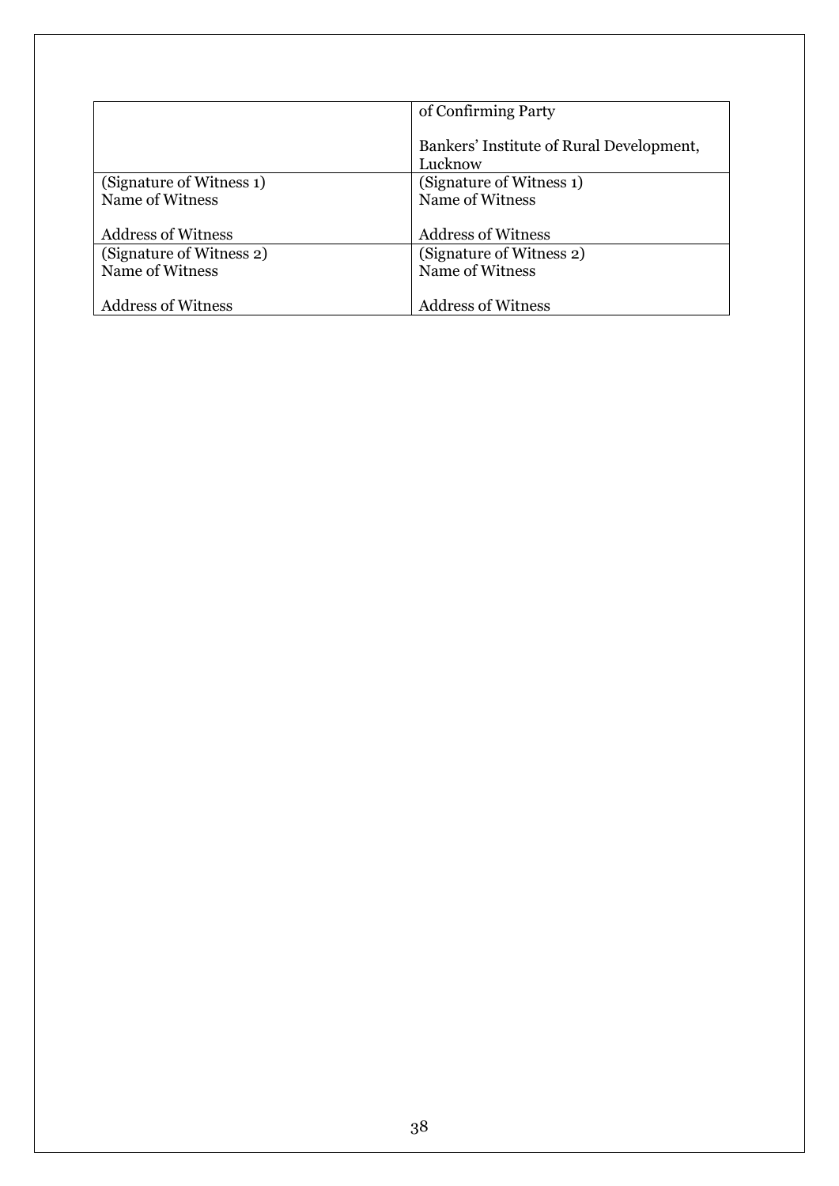| | of Confirming Party<br><br>Bankers' Institute of Rural Development, Lucknow |
|---|---|
| (Signature of Witness 1)<br>Name of Witness<br><br>Address of Witness | (Signature of Witness 1)<br>Name of Witness<br><br>Address of Witness |
| (Signature of Witness 2)<br>Name of Witness<br><br>Address of Witness | (Signature of Witness 2)<br>Name of Witness<br><br>Address of Witness |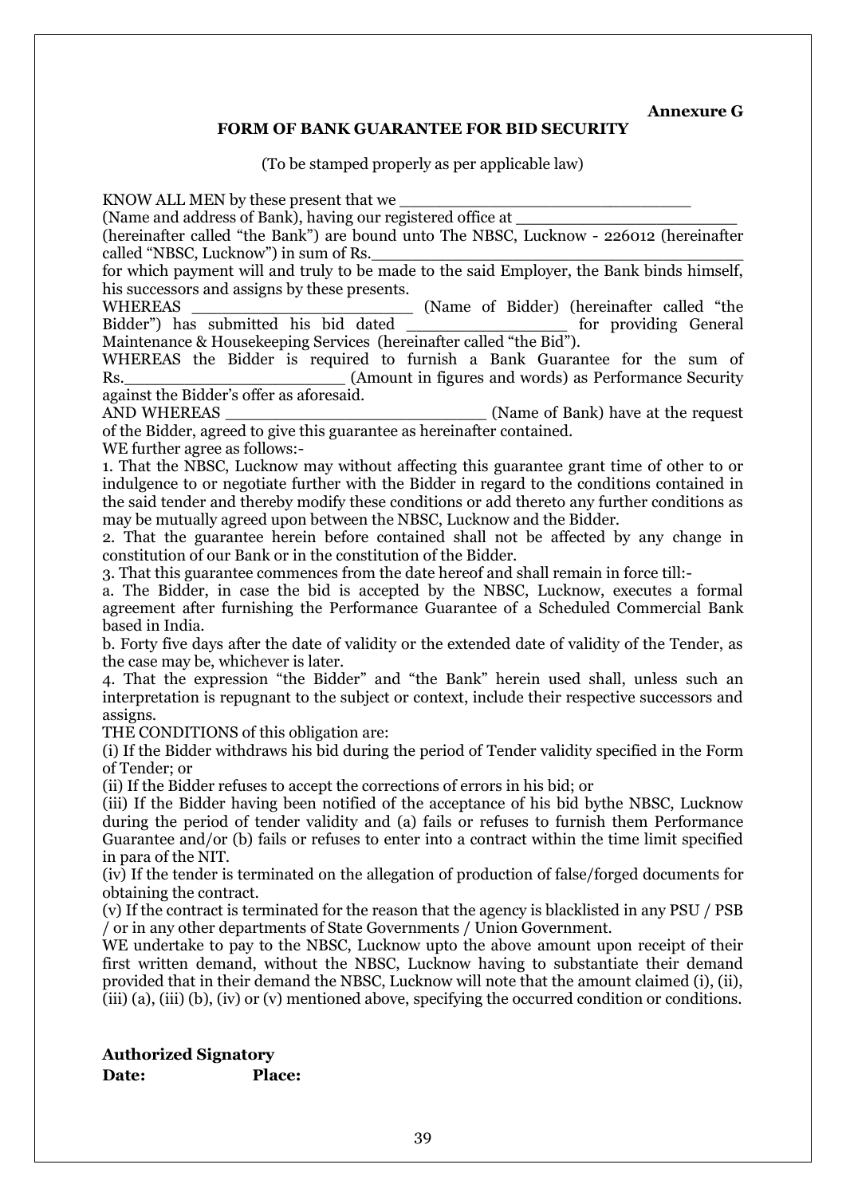**Annexure G**

**FORM OF BANK GUARANTEE FOR BID SECURITY**

(To be stamped properly as per applicable law)

KNOW ALL MEN by these present that we ____________________________
(Name and address of Bank), having our registered office at ______________________
(hereinafter called "the Bank") are bound unto The NBSC, Lucknow - 226012 (hereinafter called "NBSC, Lucknow") in sum of Rs.______________________________________
for which payment will and truly to be made to the said Employer, the Bank binds himself, his successors and assigns by these presents.

WHEREAS ______________________ (Name of Bidder) (hereinafter called "the Bidder") has submitted his bid dated ________________ for providing General Maintenance & Housekeeping Services (hereinafter called "the Bid").

WHEREAS the Bidder is required to furnish a Bank Guarantee for the sum of Rs.______________________ (Amount in figures and words) as Performance Security against the Bidder's offer as aforesaid.

AND WHEREAS __________________________ (Name of Bank) have at the request of the Bidder, agreed to give this guarantee as hereinafter contained.

WE further agree as follows:-

1. That the NBSC, Lucknow may without affecting this guarantee grant time of other to or indulgence to or negotiate further with the Bidder in regard to the conditions contained in the said tender and thereby modify these conditions or add thereto any further conditions as may be mutually agreed upon between the NBSC, Lucknow and the Bidder.
2. That the guarantee herein before contained shall not be affected by any change in constitution of our Bank or in the constitution of the Bidder.
3. That this guarantee commences from the date hereof and shall remain in force till:-
   a. The Bidder, in case the bid is accepted by the NBSC, Lucknow, executes a formal agreement after furnishing the Performance Guarantee of a Scheduled Commercial Bank based in India.
   b. Forty five days after the date of validity or the extended date of validity of the Tender, as the case may be, whichever is later.
4. That the expression "the Bidder" and "the Bank" herein used shall, unless such an interpretation is repugnant to the subject or context, include their respective successors and assigns.

THE CONDITIONS of this obligation are:

(i) If the Bidder withdraws his bid during the period of Tender validity specified in the Form of Tender; or

(ii) If the Bidder refuses to accept the corrections of errors in his bid; or

(iii) If the Bidder having been notified of the acceptance of his bid bythe NBSC, Lucknow during the period of tender validity and (a) fails or refuses to furnish them Performance Guarantee and/or (b) fails or refuses to enter into a contract within the time limit specified in para of the NIT.

(iv) If the tender is terminated on the allegation of production of false/forged documents for obtaining the contract.

(v) If the contract is terminated for the reason that the agency is blacklisted in any PSU / PSB / or in any other departments of State Governments / Union Government.

WE undertake to pay to the NBSC, Lucknow upto the above amount upon receipt of their first written demand, without the NBSC, Lucknow having to substantiate their demand provided that in their demand the NBSC, Lucknow will note that the amount claimed (i), (ii), (iii) (a), (iii) (b), (iv) or (v) mentioned above, specifying the occurred condition or conditions.

**Authorized Signatory**

**Date:** **Place:**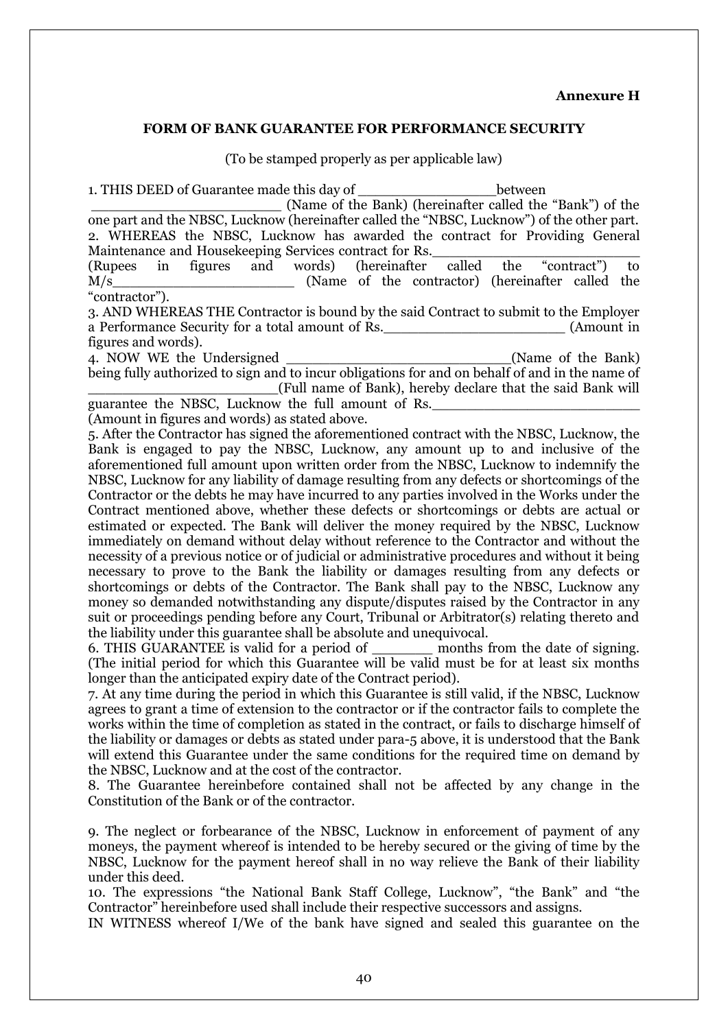**Annexure H**

**FORM OF BANK GUARANTEE FOR PERFORMANCE SECURITY**

(To be stamped properly as per applicable law)

1. THIS DEED of Guarantee made this day of ________________between ______________________ (Name of the Bank) (hereinafter called the "Bank") of the one part and the NBSC, Lucknow (hereinafter called the "NBSC, Lucknow") of the other part.
2. WHEREAS the NBSC, Lucknow has awarded the contract for Providing General Maintenance and Housekeeping Services contract for Rs.________________________ (Rupees in figures and words) (hereinafter called the "contract") to M/s_____________________ (Name of the contractor) (hereinafter called the "contractor").
3. AND WHEREAS THE Contractor is bound by the said Contract to submit to the Employer a Performance Security for a total amount of Rs.______________________ (Amount in figures and words).
4. NOW WE the Undersigned __________________________(Name of the Bank) being fully authorized to sign and to incur obligations for and on behalf of and in the name of _____________________(Full name of Bank), hereby declare that the said Bank will guarantee the NBSC, Lucknow the full amount of Rs.________________________ (Amount in figures and words) as stated above.
5. After the Contractor has signed the aforementioned contract with the NBSC, Lucknow, the Bank is engaged to pay the NBSC, Lucknow, any amount up to and inclusive of the aforementioned full amount upon written order from the NBSC, Lucknow to indemnify the NBSC, Lucknow for any liability of damage resulting from any defects or shortcomings of the Contractor or the debts he may have incurred to any parties involved in the Works under the Contract mentioned above, whether these defects or shortcomings or debts are actual or estimated or expected. The Bank will deliver the money required by the NBSC, Lucknow immediately on demand without delay without reference to the Contractor and without the necessity of a previous notice or of judicial or administrative procedures and without it being necessary to prove to the Bank the liability or damages resulting from any defects or shortcomings or debts of the Contractor. The Bank shall pay to the NBSC, Lucknow any money so demanded notwithstanding any dispute/disputes raised by the Contractor in any suit or proceedings pending before any Court, Tribunal or Arbitrator(s) relating thereto and the liability under this guarantee shall be absolute and unequivocal.
6. THIS GUARANTEE is valid for a period of _______ months from the date of signing. (The initial period for which this Guarantee will be valid must be for at least six months longer than the anticipated expiry date of the Contract period).
7. At any time during the period in which this Guarantee is still valid, if the NBSC, Lucknow agrees to grant a time of extension to the contractor or if the contractor fails to complete the works within the time of completion as stated in the contract, or fails to discharge himself of the liability or damages or debts as stated under para-5 above, it is understood that the Bank will extend this Guarantee under the same conditions for the required time on demand by the NBSC, Lucknow and at the cost of the contractor.
8. The Guarantee hereinbefore contained shall not be affected by any change in the Constitution of the Bank or of the contractor.

9. The neglect or forbearance of the NBSC, Lucknow in enforcement of payment of any moneys, the payment whereof is intended to be hereby secured or the giving of time by the NBSC, Lucknow for the payment hereof shall in no way relieve the Bank of their liability under this deed.
10. The expressions "the National Bank Staff College, Lucknow", "the Bank" and "the Contractor" hereinbefore used shall include their respective successors and assigns.

IN WITNESS whereof I/We of the bank have signed and sealed this guarantee on the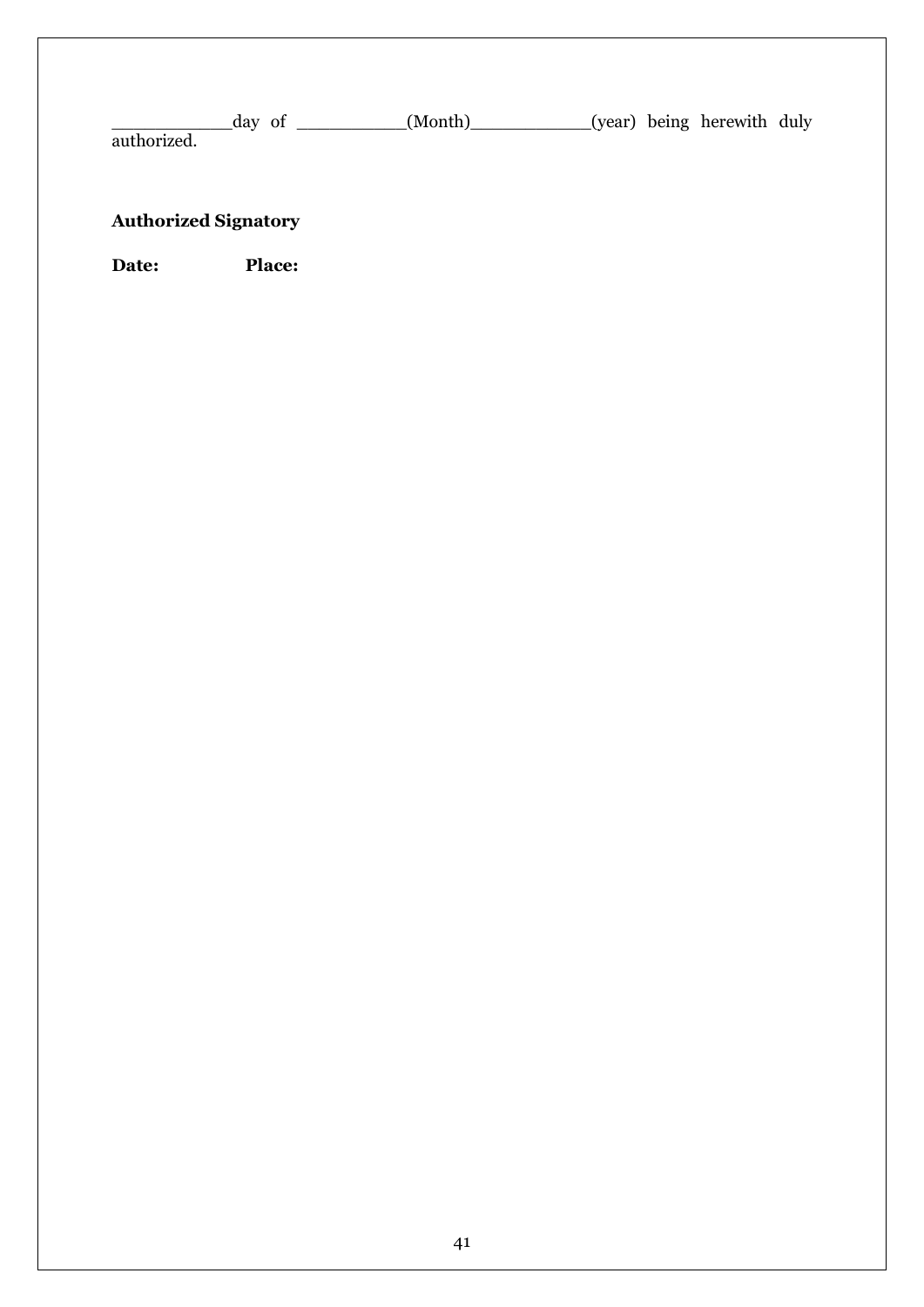____________day of __________(Month)____________(year) being herewith duly authorized.

**Authorized Signatory**

**Date:** **Place:**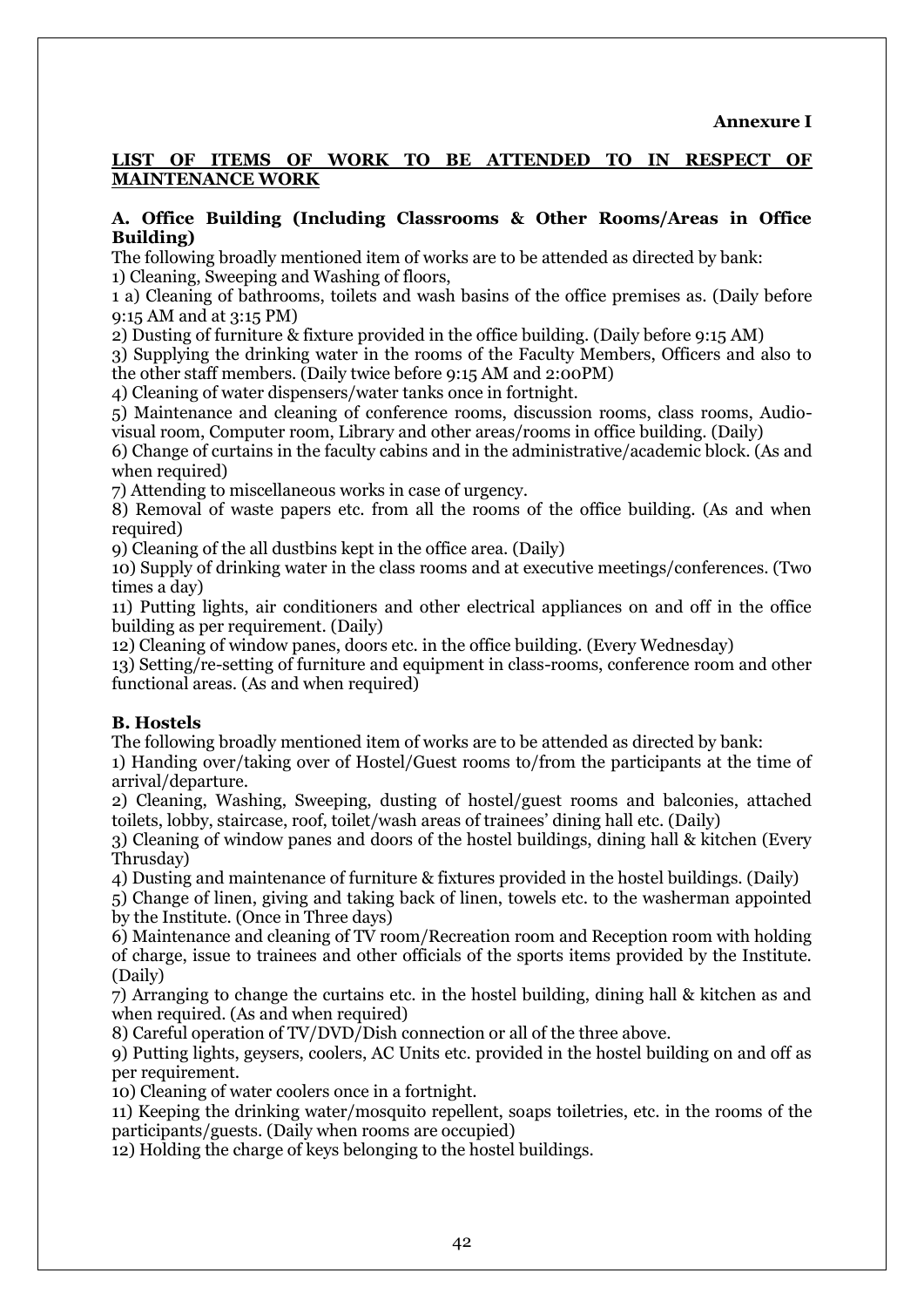**Annexure I**

**LIST OF ITEMS OF WORK TO BE ATTENDED TO IN RESPECT OF MAINTENANCE WORK**

**A. Office Building (Including Classrooms & Other Rooms/Areas in Office Building)**

The following broadly mentioned item of works are to be attended as directed by bank:

1) Cleaning, Sweeping and Washing of floors,

1 a) Cleaning of bathrooms, toilets and wash basins of the office premises as. (Daily before 9:15 AM and at 3:15 PM)

2) Dusting of furniture & fixture provided in the office building. (Daily before 9:15 AM)

3) Supplying the drinking water in the rooms of the Faculty Members, Officers and also to the other staff members. (Daily twice before 9:15 AM and 2:00PM)

4) Cleaning of water dispensers/water tanks once in fortnight.

5) Maintenance and cleaning of conference rooms, discussion rooms, class rooms, Audio-visual room, Computer room, Library and other areas/rooms in office building. (Daily)

6) Change of curtains in the faculty cabins and in the administrative/academic block. (As and when required)

7) Attending to miscellaneous works in case of urgency.

8) Removal of waste papers etc. from all the rooms of the office building. (As and when required)

9) Cleaning of the all dustbins kept in the office area. (Daily)

10) Supply of drinking water in the class rooms and at executive meetings/conferences. (Two times a day)

11) Putting lights, air conditioners and other electrical appliances on and off in the office building as per requirement. (Daily)

12) Cleaning of window panes, doors etc. in the office building. (Every Wednesday)

13) Setting/re-setting of furniture and equipment in class-rooms, conference room and other functional areas. (As and when required)

**B. Hostels**

The following broadly mentioned item of works are to be attended as directed by bank:

1) Handing over/taking over of Hostel/Guest rooms to/from the participants at the time of arrival/departure.

2) Cleaning, Washing, Sweeping, dusting of hostel/guest rooms and balconies, attached toilets, lobby, staircase, roof, toilet/wash areas of trainees' dining hall etc. (Daily)

3) Cleaning of window panes and doors of the hostel buildings, dining hall & kitchen (Every Thrusday)

4) Dusting and maintenance of furniture & fixtures provided in the hostel buildings. (Daily)

5) Change of linen, giving and taking back of linen, towels etc. to the washerman appointed by the Institute. (Once in Three days)

6) Maintenance and cleaning of TV room/Recreation room and Reception room with holding of charge, issue to trainees and other officials of the sports items provided by the Institute. (Daily)

7) Arranging to change the curtains etc. in the hostel building, dining hall & kitchen as and when required. (As and when required)

8) Careful operation of TV/DVD/Dish connection or all of the three above.

9) Putting lights, geysers, coolers, AC Units etc. provided in the hostel building on and off as per requirement.

10) Cleaning of water coolers once in a fortnight.

11) Keeping the drinking water/mosquito repellent, soaps toiletries, etc. in the rooms of the participants/guests. (Daily when rooms are occupied)

12) Holding the charge of keys belonging to the hostel buildings.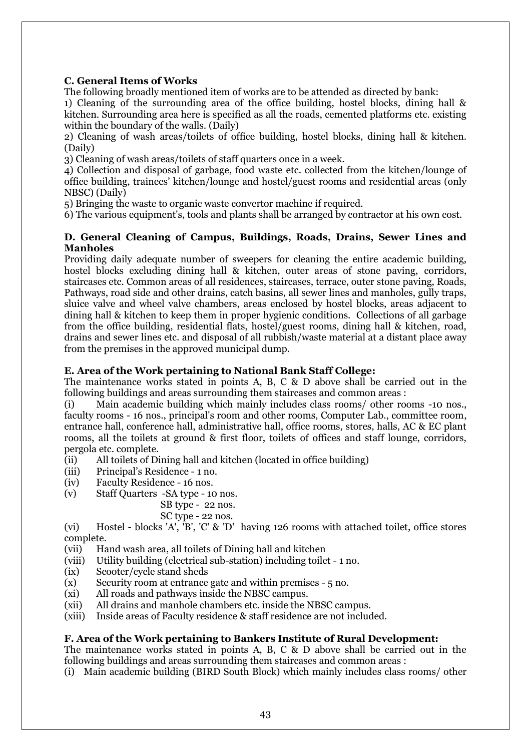**C. General Items of Works**

The following broadly mentioned item of works are to be attended as directed by bank:

1) Cleaning of the surrounding area of the office building, hostel blocks, dining hall & kitchen. Surrounding area here is specified as all the roads, cemented platforms etc. existing within the boundary of the walls. (Daily)

2) Cleaning of wash areas/toilets of office building, hostel blocks, dining hall & kitchen. (Daily)

3) Cleaning of wash areas/toilets of staff quarters once in a week.

4) Collection and disposal of garbage, food waste etc. collected from the kitchen/lounge of office building, trainees' kitchen/lounge and hostel/guest rooms and residential areas (only NBSC) (Daily)

5) Bringing the waste to organic waste convertor machine if required.

6) The various equipment's, tools and plants shall be arranged by contractor at his own cost.

**D. General Cleaning of Campus, Buildings, Roads, Drains, Sewer Lines and Manholes**

Providing daily adequate number of sweepers for cleaning the entire academic building, hostel blocks excluding dining hall & kitchen, outer areas of stone paving, corridors, staircases etc. Common areas of all residences, staircases, terrace, outer stone paving, Roads, Pathways, road side and other drains, catch basins, all sewer lines and manholes, gully traps, sluice valve and wheel valve chambers, areas enclosed by hostel blocks, areas adjacent to dining hall & kitchen to keep them in proper hygienic conditions. Collections of all garbage from the office building, residential flats, hostel/guest rooms, dining hall & kitchen, road, drains and sewer lines etc. and disposal of all rubbish/waste material at a distant place away from the premises in the approved municipal dump.

**E. Area of the Work pertaining to National Bank Staff College:**

The maintenance works stated in points A, B, C & D above shall be carried out in the following buildings and areas surrounding them staircases and common areas :

(i) Main academic building which mainly includes class rooms/ other rooms -10 nos., faculty rooms - 16 nos., principal's room and other rooms, Computer Lab., committee room, entrance hall, conference hall, administrative hall, office rooms, stores, halls, AC & EC plant rooms, all the toilets at ground & first floor, toilets of offices and staff lounge, corridors, pergola etc. complete.

(ii) All toilets of Dining hall and kitchen (located in office building)

(iii) Principal's Residence - 1 no.

(iv) Faculty Residence - 16 nos.

(v) Staff Quarters -SA type - 10 nos.
SB type - 22 nos.
SC type - 22 nos.

(vi) Hostel - blocks 'A', 'B', 'C' & 'D' having 126 rooms with attached toilet, office stores complete.

(vii) Hand wash area, all toilets of Dining hall and kitchen

(viii) Utility building (electrical sub-station) including toilet - 1 no.

(ix) Scooter/cycle stand sheds

(x) Security room at entrance gate and within premises - 5 no.

(xi) All roads and pathways inside the NBSC campus.

(xii) All drains and manhole chambers etc. inside the NBSC campus.

(xiii) Inside areas of Faculty residence & staff residence are not included.

**F. Area of the Work pertaining to Bankers Institute of Rural Development:**

The maintenance works stated in points A, B, C & D above shall be carried out in the following buildings and areas surrounding them staircases and common areas :

(i) Main academic building (BIRD South Block) which mainly includes class rooms/ other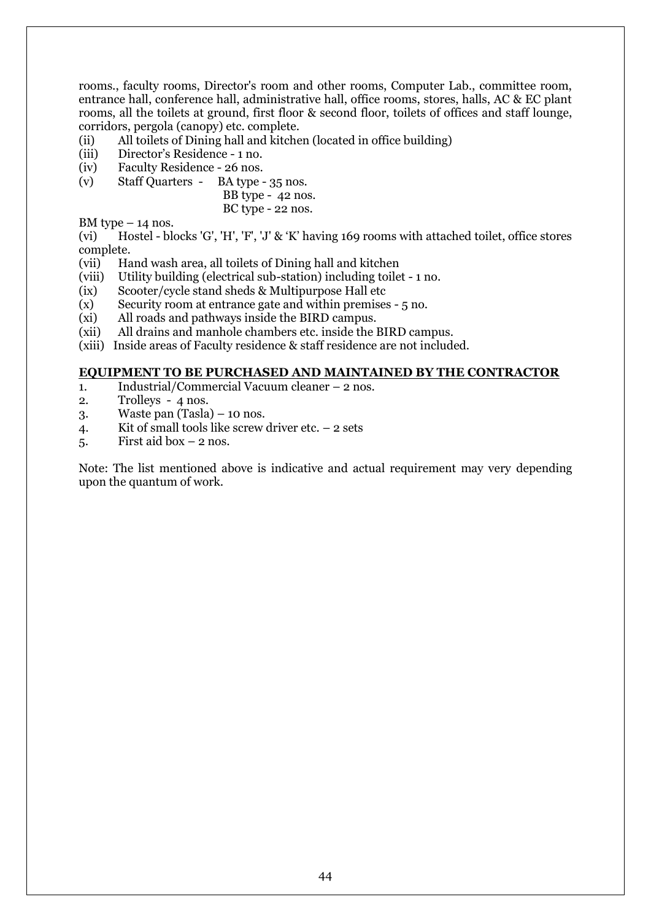rooms., faculty rooms, Director's room and other rooms, Computer Lab., committee room, entrance hall, conference hall, administrative hall, office rooms, stores, halls, AC & EC plant rooms, all the toilets at ground, first floor & second floor, toilets of offices and staff lounge, corridors, pergola (canopy) etc. complete.

(ii) All toilets of Dining hall and kitchen (located in office building)

(iii) Director's Residence - 1 no.

(iv) Faculty Residence - 26 nos.

(v) Staff Quarters - BA type - 35 nos.
BB type - 42 nos.
BC type - 22 nos.

BM type – 14 nos.

(vi) Hostel - blocks 'G', 'H', 'F', 'J' & 'K' having 169 rooms with attached toilet, office stores complete.

(vii) Hand wash area, all toilets of Dining hall and kitchen

(viii) Utility building (electrical sub-station) including toilet - 1 no.

(ix) Scooter/cycle stand sheds & Multipurpose Hall etc

(x) Security room at entrance gate and within premises - 5 no.

(xi) All roads and pathways inside the BIRD campus.

(xii) All drains and manhole chambers etc. inside the BIRD campus.

(xiii) Inside areas of Faculty residence & staff residence are not included.

**<u>EQUIPMENT TO BE PURCHASED AND MAINTAINED BY THE CONTRACTOR</u>**

1. Industrial/Commercial Vacuum cleaner – 2 nos.
2. Trolleys - 4 nos.
3. Waste pan (Tasla) – 10 nos.
4. Kit of small tools like screw driver etc. – 2 sets
5. First aid box – 2 nos.

Note: The list mentioned above is indicative and actual requirement may very depending upon the quantum of work.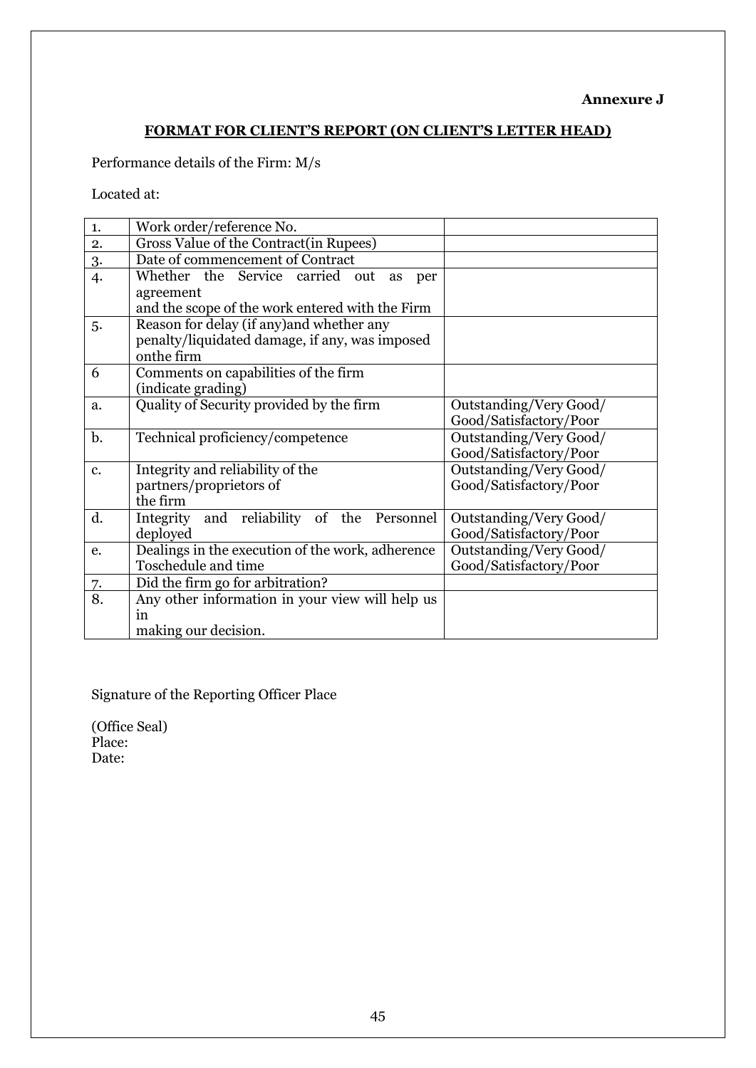**Annexure J**

## FORMAT FOR CLIENT'S REPORT (ON CLIENT'S LETTER HEAD)

Performance details of the Firm: M/s

Located at:

| | | |
|---|---|---|
| 1. | Work order/reference No. | |
| 2. | Gross Value of the Contract(in Rupees) | |
| 3. | Date of commencement of Contract | |
| 4. | Whether the Service carried out as per agreement and the scope of the work entered with the Firm | |
| 5. | Reason for delay (if any)and whether any penalty/liquidated damage, if any, was imposed onthe firm | |
| 6 | Comments on capabilities of the firm (indicate grading) | |
| a. | Quality of Security provided by the firm | Outstanding/Very Good/ Good/Satisfactory/Poor |
| b. | Technical proficiency/competence | Outstanding/Very Good/ Good/Satisfactory/Poor |
| c. | Integrity and reliability of the partners/proprietors of the firm | Outstanding/Very Good/ Good/Satisfactory/Poor |
| d. | Integrity and reliability of the Personnel deployed | Outstanding/Very Good/ Good/Satisfactory/Poor |
| e. | Dealings in the execution of the work, adherence Toschedule and time | Outstanding/Very Good/ Good/Satisfactory/Poor |
| 7. | Did the firm go for arbitration? | |
| 8. | Any other information in your view will help us in making our decision. | |

Signature of the Reporting Officer Place

(Office Seal)
Place:
Date: